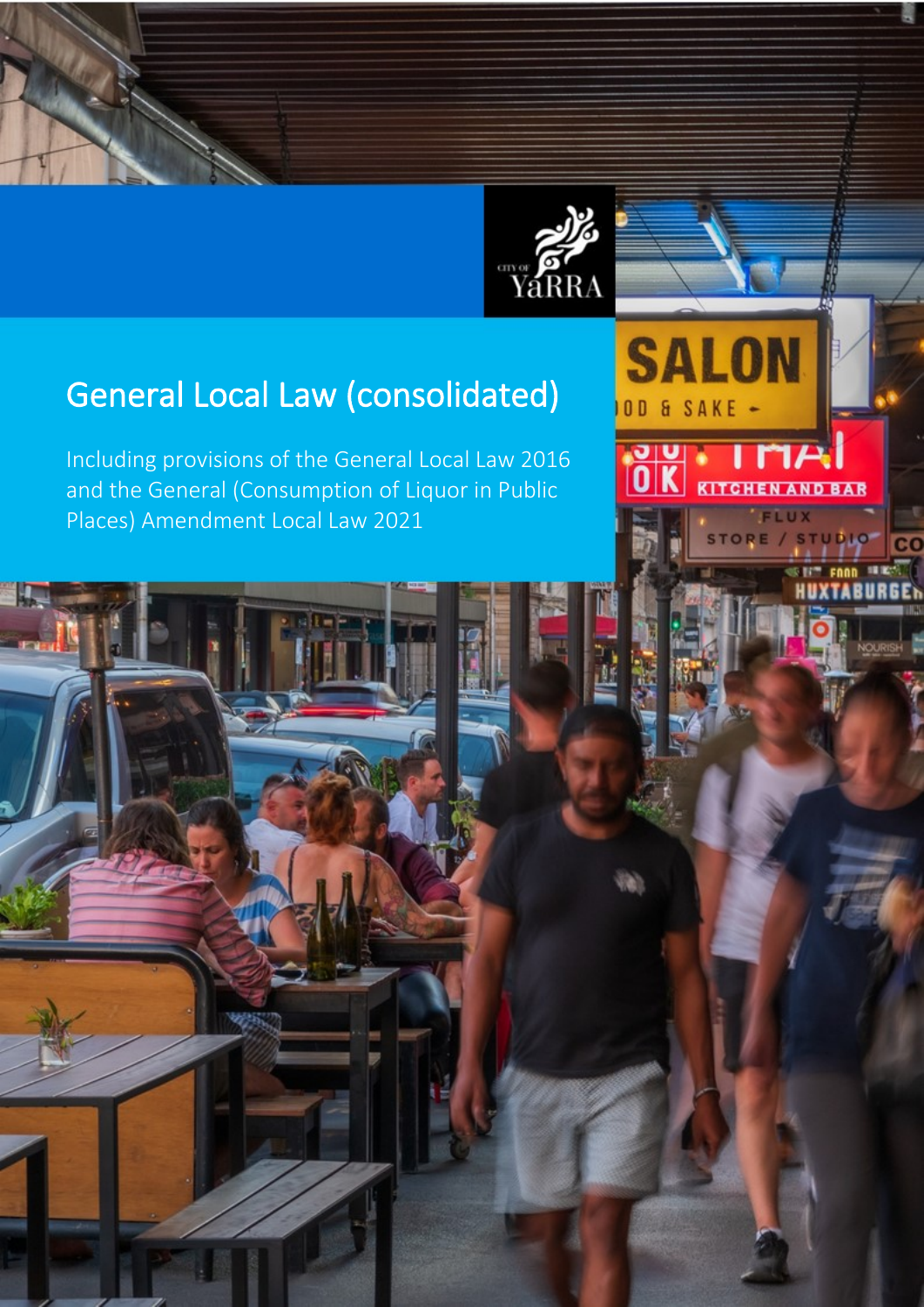# General Local Law (consolidated)

Including provisions of the General Local Law 2016 and the General (Consumption of Liquor in Public Places) Amendment Local Law 2021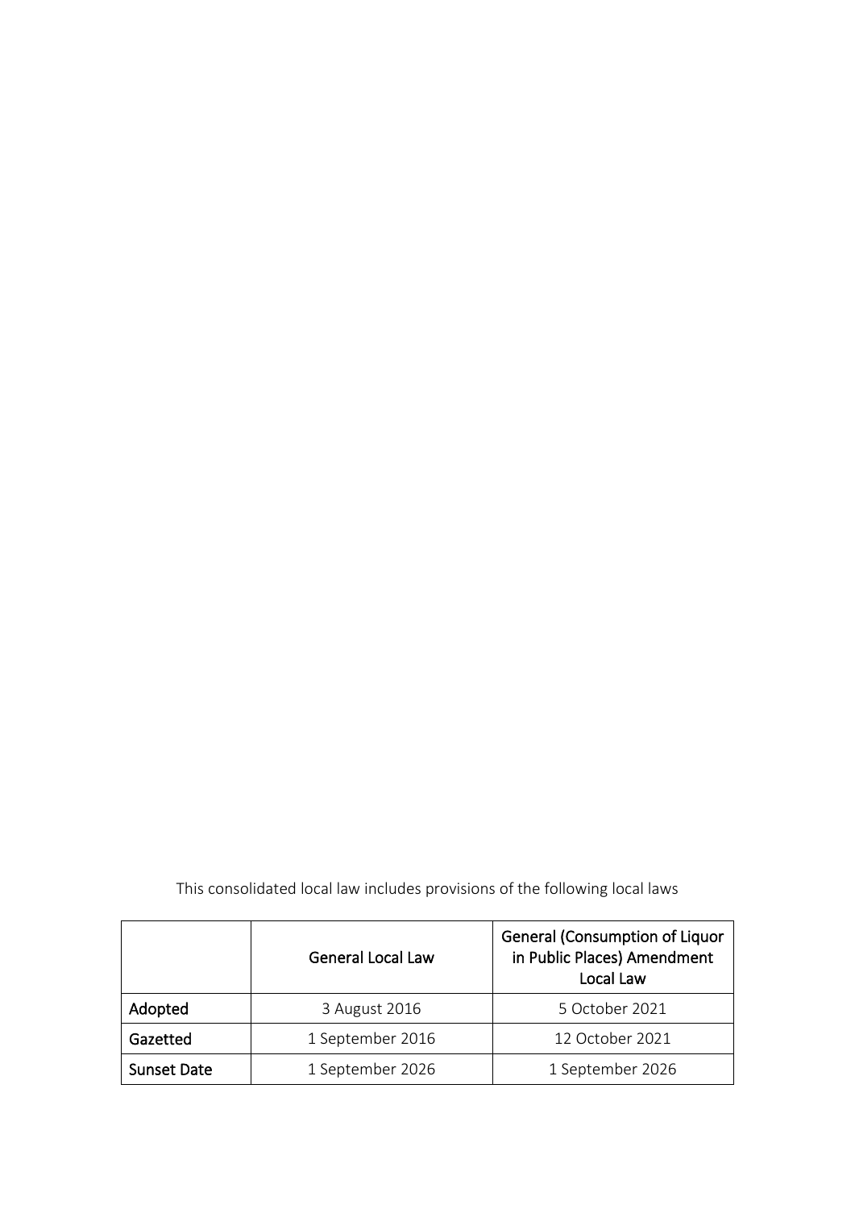This consolidated local law includes provisions of the following local laws

| | General Local Law | General (Consumption of Liquor in Public Places) Amendment Local Law |
|---|---|---|
| **Adopted** | 3 August 2016 | 5 October 2021 |
| **Gazetted** | 1 September 2016 | 12 October 2021 |
| **Sunset Date** | 1 September 2026 | 1 September 2026 |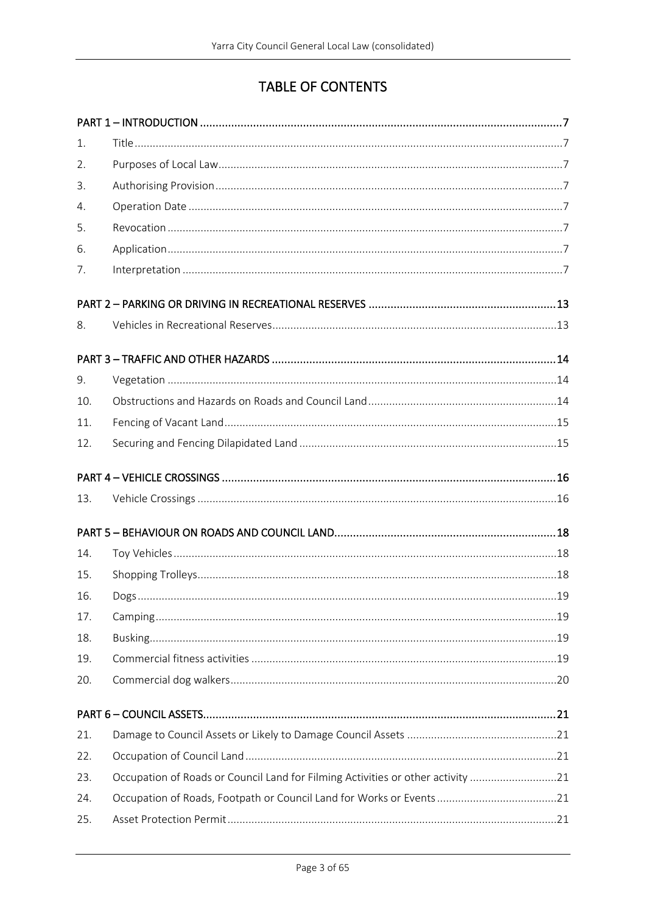# TABLE OF CONTENTS

| | | |
|---|---|---|
| **PART 1 – INTRODUCTION** | | **7** |
| 1. | Title | 7 |
| 2. | Purposes of Local Law | 7 |
| 3. | Authorising Provision | 7 |
| 4. | Operation Date | 7 |
| 5. | Revocation | 7 |
| 6. | Application | 7 |
| 7. | Interpretation | 7 |
| **PART 2 – PARKING OR DRIVING IN RECREATIONAL RESERVES** | | **13** |
| 8. | Vehicles in Recreational Reserves | 13 |
| **PART 3 – TRAFFIC AND OTHER HAZARDS** | | **14** |
| 9. | Vegetation | 14 |
| 10. | Obstructions and Hazards on Roads and Council Land | 14 |
| 11. | Fencing of Vacant Land | 15 |
| 12. | Securing and Fencing Dilapidated Land | 15 |
| **PART 4 – VEHICLE CROSSINGS** | | **16** |
| 13. | Vehicle Crossings | 16 |
| **PART 5 – BEHAVIOUR ON ROADS AND COUNCIL LAND** | | **18** |
| 14. | Toy Vehicles | 18 |
| 15. | Shopping Trolleys | 18 |
| 16. | Dogs | 19 |
| 17. | Camping | 19 |
| 18. | Busking | 19 |
| 19. | Commercial fitness activities | 19 |
| 20. | Commercial dog walkers | 20 |
| **PART 6 – COUNCIL ASSETS** | | **21** |
| 21. | Damage to Council Assets or Likely to Damage Council Assets | 21 |
| 22. | Occupation of Council Land | 21 |
| 23. | Occupation of Roads or Council Land for Filming Activities or other activity | 21 |
| 24. | Occupation of Roads, Footpath or Council Land for Works or Events | 21 |
| 25. | Asset Protection Permit | 21 |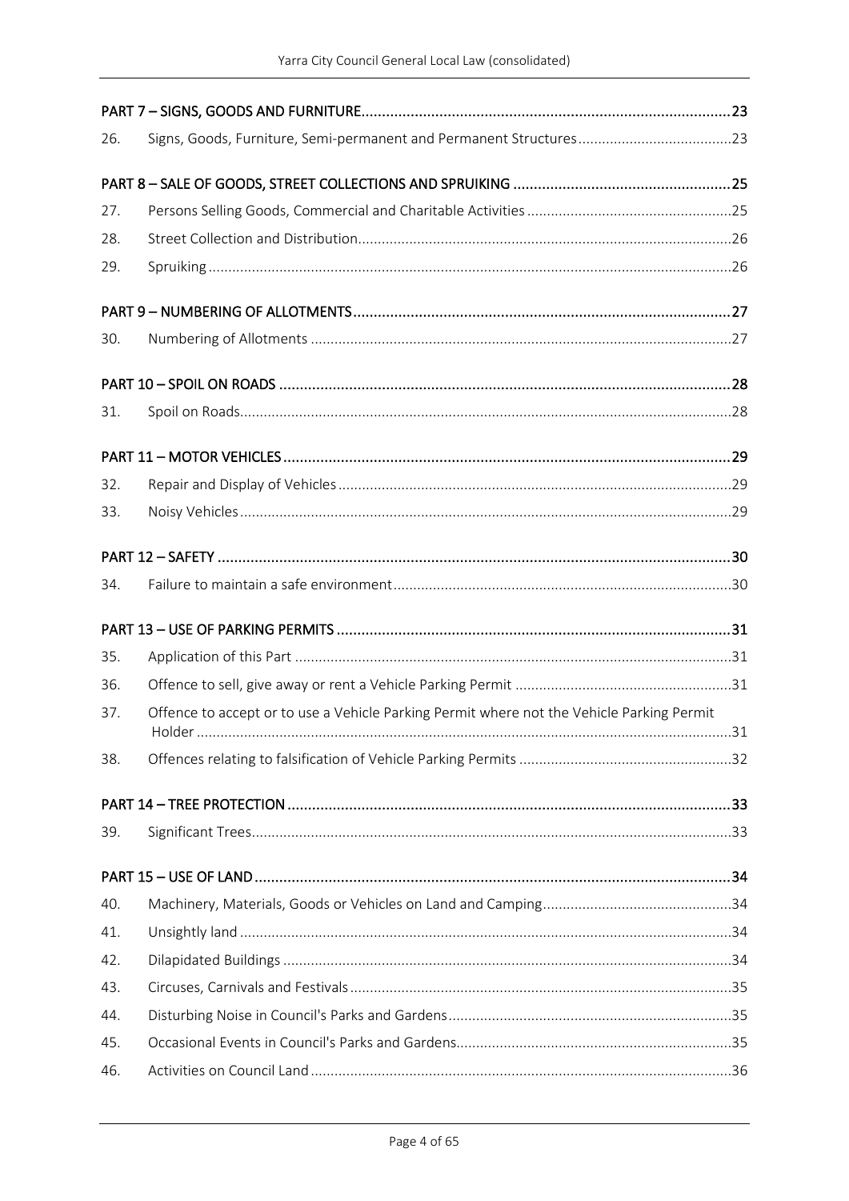| | | |
|---|---|---|
| **PART 7 – SIGNS, GOODS AND FURNITURE** | | **23** |
| 26. | Signs, Goods, Furniture, Semi-permanent and Permanent Structures | 23 |
| **PART 8 – SALE OF GOODS, STREET COLLECTIONS AND SPRUIKING** | | **25** |
| 27. | Persons Selling Goods, Commercial and Charitable Activities | 25 |
| 28. | Street Collection and Distribution | 26 |
| 29. | Spruiking | 26 |
| **PART 9 – NUMBERING OF ALLOTMENTS** | | **27** |
| 30. | Numbering of Allotments | 27 |
| **PART 10 – SPOIL ON ROADS** | | **28** |
| 31. | Spoil on Roads | 28 |
| **PART 11 – MOTOR VEHICLES** | | **29** |
| 32. | Repair and Display of Vehicles | 29 |
| 33. | Noisy Vehicles | 29 |
| **PART 12 – SAFETY** | | **30** |
| 34. | Failure to maintain a safe environment | 30 |
| **PART 13 – USE OF PARKING PERMITS** | | **31** |
| 35. | Application of this Part | 31 |
| 36. | Offence to sell, give away or rent a Vehicle Parking Permit | 31 |
| 37. | Offence to accept or to use a Vehicle Parking Permit where not the Vehicle Parking Permit Holder | 31 |
| 38. | Offences relating to falsification of Vehicle Parking Permits | 32 |
| **PART 14 – TREE PROTECTION** | | **33** |
| 39. | Significant Trees | 33 |
| **PART 15 – USE OF LAND** | | **34** |
| 40. | Machinery, Materials, Goods or Vehicles on Land and Camping | 34 |
| 41. | Unsightly land | 34 |
| 42. | Dilapidated Buildings | 34 |
| 43. | Circuses, Carnivals and Festivals | 35 |
| 44. | Disturbing Noise in Council's Parks and Gardens | 35 |
| 45. | Occasional Events in Council's Parks and Gardens | 35 |
| 46. | Activities on Council Land | 36 |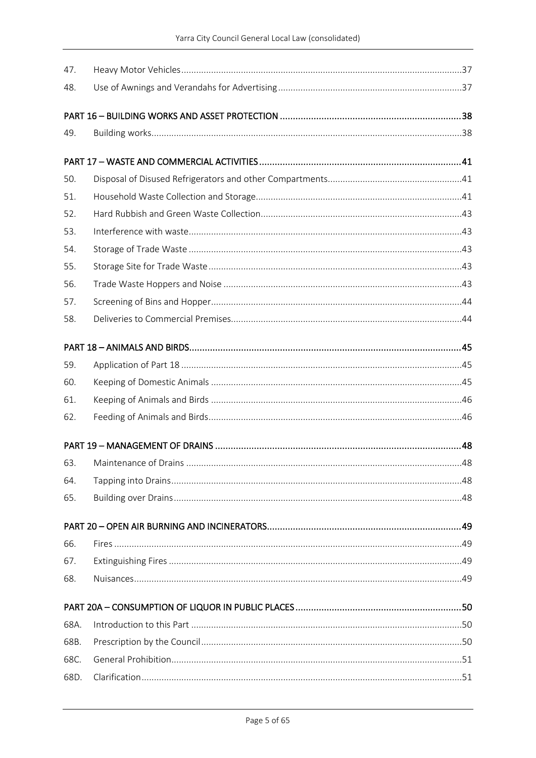| | | |
|---|---|---|
| 47. | Heavy Motor Vehicles | 37 |
| 48. | Use of Awnings and Verandahs for Advertising | 37 |
| **PART 16 – BUILDING WORKS AND ASSET PROTECTION** | | **38** |
| 49. | Building works | 38 |
| **PART 17 – WASTE AND COMMERCIAL ACTIVITIES** | | **41** |
| 50. | Disposal of Disused Refrigerators and other Compartments | 41 |
| 51. | Household Waste Collection and Storage | 41 |
| 52. | Hard Rubbish and Green Waste Collection | 43 |
| 53. | Interference with waste | 43 |
| 54. | Storage of Trade Waste | 43 |
| 55. | Storage Site for Trade Waste | 43 |
| 56. | Trade Waste Hoppers and Noise | 43 |
| 57. | Screening of Bins and Hopper | 44 |
| 58. | Deliveries to Commercial Premises | 44 |
| **PART 18 – ANIMALS AND BIRDS** | | **45** |
| 59. | Application of Part 18 | 45 |
| 60. | Keeping of Domestic Animals | 45 |
| 61. | Keeping of Animals and Birds | 46 |
| 62. | Feeding of Animals and Birds | 46 |
| **PART 19 – MANAGEMENT OF DRAINS** | | **48** |
| 63. | Maintenance of Drains | 48 |
| 64. | Tapping into Drains | 48 |
| 65. | Building over Drains | 48 |
| **PART 20 – OPEN AIR BURNING AND INCINERATORS** | | **49** |
| 66. | Fires | 49 |
| 67. | Extinguishing Fires | 49 |
| 68. | Nuisances | 49 |
| **PART 20A – CONSUMPTION OF LIQUOR IN PUBLIC PLACES** | | **50** |
| 68A. | Introduction to this Part | 50 |
| 68B. | Prescription by the Council | 50 |
| 68C. | General Prohibition | 51 |
| 68D. | Clarification | 51 |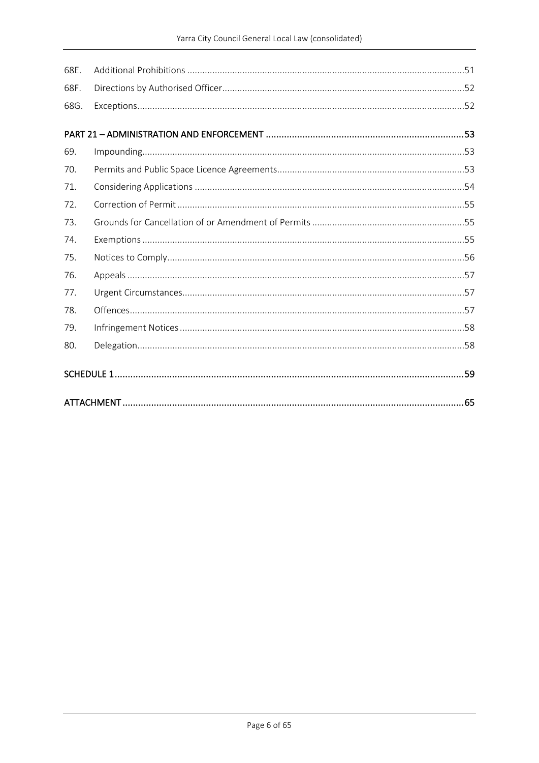| | | |
|---|---|---|
| 68E. | Additional Prohibitions | 51 |
| 68F. | Directions by Authorised Officer | 52 |
| 68G. | Exceptions | 52 |

**PART 21 – ADMINISTRATION AND ENFORCEMENT .......... 53**

| | | |
|---|---|---|
| 69. | Impounding | 53 |
| 70. | Permits and Public Space Licence Agreements | 53 |
| 71. | Considering Applications | 54 |
| 72. | Correction of Permit | 55 |
| 73. | Grounds for Cancellation of or Amendment of Permits | 55 |
| 74. | Exemptions | 55 |
| 75. | Notices to Comply | 56 |
| 76. | Appeals | 57 |
| 77. | Urgent Circumstances | 57 |
| 78. | Offences | 57 |
| 79. | Infringement Notices | 58 |
| 80. | Delegation | 58 |

**SCHEDULE 1 .......... 59**

**ATTACHMENT .......... 65**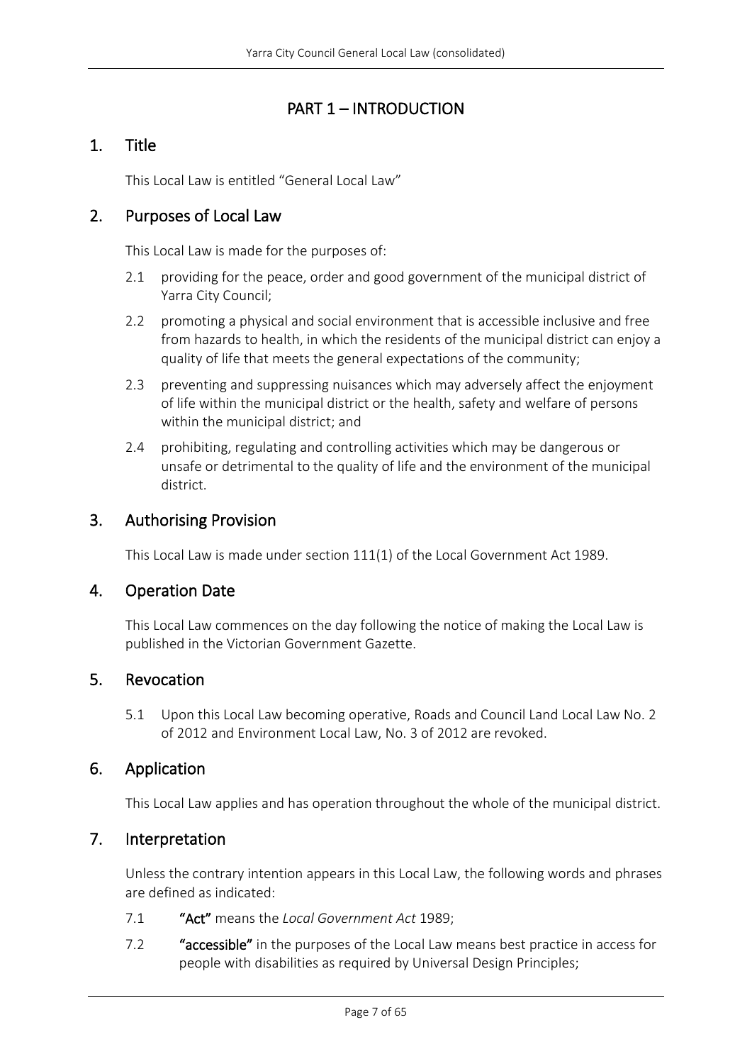# PART 1 – INTRODUCTION

## 1. Title

This Local Law is entitled "General Local Law"

## 2. Purposes of Local Law

This Local Law is made for the purposes of:

2.1 providing for the peace, order and good government of the municipal district of Yarra City Council;

2.2 promoting a physical and social environment that is accessible inclusive and free from hazards to health, in which the residents of the municipal district can enjoy a quality of life that meets the general expectations of the community;

2.3 preventing and suppressing nuisances which may adversely affect the enjoyment of life within the municipal district or the health, safety and welfare of persons within the municipal district; and

2.4 prohibiting, regulating and controlling activities which may be dangerous or unsafe or detrimental to the quality of life and the environment of the municipal district.

## 3. Authorising Provision

This Local Law is made under section 111(1) of the Local Government Act 1989.

## 4. Operation Date

This Local Law commences on the day following the notice of making the Local Law is published in the Victorian Government Gazette.

## 5. Revocation

5.1 Upon this Local Law becoming operative, Roads and Council Land Local Law No. 2 of 2012 and Environment Local Law, No. 3 of 2012 are revoked.

## 6. Application

This Local Law applies and has operation throughout the whole of the municipal district.

## 7. Interpretation

Unless the contrary intention appears in this Local Law, the following words and phrases are defined as indicated:

7.1 **"Act"** means the *Local Government Act* 1989;

7.2 **"accessible"** in the purposes of the Local Law means best practice in access for people with disabilities as required by Universal Design Principles;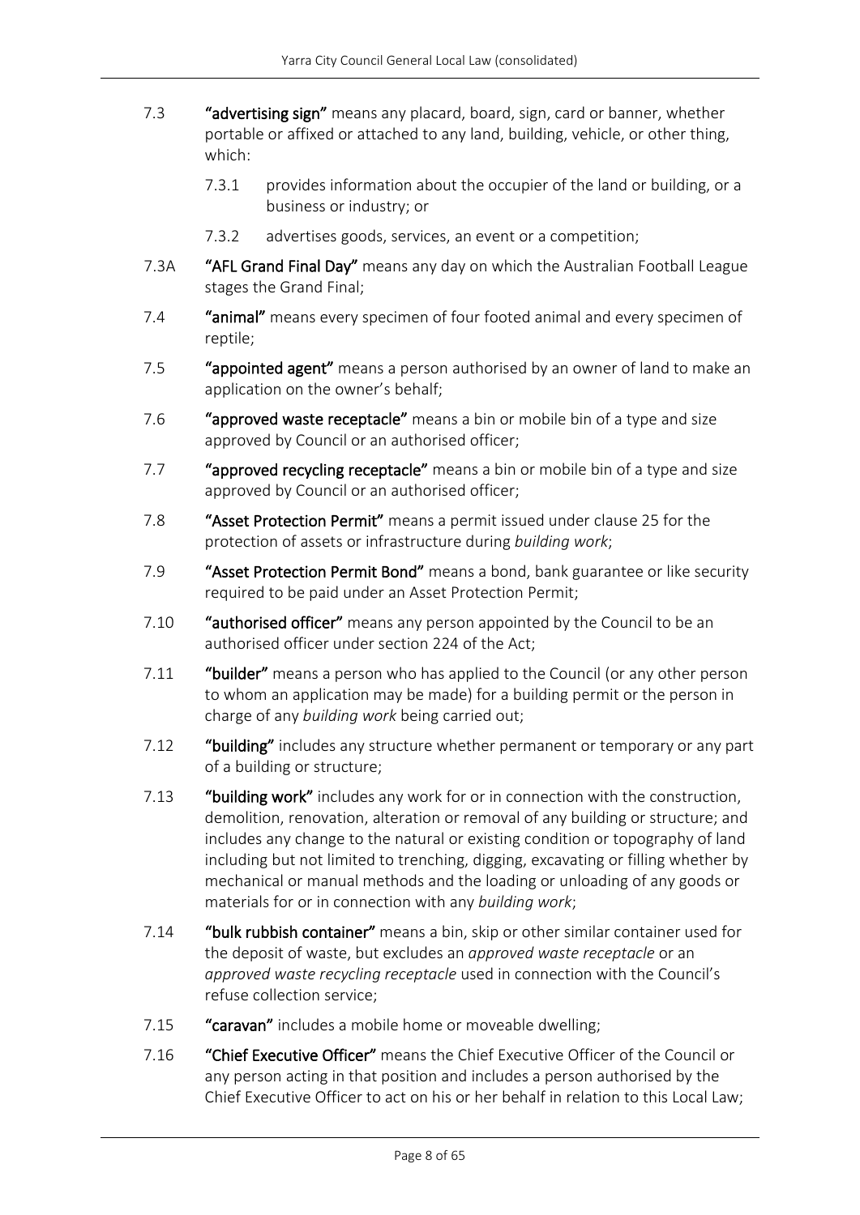7.3 **"advertising sign"** means any placard, board, sign, card or banner, whether portable or affixed or attached to any land, building, vehicle, or other thing, which:

7.3.1 provides information about the occupier of the land or building, or a business or industry; or

7.3.2 advertises goods, services, an event or a competition;

7.3A **"AFL Grand Final Day"** means any day on which the Australian Football League stages the Grand Final;

7.4 **"animal"** means every specimen of four footed animal and every specimen of reptile;

7.5 **"appointed agent"** means a person authorised by an owner of land to make an application on the owner's behalf;

7.6 **"approved waste receptacle"** means a bin or mobile bin of a type and size approved by Council or an authorised officer;

7.7 **"approved recycling receptacle"** means a bin or mobile bin of a type and size approved by Council or an authorised officer;

7.8 **"Asset Protection Permit"** means a permit issued under clause 25 for the protection of assets or infrastructure during *building work*;

7.9 **"Asset Protection Permit Bond"** means a bond, bank guarantee or like security required to be paid under an Asset Protection Permit;

7.10 **"authorised officer"** means any person appointed by the Council to be an authorised officer under section 224 of the Act;

7.11 **"builder"** means a person who has applied to the Council (or any other person to whom an application may be made) for a building permit or the person in charge of any *building work* being carried out;

7.12 **"building"** includes any structure whether permanent or temporary or any part of a building or structure;

7.13 **"building work"** includes any work for or in connection with the construction, demolition, renovation, alteration or removal of any building or structure; and includes any change to the natural or existing condition or topography of land including but not limited to trenching, digging, excavating or filling whether by mechanical or manual methods and the loading or unloading of any goods or materials for or in connection with any *building work*;

7.14 **"bulk rubbish container"** means a bin, skip or other similar container used for the deposit of waste, but excludes an *approved waste receptacle* or an *approved waste recycling receptacle* used in connection with the Council's refuse collection service;

7.15 **"caravan"** includes a mobile home or moveable dwelling;

7.16 **"Chief Executive Officer"** means the Chief Executive Officer of the Council or any person acting in that position and includes a person authorised by the Chief Executive Officer to act on his or her behalf in relation to this Local Law;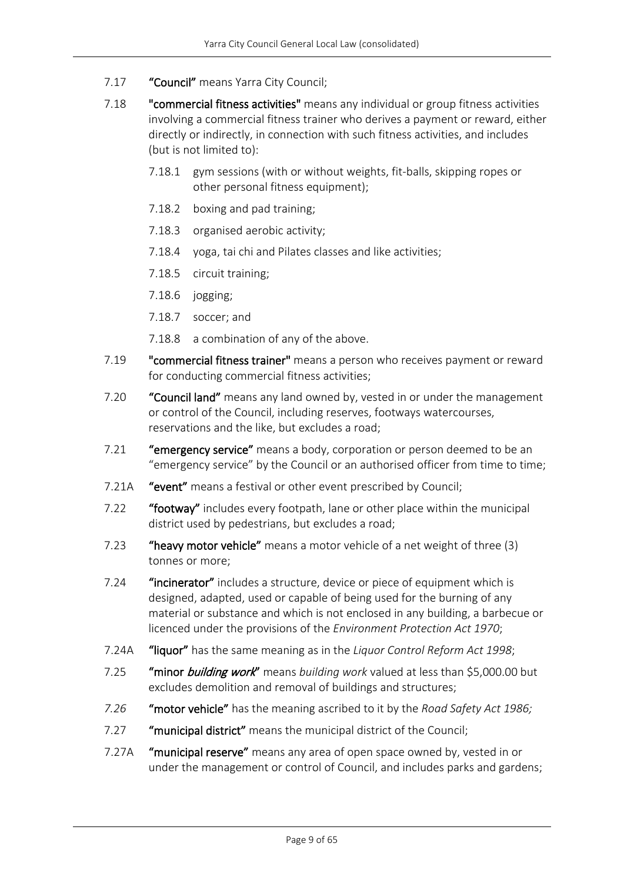7.17 **"Council"** means Yarra City Council;

7.18 **"commercial fitness activities"** means any individual or group fitness activities involving a commercial fitness trainer who derives a payment or reward, either directly or indirectly, in connection with such fitness activities, and includes (but is not limited to):

- 7.18.1 gym sessions (with or without weights, fit-balls, skipping ropes or other personal fitness equipment);
- 7.18.2 boxing and pad training;
- 7.18.3 organised aerobic activity;
- 7.18.4 yoga, tai chi and Pilates classes and like activities;
- 7.18.5 circuit training;
- 7.18.6 jogging;
- 7.18.7 soccer; and
- 7.18.8 a combination of any of the above.

7.19 **"commercial fitness trainer"** means a person who receives payment or reward for conducting commercial fitness activities;

7.20 **"Council land"** means any land owned by, vested in or under the management or control of the Council, including reserves, footways watercourses, reservations and the like, but excludes a road;

7.21 **"emergency service"** means a body, corporation or person deemed to be an "emergency service" by the Council or an authorised officer from time to time;

7.21A **"event"** means a festival or other event prescribed by Council;

7.22 **"footway"** includes every footpath, lane or other place within the municipal district used by pedestrians, but excludes a road;

7.23 **"heavy motor vehicle"** means a motor vehicle of a net weight of three (3) tonnes or more;

7.24 **"incinerator"** includes a structure, device or piece of equipment which is designed, adapted, used or capable of being used for the burning of any material or substance and which is not enclosed in any building, a barbecue or licenced under the provisions of the *Environment Protection Act 1970*;

7.24A **"liquor"** has the same meaning as in the *Liquor Control Reform Act 1998*;

7.25 **"minor *building work*"** means *building work* valued at less than $5,000.00 but excludes demolition and removal of buildings and structures;

*7.26* **"motor vehicle"** has the meaning ascribed to it by the *Road Safety Act 1986;*

7.27 **"municipal district"** means the municipal district of the Council;

7.27A **"municipal reserve"** means any area of open space owned by, vested in or under the management or control of Council, and includes parks and gardens;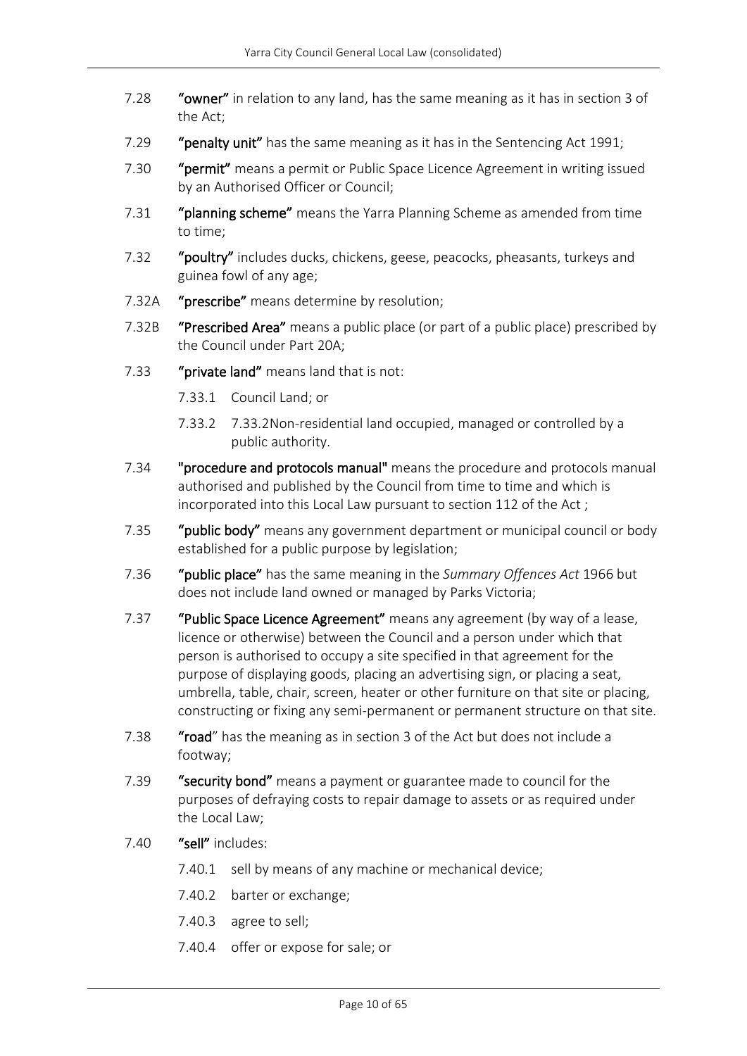7.28 **"owner"** in relation to any land, has the same meaning as it has in section 3 of the Act;

7.29 **"penalty unit"** has the same meaning as it has in the Sentencing Act 1991;

7.30 **"permit"** means a permit or Public Space Licence Agreement in writing issued by an Authorised Officer or Council;

7.31 **"planning scheme"** means the Yarra Planning Scheme as amended from time to time;

7.32 **"poultry"** includes ducks, chickens, geese, peacocks, pheasants, turkeys and guinea fowl of any age;

7.32A **"prescribe"** means determine by resolution;

7.32B **"Prescribed Area"** means a public place (or part of a public place) prescribed by the Council under Part 20A;

7.33 **"private land"** means land that is not:

- 7.33.1 Council Land; or
- 7.33.2 7.33.2Non-residential land occupied, managed or controlled by a public authority.

7.34 **"procedure and protocols manual"** means the procedure and protocols manual authorised and published by the Council from time to time and which is incorporated into this Local Law pursuant to section 112 of the Act ;

7.35 **"public body"** means any government department or municipal council or body established for a public purpose by legislation;

7.36 **"public place"** has the same meaning in the *Summary Offences Act* 1966 but does not include land owned or managed by Parks Victoria;

7.37 **"Public Space Licence Agreement"** means any agreement (by way of a lease, licence or otherwise) between the Council and a person under which that person is authorised to occupy a site specified in that agreement for the purpose of displaying goods, placing an advertising sign, or placing a seat, umbrella, table, chair, screen, heater or other furniture on that site or placing, constructing or fixing any semi-permanent or permanent structure on that site.

7.38 **"road**" has the meaning as in section 3 of the Act but does not include a footway;

7.39 **"security bond"** means a payment or guarantee made to council for the purposes of defraying costs to repair damage to assets or as required under the Local Law;

7.40 **"sell"** includes:

- 7.40.1 sell by means of any machine or mechanical device;
- 7.40.2 barter or exchange;
- 7.40.3 agree to sell;
- 7.40.4 offer or expose for sale; or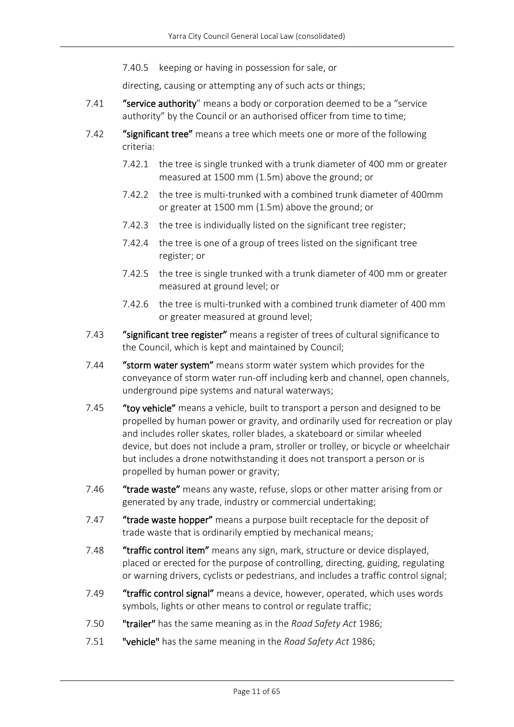7.40.5 keeping or having in possession for sale, or

directing, causing or attempting any of such acts or things;

7.41 **"service authority**" means a body or corporation deemed to be a "service authority" by the Council or an authorised officer from time to time;

7.42 **"significant tree"** means a tree which meets one or more of the following criteria:

- 7.42.1 the tree is single trunked with a trunk diameter of 400 mm or greater measured at 1500 mm (1.5m) above the ground; or
- 7.42.2 the tree is multi-trunked with a combined trunk diameter of 400mm or greater at 1500 mm (1.5m) above the ground; or
- 7.42.3 the tree is individually listed on the significant tree register;
- 7.42.4 the tree is one of a group of trees listed on the significant tree register; or
- 7.42.5 the tree is single trunked with a trunk diameter of 400 mm or greater measured at ground level; or
- 7.42.6 the tree is multi-trunked with a combined trunk diameter of 400 mm or greater measured at ground level;

7.43 **"significant tree register"** means a register of trees of cultural significance to the Council, which is kept and maintained by Council;

7.44 **"storm water system"** means storm water system which provides for the conveyance of storm water run-off including kerb and channel, open channels, underground pipe systems and natural waterways;

7.45 **"toy vehicle"** means a vehicle, built to transport a person and designed to be propelled by human power or gravity, and ordinarily used for recreation or play and includes roller skates, roller blades, a skateboard or similar wheeled device, but does not include a pram, stroller or trolley, or bicycle or wheelchair but includes a drone notwithstanding it does not transport a person or is propelled by human power or gravity;

7.46 **"trade waste"** means any waste, refuse, slops or other matter arising from or generated by any trade, industry or commercial undertaking;

7.47 **"trade waste hopper"** means a purpose built receptacle for the deposit of trade waste that is ordinarily emptied by mechanical means;

7.48 **"traffic control item"** means any sign, mark, structure or device displayed, placed or erected for the purpose of controlling, directing, guiding, regulating or warning drivers, cyclists or pedestrians, and includes a traffic control signal;

7.49 **"traffic control signal"** means a device, however, operated, which uses words symbols, lights or other means to control or regulate traffic;

7.50 **"trailer"** has the same meaning as in the *Road Safety Act* 1986;

7.51 **"vehicle"** has the same meaning in the *Road Safety Act* 1986;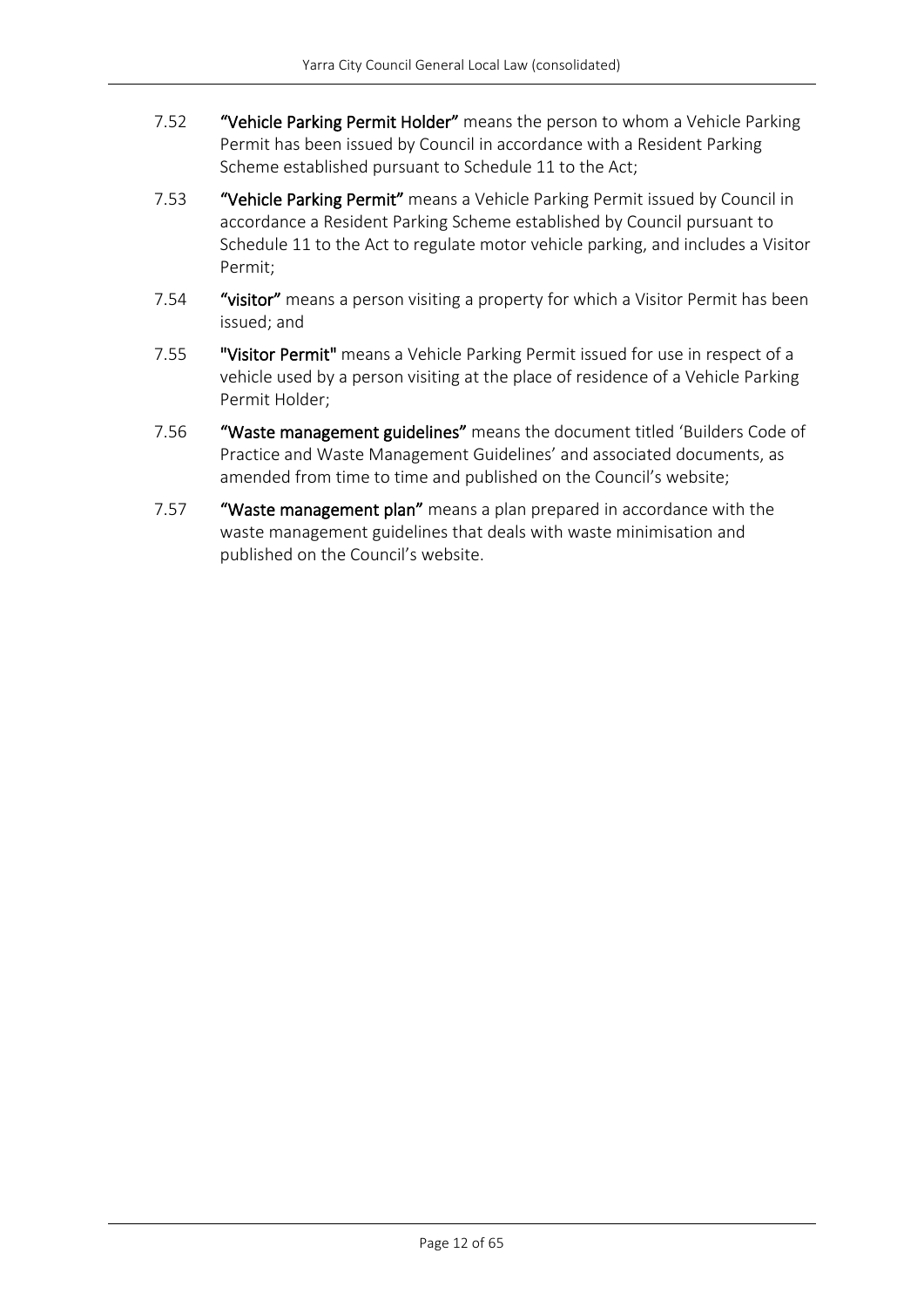7.52 **"Vehicle Parking Permit Holder"** means the person to whom a Vehicle Parking Permit has been issued by Council in accordance with a Resident Parking Scheme established pursuant to Schedule 11 to the Act;

7.53 **"Vehicle Parking Permit"** means a Vehicle Parking Permit issued by Council in accordance a Resident Parking Scheme established by Council pursuant to Schedule 11 to the Act to regulate motor vehicle parking, and includes a Visitor Permit;

7.54 **"visitor"** means a person visiting a property for which a Visitor Permit has been issued; and

7.55 **"Visitor Permit"** means a Vehicle Parking Permit issued for use in respect of a vehicle used by a person visiting at the place of residence of a Vehicle Parking Permit Holder;

7.56 **"Waste management guidelines"** means the document titled 'Builders Code of Practice and Waste Management Guidelines' and associated documents, as amended from time to time and published on the Council's website;

7.57 **"Waste management plan"** means a plan prepared in accordance with the waste management guidelines that deals with waste minimisation and published on the Council's website.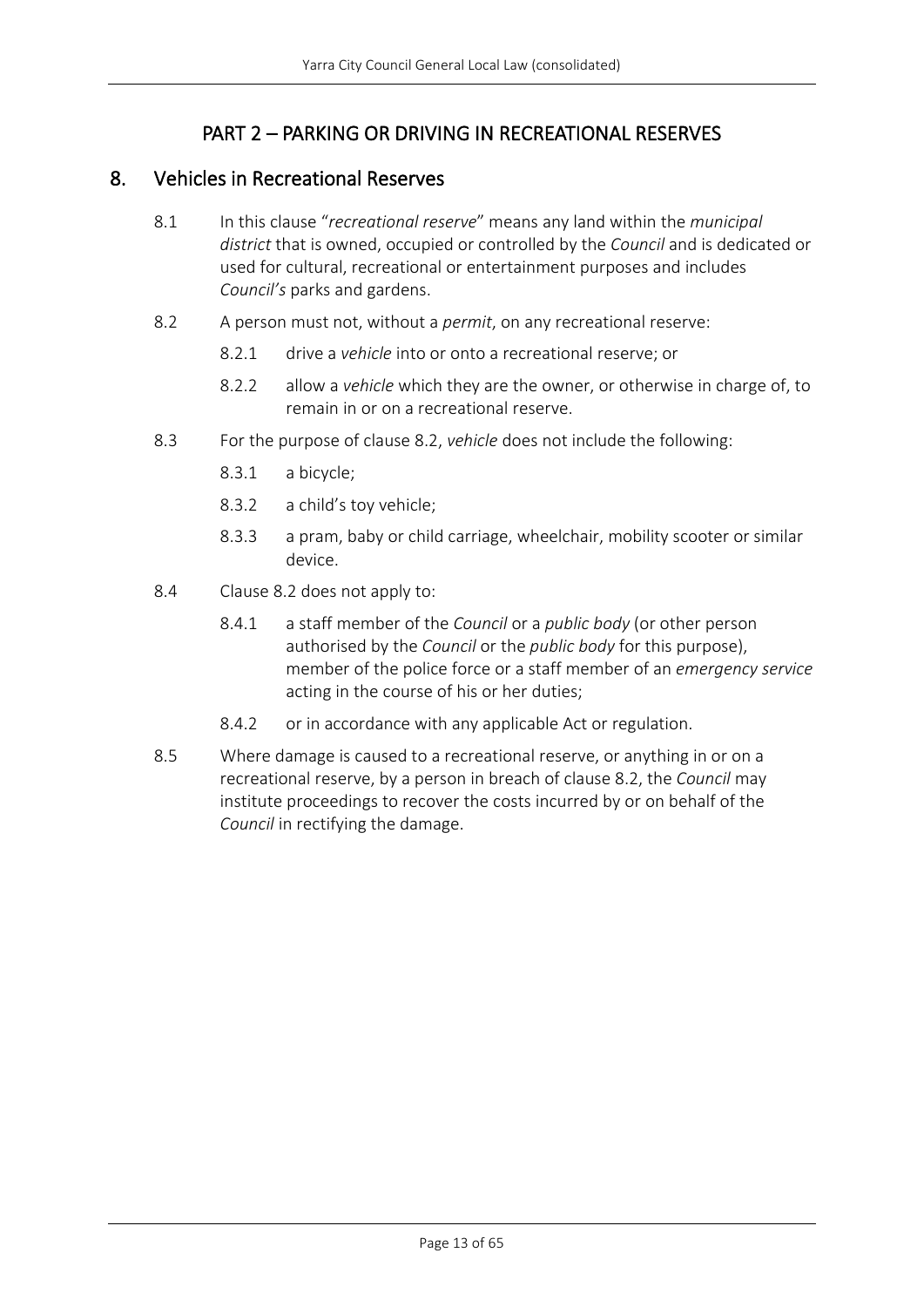# PART 2 – PARKING OR DRIVING IN RECREATIONAL RESERVES

## 8. Vehicles in Recreational Reserves

8.1 In this clause "*recreational reserve*" means any land within the *municipal district* that is owned, occupied or controlled by the *Council* and is dedicated or used for cultural, recreational or entertainment purposes and includes *Council's* parks and gardens.

8.2 A person must not, without a *permit*, on any recreational reserve:

- 8.2.1 drive a *vehicle* into or onto a recreational reserve; or
- 8.2.2 allow a *vehicle* which they are the owner, or otherwise in charge of, to remain in or on a recreational reserve.

8.3 For the purpose of clause 8.2, *vehicle* does not include the following:

- 8.3.1 a bicycle;
- 8.3.2 a child's toy vehicle;
- 8.3.3 a pram, baby or child carriage, wheelchair, mobility scooter or similar device.

8.4 Clause 8.2 does not apply to:

- 8.4.1 a staff member of the *Council* or a *public body* (or other person authorised by the *Council* or the *public body* for this purpose), member of the police force or a staff member of an *emergency service* acting in the course of his or her duties;
- 8.4.2 or in accordance with any applicable Act or regulation.

8.5 Where damage is caused to a recreational reserve, or anything in or on a recreational reserve, by a person in breach of clause 8.2, the *Council* may institute proceedings to recover the costs incurred by or on behalf of the *Council* in rectifying the damage.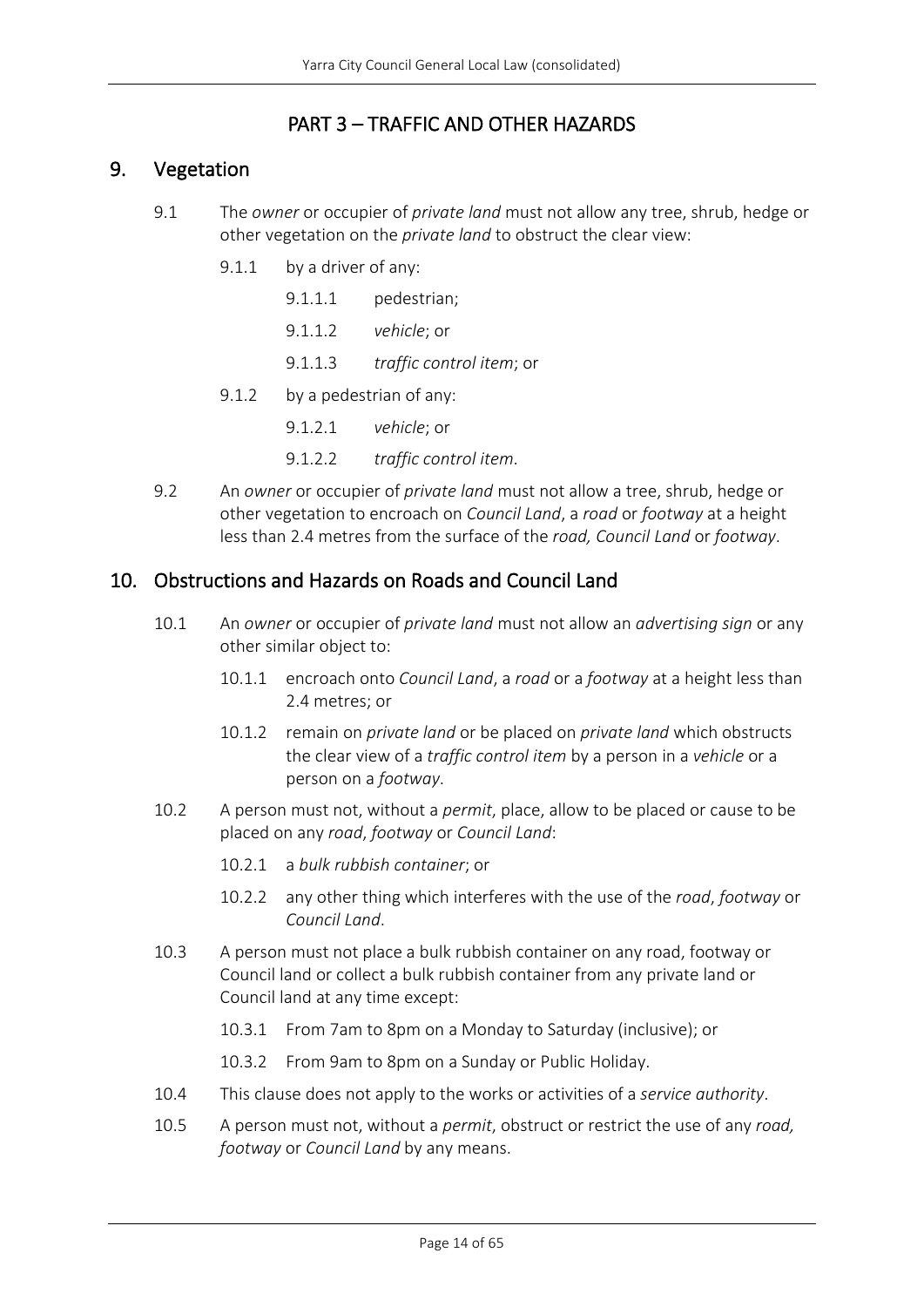# PART 3 – TRAFFIC AND OTHER HAZARDS

## 9. Vegetation

9.1 The *owner* or occupier of *private land* must not allow any tree, shrub, hedge or other vegetation on the *private land* to obstruct the clear view:

- 9.1.1 by a driver of any:
  - 9.1.1.1 pedestrian;
  - 9.1.1.2 *vehicle*; or
  - 9.1.1.3 *traffic control item*; or
- 9.1.2 by a pedestrian of any:
  - 9.1.2.1 *vehicle*; or
  - 9.1.2.2 *traffic control item*.

9.2 An *owner* or occupier of *private land* must not allow a tree, shrub, hedge or other vegetation to encroach on *Council Land*, a *road* or *footway* at a height less than 2.4 metres from the surface of the *road, Council Land* or *footway*.

## 10. Obstructions and Hazards on Roads and Council Land

10.1 An *owner* or occupier of *private land* must not allow an *advertising sign* or any other similar object to:

- 10.1.1 encroach onto *Council Land*, a *road* or a *footway* at a height less than 2.4 metres; or
- 10.1.2 remain on *private land* or be placed on *private land* which obstructs the clear view of a *traffic control item* by a person in a *vehicle* or a person on a *footway*.

10.2 A person must not, without a *permit*, place, allow to be placed or cause to be placed on any *road*, *footway* or *Council Land*:

- 10.2.1 a *bulk rubbish container*; or
- 10.2.2 any other thing which interferes with the use of the *road*, *footway* or *Council Land*.

10.3 A person must not place a bulk rubbish container on any road, footway or Council land or collect a bulk rubbish container from any private land or Council land at any time except:

- 10.3.1 From 7am to 8pm on a Monday to Saturday (inclusive); or
- 10.3.2 From 9am to 8pm on a Sunday or Public Holiday.

10.4 This clause does not apply to the works or activities of a *service authority*.

10.5 A person must not, without a *permit*, obstruct or restrict the use of any *road, footway* or *Council Land* by any means.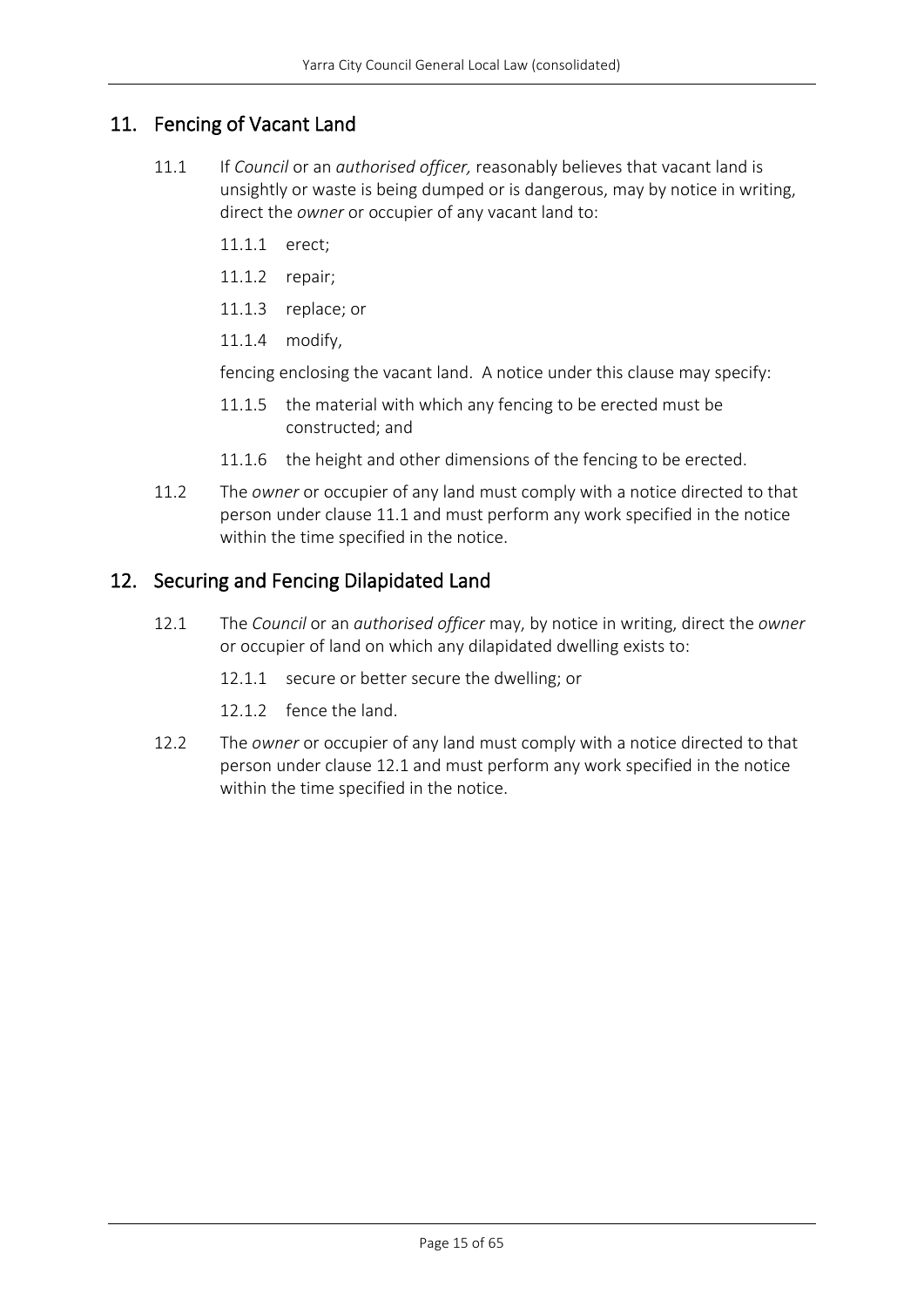## 11. Fencing of Vacant Land

11.1 If *Council* or an *authorised officer,* reasonably believes that vacant land is unsightly or waste is being dumped or is dangerous, may by notice in writing, direct the *owner* or occupier of any vacant land to:

- 11.1.1 erect;
- 11.1.2 repair;
- 11.1.3 replace; or
- 11.1.4 modify,

fencing enclosing the vacant land. A notice under this clause may specify:

- 11.1.5 the material with which any fencing to be erected must be constructed; and
- 11.1.6 the height and other dimensions of the fencing to be erected.

11.2 The *owner* or occupier of any land must comply with a notice directed to that person under clause 11.1 and must perform any work specified in the notice within the time specified in the notice.

## 12. Securing and Fencing Dilapidated Land

12.1 The *Council* or an *authorised officer* may, by notice in writing, direct the *owner* or occupier of land on which any dilapidated dwelling exists to:

- 12.1.1 secure or better secure the dwelling; or
- 12.1.2 fence the land.

12.2 The *owner* or occupier of any land must comply with a notice directed to that person under clause 12.1 and must perform any work specified in the notice within the time specified in the notice.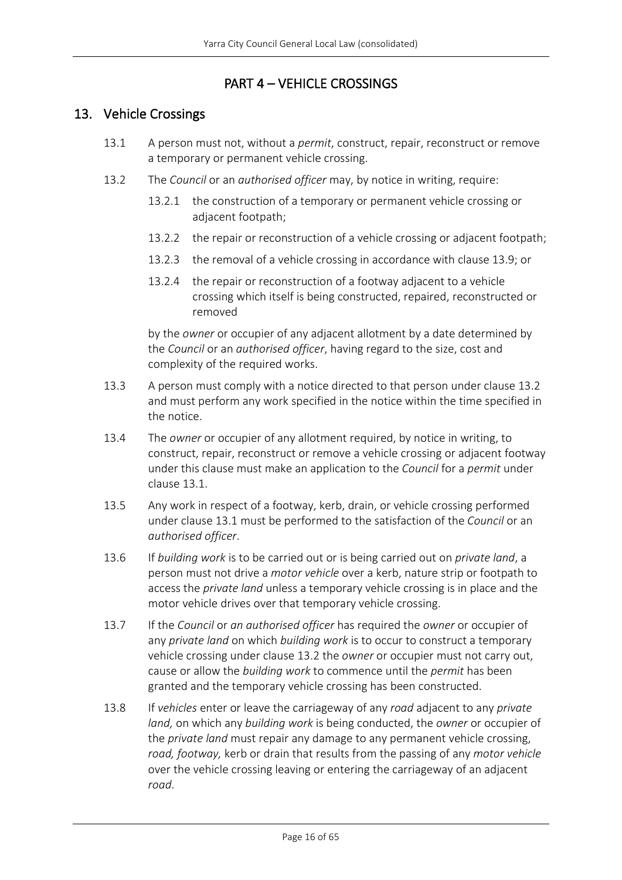# PART 4 – VEHICLE CROSSINGS

## 13. Vehicle Crossings

13.1 A person must not, without a *permit*, construct, repair, reconstruct or remove a temporary or permanent vehicle crossing.

13.2 The *Council* or an *authorised officer* may, by notice in writing, require:

13.2.1 the construction of a temporary or permanent vehicle crossing or adjacent footpath;

13.2.2 the repair or reconstruction of a vehicle crossing or adjacent footpath;

13.2.3 the removal of a vehicle crossing in accordance with clause 13.9; or

13.2.4 the repair or reconstruction of a footway adjacent to a vehicle crossing which itself is being constructed, repaired, reconstructed or removed

by the *owner* or occupier of any adjacent allotment by a date determined by the *Council* or an *authorised officer*, having regard to the size, cost and complexity of the required works.

13.3 A person must comply with a notice directed to that person under clause 13.2 and must perform any work specified in the notice within the time specified in the notice.

13.4 The *owner* or occupier of any allotment required, by notice in writing, to construct, repair, reconstruct or remove a vehicle crossing or adjacent footway under this clause must make an application to the *Council* for a *permit* under clause 13.1.

13.5 Any work in respect of a footway, kerb, drain, or vehicle crossing performed under clause 13.1 must be performed to the satisfaction of the *Council* or an *authorised officer*.

13.6 If *building work* is to be carried out or is being carried out on *private land*, a person must not drive a *motor vehicle* over a kerb, nature strip or footpath to access the *private land* unless a temporary vehicle crossing is in place and the motor vehicle drives over that temporary vehicle crossing.

13.7 If the *Council* or *an authorised officer* has required the *owner* or occupier of any *private land* on which *building work* is to occur to construct a temporary vehicle crossing under clause 13.2 the *owner* or occupier must not carry out, cause or allow the *building work* to commence until the *permit* has been granted and the temporary vehicle crossing has been constructed.

13.8 If *vehicles* enter or leave the carriageway of any *road* adjacent to any *private land,* on which any *building work* is being conducted, the *owner* or occupier of the *private land* must repair any damage to any permanent vehicle crossing, *road, footway,* kerb or drain that results from the passing of any *motor vehicle* over the vehicle crossing leaving or entering the carriageway of an adjacent *road*.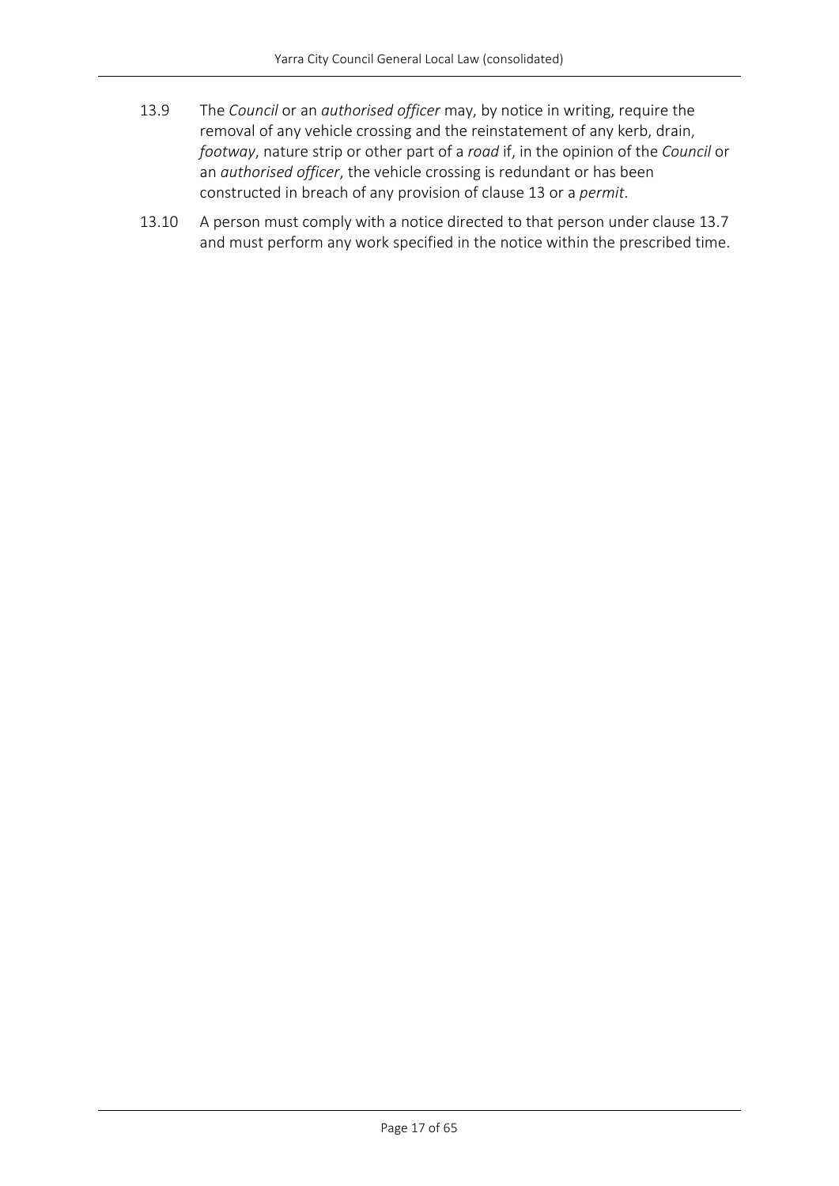13.9 The *Council* or an *authorised officer* may, by notice in writing, require the removal of any vehicle crossing and the reinstatement of any kerb, drain, *footway*, nature strip or other part of a *road* if, in the opinion of the *Council* or an *authorised officer*, the vehicle crossing is redundant or has been constructed in breach of any provision of clause 13 or a *permit*.

13.10 A person must comply with a notice directed to that person under clause 13.7 and must perform any work specified in the notice within the prescribed time.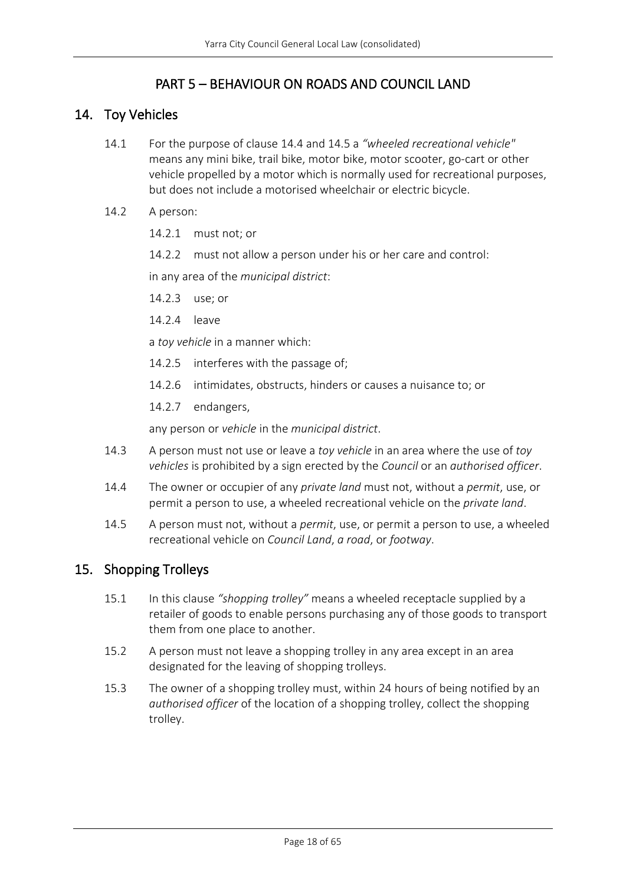# PART 5 – BEHAVIOUR ON ROADS AND COUNCIL LAND

## 14. Toy Vehicles

14.1 For the purpose of clause 14.4 and 14.5 a *"wheeled recreational vehicle"* means any mini bike, trail bike, motor bike, motor scooter, go-cart or other vehicle propelled by a motor which is normally used for recreational purposes, but does not include a motorised wheelchair or electric bicycle.

14.2 A person:

14.2.1 must not; or

14.2.2 must not allow a person under his or her care and control:

in any area of the *municipal district*:

14.2.3 use; or

14.2.4 leave

a *toy vehicle* in a manner which:

14.2.5 interferes with the passage of;

14.2.6 intimidates, obstructs, hinders or causes a nuisance to; or

14.2.7 endangers,

any person or *vehicle* in the *municipal district*.

14.3 A person must not use or leave a *toy vehicle* in an area where the use of *toy vehicles* is prohibited by a sign erected by the *Council* or an *authorised officer*.

14.4 The owner or occupier of any *private land* must not, without a *permit*, use, or permit a person to use, a wheeled recreational vehicle on the *private land*.

14.5 A person must not, without a *permit*, use, or permit a person to use, a wheeled recreational vehicle on *Council Land*, *a road*, or *footway*.

## 15. Shopping Trolleys

15.1 In this clause *"shopping trolley"* means a wheeled receptacle supplied by a retailer of goods to enable persons purchasing any of those goods to transport them from one place to another.

15.2 A person must not leave a shopping trolley in any area except in an area designated for the leaving of shopping trolleys.

15.3 The owner of a shopping trolley must, within 24 hours of being notified by an *authorised officer* of the location of a shopping trolley, collect the shopping trolley.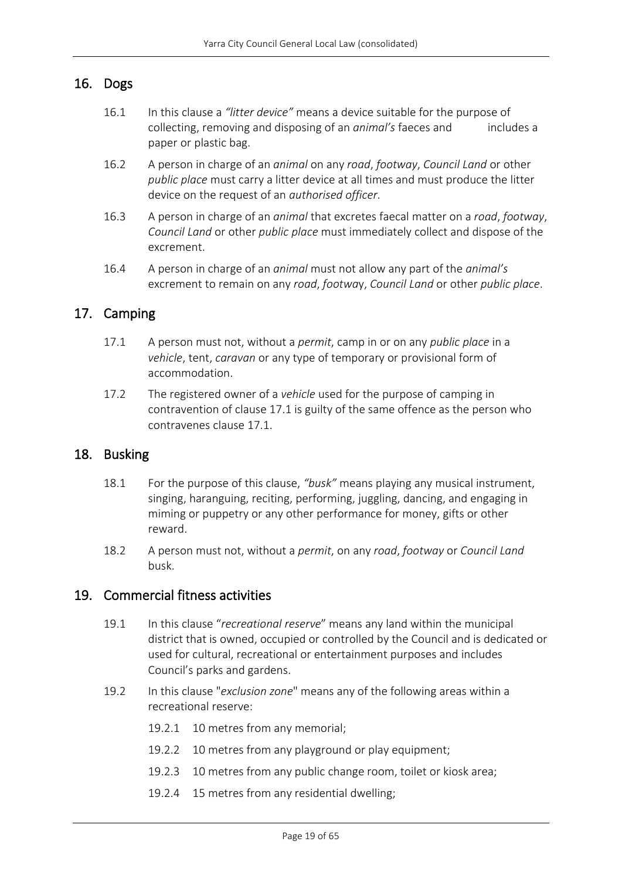## 16. Dogs

16.1 In this clause a *"litter device"* means a device suitable for the purpose of collecting, removing and disposing of an *animal's* faeces and includes a paper or plastic bag.

16.2 A person in charge of an *animal* on any *road*, *footway*, *Council Land* or other *public place* must carry a litter device at all times and must produce the litter device on the request of an *authorised officer*.

16.3 A person in charge of an *animal* that excretes faecal matter on a *road*, *footway*, *Council Land* or other *public place* must immediately collect and dispose of the excrement.

16.4 A person in charge of an *animal* must not allow any part of the *animal's* excrement to remain on any *road*, *footway*, *Council Land* or other *public place*.

## 17. Camping

17.1 A person must not, without a *permit*, camp in or on any *public place* in a *vehicle*, tent, *caravan* or any type of temporary or provisional form of accommodation.

17.2 The registered owner of a *vehicle* used for the purpose of camping in contravention of clause 17.1 is guilty of the same offence as the person who contravenes clause 17.1.

## 18. Busking

18.1 For the purpose of this clause, *"busk"* means playing any musical instrument, singing, haranguing, reciting, performing, juggling, dancing, and engaging in miming or puppetry or any other performance for money, gifts or other reward.

18.2 A person must not, without a *permit*, on any *road*, *footway* or *Council Land* busk.

## 19. Commercial fitness activities

19.1 In this clause "*recreational reserve*" means any land within the municipal district that is owned, occupied or controlled by the Council and is dedicated or used for cultural, recreational or entertainment purposes and includes Council's parks and gardens.

19.2 In this clause "*exclusion zone*" means any of the following areas within a recreational reserve:

19.2.1 10 metres from any memorial;

19.2.2 10 metres from any playground or play equipment;

19.2.3 10 metres from any public change room, toilet or kiosk area;

19.2.4 15 metres from any residential dwelling;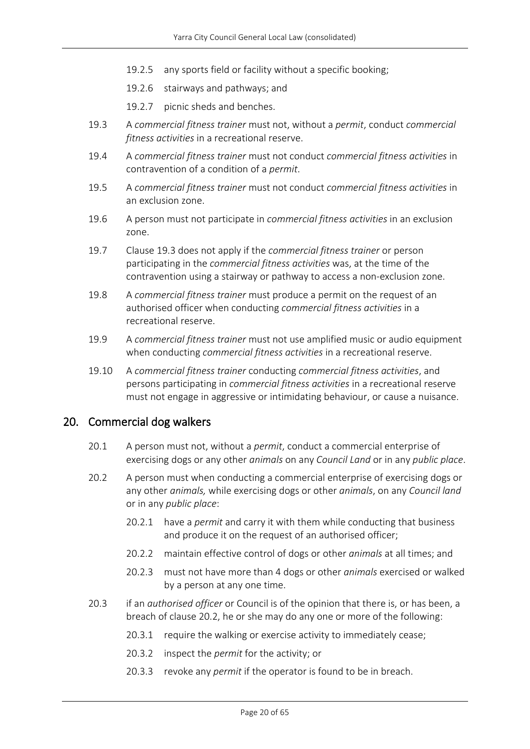19.2.5 any sports field or facility without a specific booking;

19.2.6 stairways and pathways; and

19.2.7 picnic sheds and benches.

19.3 A *commercial fitness trainer* must not, without a *permit*, conduct *commercial fitness activities* in a recreational reserve.

19.4 A *commercial fitness trainer* must not conduct *commercial fitness activities* in contravention of a condition of a *permit*.

19.5 A *commercial fitness trainer* must not conduct *commercial fitness activities* in an exclusion zone.

19.6 A person must not participate in *commercial fitness activities* in an exclusion zone.

19.7 Clause 19.3 does not apply if the *commercial fitness trainer* or person participating in the *commercial fitness activities* was, at the time of the contravention using a stairway or pathway to access a non-exclusion zone.

19.8 A *commercial fitness trainer* must produce a permit on the request of an authorised officer when conducting *commercial fitness activities* in a recreational reserve.

19.9 A *commercial fitness trainer* must not use amplified music or audio equipment when conducting *commercial fitness activities* in a recreational reserve.

19.10 A *commercial fitness trainer* conducting *commercial fitness activities*, and persons participating in *commercial fitness activities* in a recreational reserve must not engage in aggressive or intimidating behaviour, or cause a nuisance.

## 20. Commercial dog walkers

20.1 A person must not, without a *permit*, conduct a commercial enterprise of exercising dogs or any other *animals* on any *Council Land* or in any *public place*.

20.2 A person must when conducting a commercial enterprise of exercising dogs or any other *animals,* while exercising dogs or other *animals*, on any *Council land* or in any *public place*:

20.2.1 have a *permit* and carry it with them while conducting that business and produce it on the request of an authorised officer;

20.2.2 maintain effective control of dogs or other *animals* at all times; and

20.2.3 must not have more than 4 dogs or other *animals* exercised or walked by a person at any one time.

20.3 if an *authorised officer* or Council is of the opinion that there is, or has been, a breach of clause 20.2, he or she may do any one or more of the following:

20.3.1 require the walking or exercise activity to immediately cease;

20.3.2 inspect the *permit* for the activity; or

20.3.3 revoke any *permit* if the operator is found to be in breach.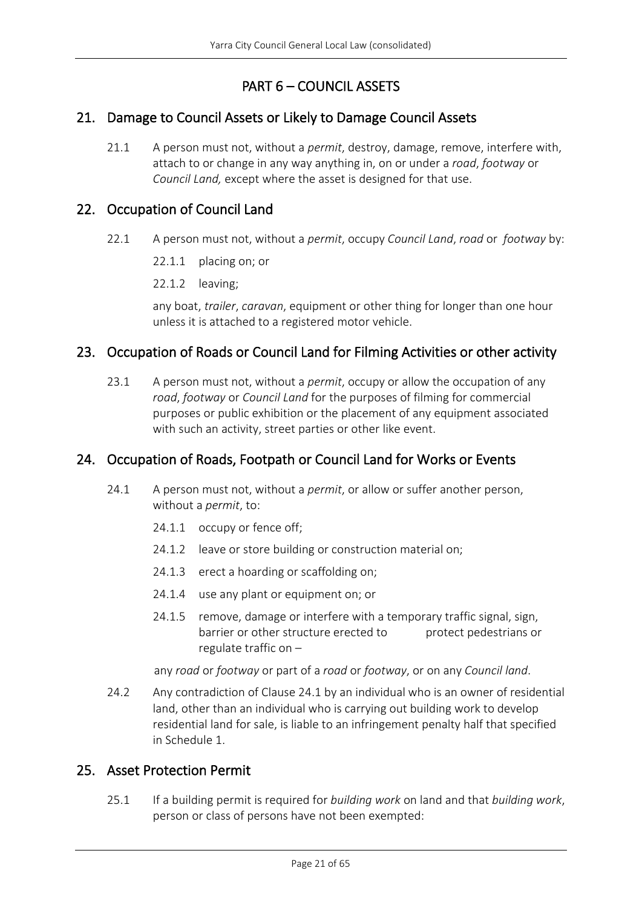# PART 6 – COUNCIL ASSETS

## 21. Damage to Council Assets or Likely to Damage Council Assets

21.1 A person must not, without a *permit*, destroy, damage, remove, interfere with, attach to or change in any way anything in, on or under a *road*, *footway* or *Council Land,* except where the asset is designed for that use.

## 22. Occupation of Council Land

22.1 A person must not, without a *permit*, occupy *Council Land*, *road* or *footway* by:

22.1.1 placing on; or

22.1.2 leaving;

any boat, *trailer*, *caravan*, equipment or other thing for longer than one hour unless it is attached to a registered motor vehicle.

## 23. Occupation of Roads or Council Land for Filming Activities or other activity

23.1 A person must not, without a *permit*, occupy or allow the occupation of any *road*, *footway* or *Council Land* for the purposes of filming for commercial purposes or public exhibition or the placement of any equipment associated with such an activity, street parties or other like event.

## 24. Occupation of Roads, Footpath or Council Land for Works or Events

24.1 A person must not, without a *permit*, or allow or suffer another person, without a *permit*, to:

24.1.1 occupy or fence off;

24.1.2 leave or store building or construction material on;

24.1.3 erect a hoarding or scaffolding on;

24.1.4 use any plant or equipment on; or

24.1.5 remove, damage or interfere with a temporary traffic signal, sign, barrier or other structure erected to protect pedestrians or regulate traffic on –

any *road* or *footway* or part of a *road* or *footway*, or on any *Council land*.

24.2 Any contradiction of Clause 24.1 by an individual who is an owner of residential land, other than an individual who is carrying out building work to develop residential land for sale, is liable to an infringement penalty half that specified in Schedule 1.

## 25. Asset Protection Permit

25.1 If a building permit is required for *building work* on land and that *building work*, person or class of persons have not been exempted: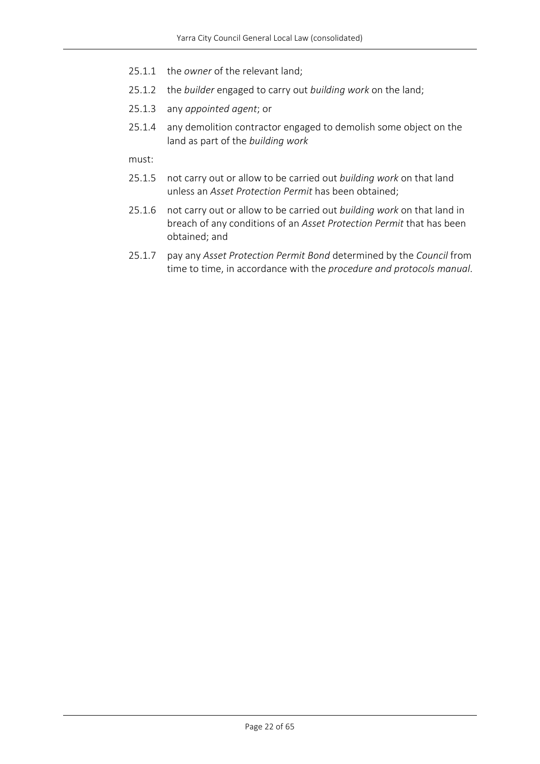25.1.1 the *owner* of the relevant land;

25.1.2 the *builder* engaged to carry out *building work* on the land;

25.1.3 any *appointed agent*; or

25.1.4 any demolition contractor engaged to demolish some object on the land as part of the *building work*

must:

25.1.5 not carry out or allow to be carried out *building work* on that land unless an *Asset Protection Permit* has been obtained;

25.1.6 not carry out or allow to be carried out *building work* on that land in breach of any conditions of an *Asset Protection Permit* that has been obtained; and

25.1.7 pay any *Asset Protection Permit Bond* determined by the *Council* from time to time, in accordance with the *procedure and protocols manual*.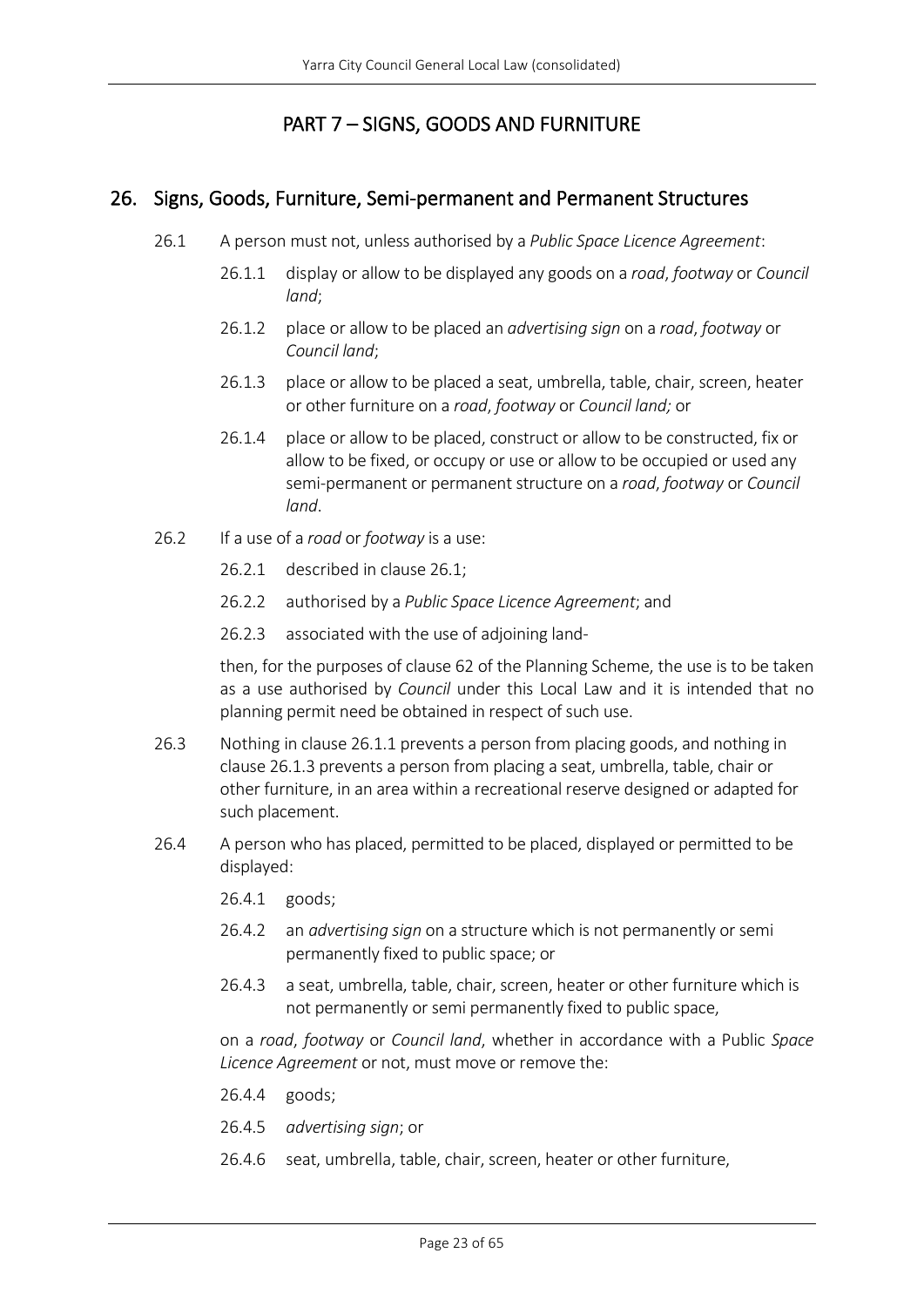# PART 7 – SIGNS, GOODS AND FURNITURE

## 26. Signs, Goods, Furniture, Semi-permanent and Permanent Structures

26.1 A person must not, unless authorised by a *Public Space Licence Agreement*:

26.1.1 display or allow to be displayed any goods on a *road*, *footway* or *Council land*;

26.1.2 place or allow to be placed an *advertising sign* on a *road*, *footway* or *Council land*;

26.1.3 place or allow to be placed a seat, umbrella, table, chair, screen, heater or other furniture on a *road*, *footway* or *Council land;* or

26.1.4 place or allow to be placed, construct or allow to be constructed, fix or allow to be fixed, or occupy or use or allow to be occupied or used any semi-permanent or permanent structure on a *road*, *footway* or *Council land*.

26.2 If a use of a *road* or *footway* is a use:

26.2.1 described in clause 26.1;

26.2.2 authorised by a *Public Space Licence Agreement*; and

26.2.3 associated with the use of adjoining land-

then, for the purposes of clause 62 of the Planning Scheme, the use is to be taken as a use authorised by *Council* under this Local Law and it is intended that no planning permit need be obtained in respect of such use.

26.3 Nothing in clause 26.1.1 prevents a person from placing goods, and nothing in clause 26.1.3 prevents a person from placing a seat, umbrella, table, chair or other furniture, in an area within a recreational reserve designed or adapted for such placement.

26.4 A person who has placed, permitted to be placed, displayed or permitted to be displayed:

26.4.1 goods;

26.4.2 an *advertising sign* on a structure which is not permanently or semi permanently fixed to public space; or

26.4.3 a seat, umbrella, table, chair, screen, heater or other furniture which is not permanently or semi permanently fixed to public space,

on a *road*, *footway* or *Council land*, whether in accordance with a Public *Space Licence Agreement* or not, must move or remove the:

26.4.4 goods;

26.4.5 *advertising sign*; or

26.4.6 seat, umbrella, table, chair, screen, heater or other furniture,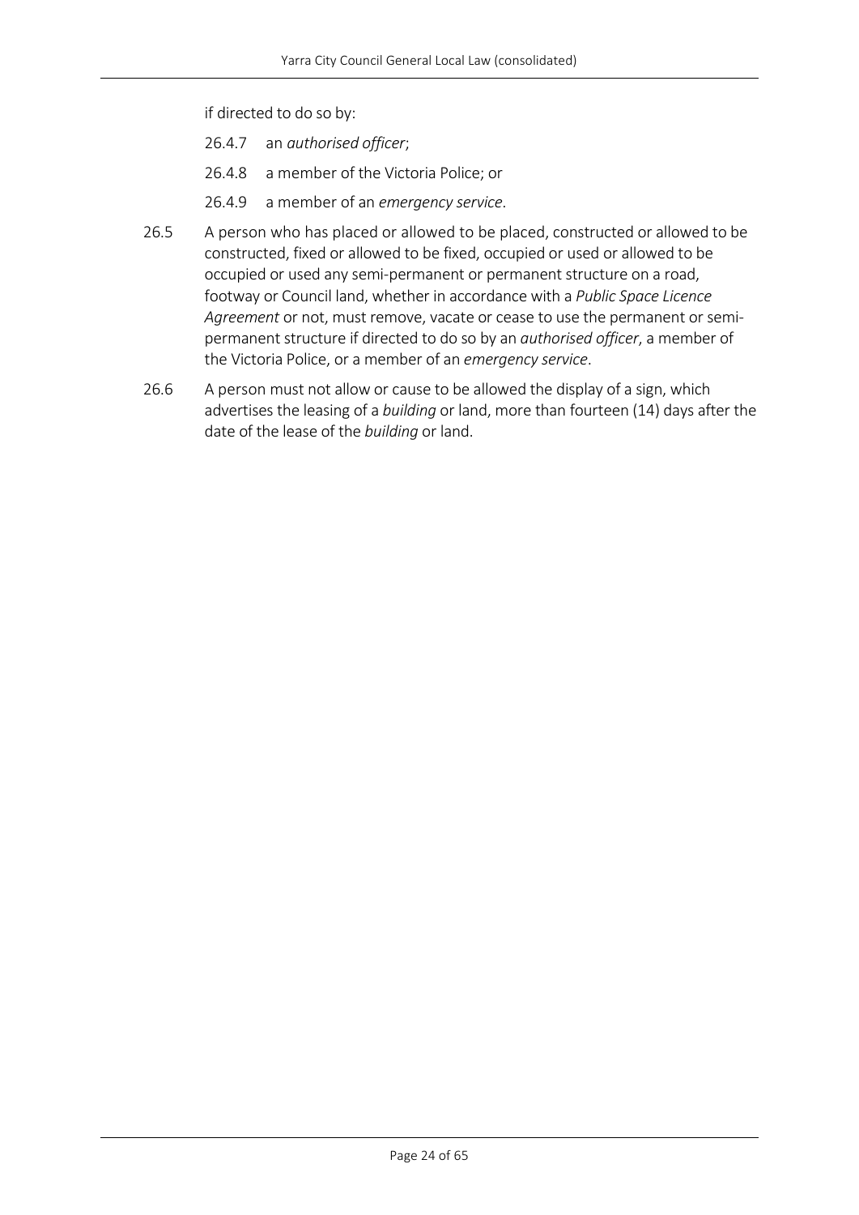if directed to do so by:

26.4.7 an *authorised officer*;

26.4.8 a member of the Victoria Police; or

26.4.9 a member of an *emergency service*.

26.5 A person who has placed or allowed to be placed, constructed or allowed to be constructed, fixed or allowed to be fixed, occupied or used or allowed to be occupied or used any semi-permanent or permanent structure on a road, footway or Council land, whether in accordance with a *Public Space Licence Agreement* or not, must remove, vacate or cease to use the permanent or semi-permanent structure if directed to do so by an *authorised officer*, a member of the Victoria Police, or a member of an *emergency service*.

26.6 A person must not allow or cause to be allowed the display of a sign, which advertises the leasing of a *building* or land, more than fourteen (14) days after the date of the lease of the *building* or land.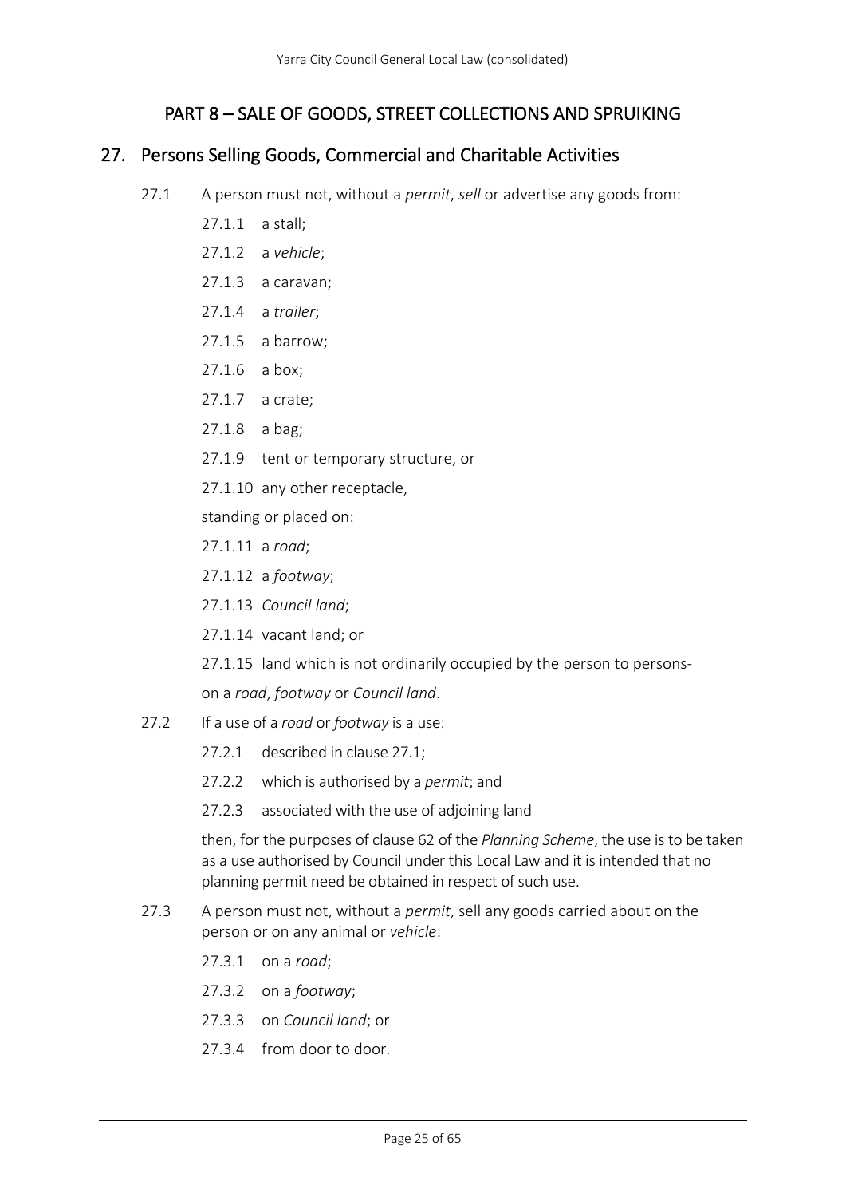# PART 8 – SALE OF GOODS, STREET COLLECTIONS AND SPRUIKING

## 27. Persons Selling Goods, Commercial and Charitable Activities

27.1 A person must not, without a *permit*, *sell* or advertise any goods from:

- 27.1.1 a stall;
- 27.1.2 a *vehicle*;
- 27.1.3 a caravan;
- 27.1.4 a *trailer*;
- 27.1.5 a barrow;
- 27.1.6 a box;
- 27.1.7 a crate;
- 27.1.8 a bag;
- 27.1.9 tent or temporary structure, or
- 27.1.10 any other receptacle,

standing or placed on:

- 27.1.11 a *road*;
- 27.1.12 a *footway*;
- 27.1.13 *Council land*;
- 27.1.14 vacant land; or
- 27.1.15 land which is not ordinarily occupied by the person to persons-

on a *road*, *footway* or *Council land*.

27.2 If a use of a *road* or *footway* is a use:

- 27.2.1 described in clause 27.1;
- 27.2.2 which is authorised by a *permit*; and
- 27.2.3 associated with the use of adjoining land

then, for the purposes of clause 62 of the *Planning Scheme*, the use is to be taken as a use authorised by Council under this Local Law and it is intended that no planning permit need be obtained in respect of such use.

27.3 A person must not, without a *permit*, sell any goods carried about on the person or on any animal or *vehicle*:

- 27.3.1 on a *road*;
- 27.3.2 on a *footway*;
- 27.3.3 on *Council land*; or
- 27.3.4 from door to door.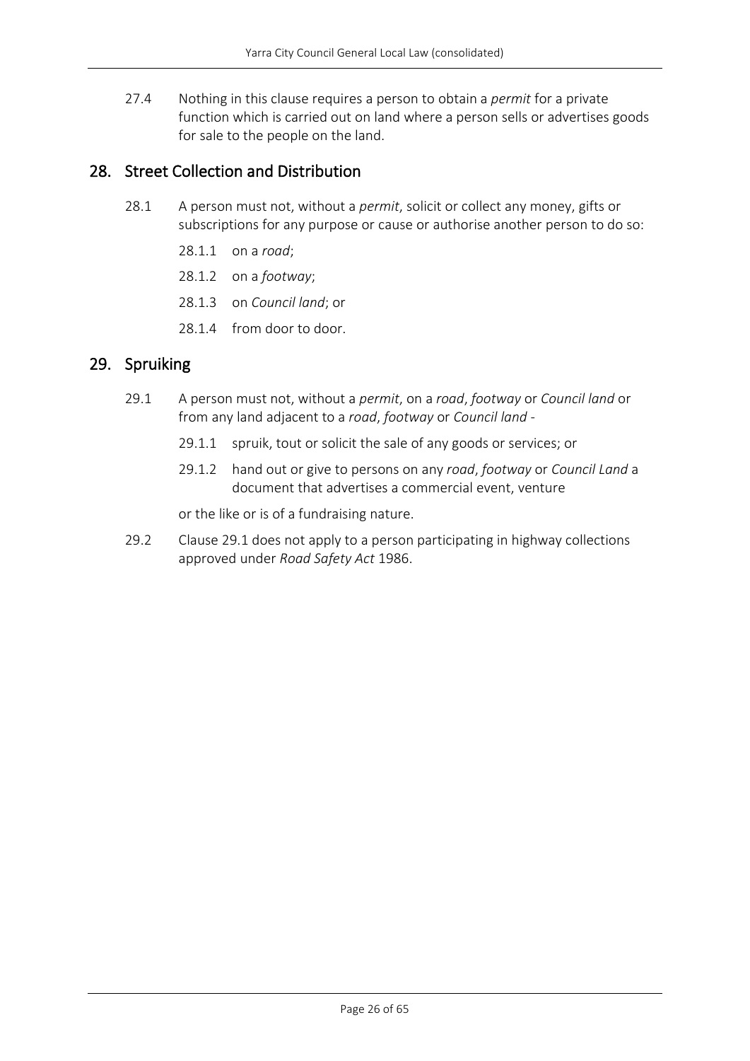27.4 Nothing in this clause requires a person to obtain a *permit* for a private function which is carried out on land where a person sells or advertises goods for sale to the people on the land.

## 28. Street Collection and Distribution

28.1 A person must not, without a *permit*, solicit or collect any money, gifts or subscriptions for any purpose or cause or authorise another person to do so:

28.1.1 on a *road*;

28.1.2 on a *footway*;

28.1.3 on *Council land*; or

28.1.4 from door to door.

## 29. Spruiking

29.1 A person must not, without a *permit*, on a *road*, *footway* or *Council land* or from any land adjacent to a *road*, *footway* or *Council land* -

29.1.1 spruik, tout or solicit the sale of any goods or services; or

29.1.2 hand out or give to persons on any *road*, *footway* or *Council Land* a document that advertises a commercial event, venture

or the like or is of a fundraising nature.

29.2 Clause 29.1 does not apply to a person participating in highway collections approved under *Road Safety Act* 1986.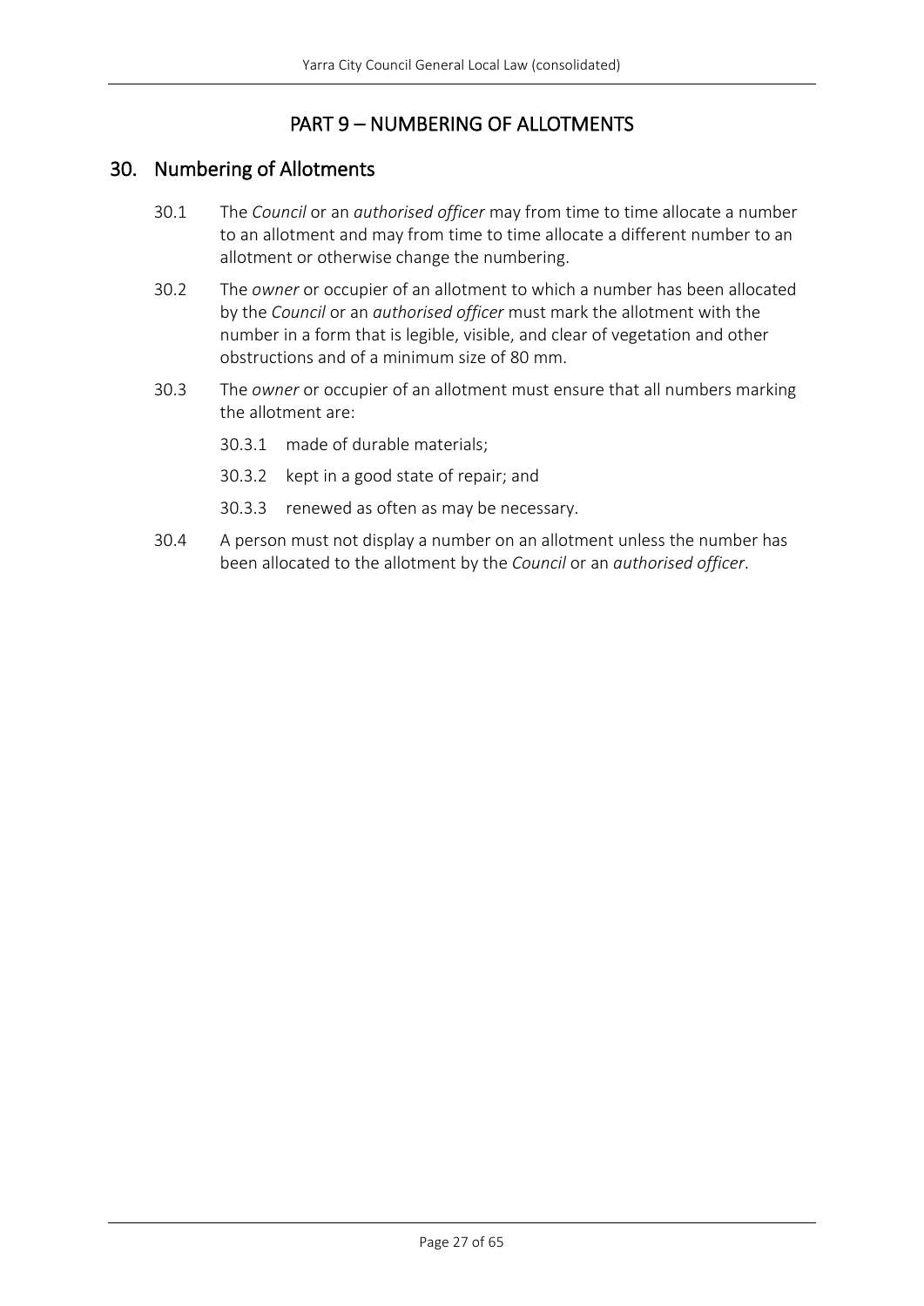# PART 9 – NUMBERING OF ALLOTMENTS

## 30. Numbering of Allotments

30.1 The *Council* or an *authorised officer* may from time to time allocate a number to an allotment and may from time to time allocate a different number to an allotment or otherwise change the numbering.

30.2 The *owner* or occupier of an allotment to which a number has been allocated by the *Council* or an *authorised officer* must mark the allotment with the number in a form that is legible, visible, and clear of vegetation and other obstructions and of a minimum size of 80 mm.

30.3 The *owner* or occupier of an allotment must ensure that all numbers marking the allotment are:

30.3.1 made of durable materials;

30.3.2 kept in a good state of repair; and

30.3.3 renewed as often as may be necessary.

30.4 A person must not display a number on an allotment unless the number has been allocated to the allotment by the *Council* or an *authorised officer*.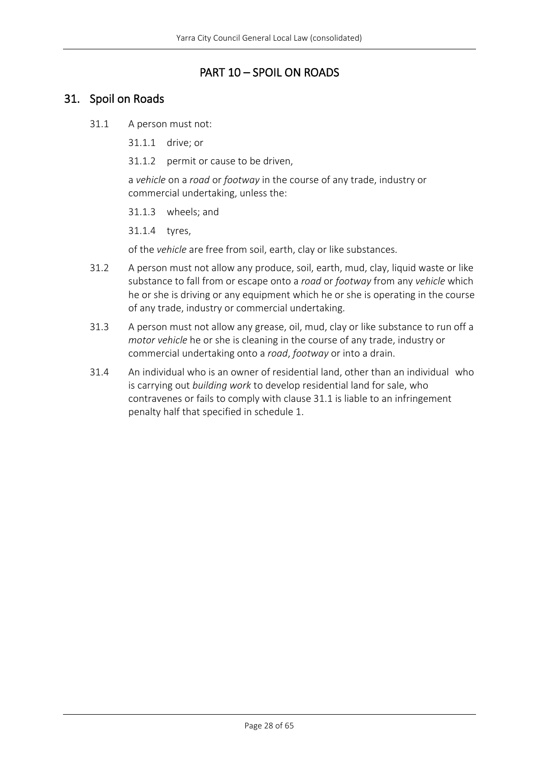# PART 10 – SPOIL ON ROADS

## 31. Spoil on Roads

31.1 A person must not:

31.1.1 drive; or

31.1.2 permit or cause to be driven,

a *vehicle* on a *road* or *footway* in the course of any trade, industry or commercial undertaking, unless the:

31.1.3 wheels; and

31.1.4 tyres,

of the *vehicle* are free from soil, earth, clay or like substances.

31.2 A person must not allow any produce, soil, earth, mud, clay, liquid waste or like substance to fall from or escape onto a *road* or *footway* from any *vehicle* which he or she is driving or any equipment which he or she is operating in the course of any trade, industry or commercial undertaking.

31.3 A person must not allow any grease, oil, mud, clay or like substance to run off a *motor vehicle* he or she is cleaning in the course of any trade, industry or commercial undertaking onto a *road*, *footway* or into a drain.

31.4 An individual who is an owner of residential land, other than an individual who is carrying out *building work* to develop residential land for sale, who contravenes or fails to comply with clause 31.1 is liable to an infringement penalty half that specified in schedule 1.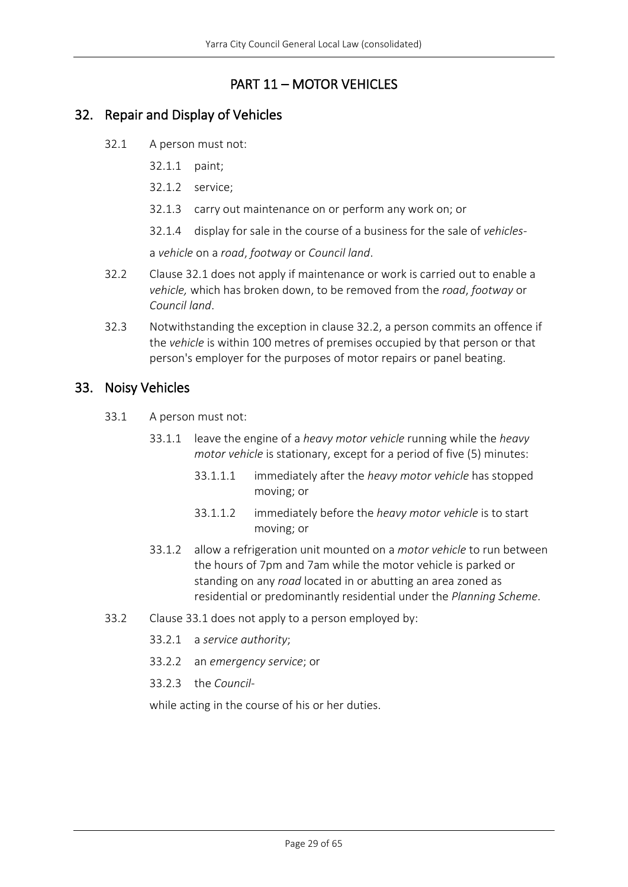# PART 11 – MOTOR VEHICLES

## 32. Repair and Display of Vehicles

32.1 A person must not:

32.1.1 paint;

32.1.2 service;

32.1.3 carry out maintenance on or perform any work on; or

32.1.4 display for sale in the course of a business for the sale of *vehicles*-

a *vehicle* on a *road*, *footway* or *Council land*.

32.2 Clause 32.1 does not apply if maintenance or work is carried out to enable a *vehicle,* which has broken down, to be removed from the *road*, *footway* or *Council land*.

32.3 Notwithstanding the exception in clause 32.2, a person commits an offence if the *vehicle* is within 100 metres of premises occupied by that person or that person's employer for the purposes of motor repairs or panel beating.

## 33. Noisy Vehicles

33.1 A person must not:

33.1.1 leave the engine of a *heavy motor vehicle* running while the *heavy motor vehicle* is stationary, except for a period of five (5) minutes:

33.1.1.1 immediately after the *heavy motor vehicle* has stopped moving; or

33.1.1.2 immediately before the *heavy motor vehicle* is to start moving; or

33.1.2 allow a refrigeration unit mounted on a *motor vehicle* to run between the hours of 7pm and 7am while the motor vehicle is parked or standing on any *road* located in or abutting an area zoned as residential or predominantly residential under the *Planning Scheme*.

33.2 Clause 33.1 does not apply to a person employed by:

33.2.1 a *service authority*;

33.2.2 an *emergency service*; or

33.2.3 the *Council*-

while acting in the course of his or her duties.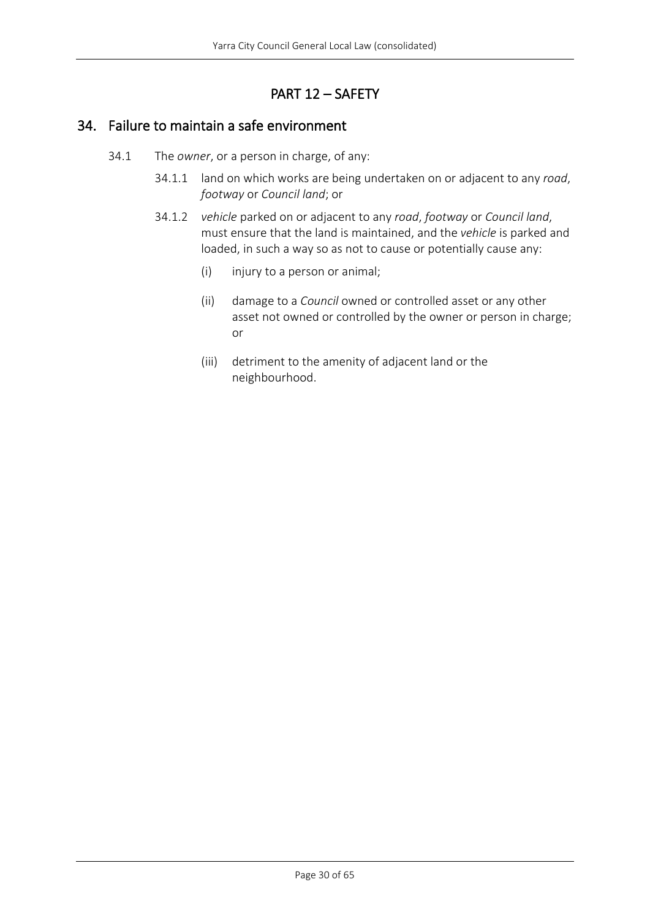## PART 12 – SAFETY

### 34. Failure to maintain a safe environment

34.1 The *owner*, or a person in charge, of any:

34.1.1 land on which works are being undertaken on or adjacent to any *road*, *footway* or *Council land*; or

34.1.2 *vehicle* parked on or adjacent to any *road*, *footway* or *Council land*, must ensure that the land is maintained, and the *vehicle* is parked and loaded, in such a way so as not to cause or potentially cause any:

(i) injury to a person or animal;

(ii) damage to a *Council* owned or controlled asset or any other asset not owned or controlled by the owner or person in charge; or

(iii) detriment to the amenity of adjacent land or the neighbourhood.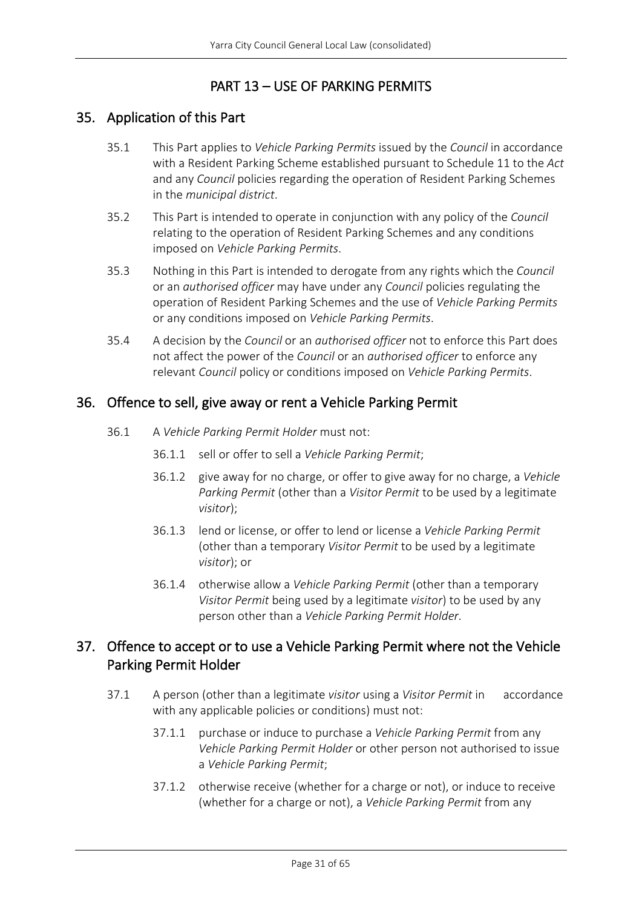# PART 13 – USE OF PARKING PERMITS

## 35. Application of this Part

35.1 This Part applies to *Vehicle Parking Permits* issued by the *Council* in accordance with a Resident Parking Scheme established pursuant to Schedule 11 to the *Act* and any *Council* policies regarding the operation of Resident Parking Schemes in the *municipal district*.

35.2 This Part is intended to operate in conjunction with any policy of the *Council* relating to the operation of Resident Parking Schemes and any conditions imposed on *Vehicle Parking Permits*.

35.3 Nothing in this Part is intended to derogate from any rights which the *Council* or an *authorised officer* may have under any *Council* policies regulating the operation of Resident Parking Schemes and the use of *Vehicle Parking Permits* or any conditions imposed on *Vehicle Parking Permits*.

35.4 A decision by the *Council* or an *authorised officer* not to enforce this Part does not affect the power of the *Council* or an *authorised officer* to enforce any relevant *Council* policy or conditions imposed on *Vehicle Parking Permits*.

## 36. Offence to sell, give away or rent a Vehicle Parking Permit

36.1 A *Vehicle Parking Permit Holder* must not:

- 36.1.1 sell or offer to sell a *Vehicle Parking Permit*;
- 36.1.2 give away for no charge, or offer to give away for no charge, a *Vehicle Parking Permit* (other than a *Visitor Permit* to be used by a legitimate *visitor*);
- 36.1.3 lend or license, or offer to lend or license a *Vehicle Parking Permit* (other than a temporary *Visitor Permit* to be used by a legitimate *visitor*); or
- 36.1.4 otherwise allow a *Vehicle Parking Permit* (other than a temporary *Visitor Permit* being used by a legitimate *visitor*) to be used by any person other than a *Vehicle Parking Permit Holder*.

## 37. Offence to accept or to use a Vehicle Parking Permit where not the Vehicle Parking Permit Holder

37.1 A person (other than a legitimate *visitor* using a *Visitor Permit* in accordance with any applicable policies or conditions) must not:

- 37.1.1 purchase or induce to purchase a *Vehicle Parking Permit* from any *Vehicle Parking Permit Holder* or other person not authorised to issue a *Vehicle Parking Permit*;
- 37.1.2 otherwise receive (whether for a charge or not), or induce to receive (whether for a charge or not), a *Vehicle Parking Permit* from any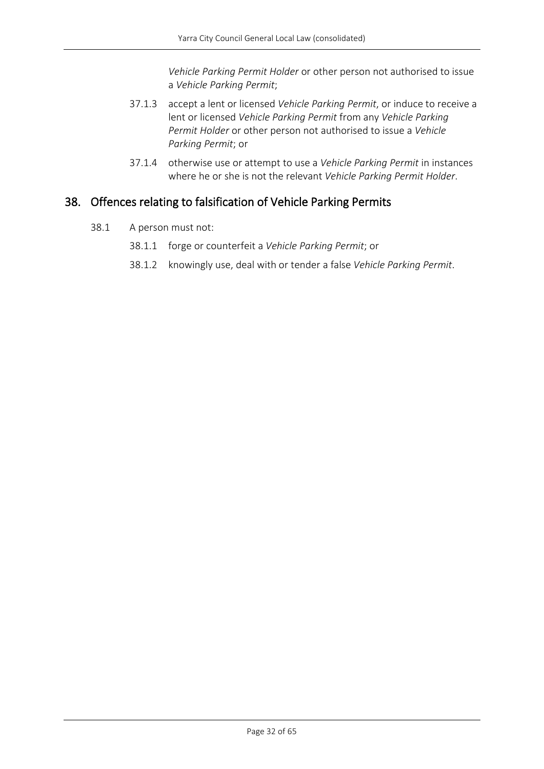*Vehicle Parking Permit Holder* or other person not authorised to issue a *Vehicle Parking Permit*;

37.1.3 accept a lent or licensed *Vehicle Parking Permit*, or induce to receive a lent or licensed *Vehicle Parking Permit* from any *Vehicle Parking Permit Holder* or other person not authorised to issue a *Vehicle Parking Permit*; or

37.1.4 otherwise use or attempt to use a *Vehicle Parking Permit* in instances where he or she is not the relevant *Vehicle Parking Permit Holder*.

## 38. Offences relating to falsification of Vehicle Parking Permits

38.1 A person must not:

38.1.1 forge or counterfeit a *Vehicle Parking Permit*; or

38.1.2 knowingly use, deal with or tender a false *Vehicle Parking Permit*.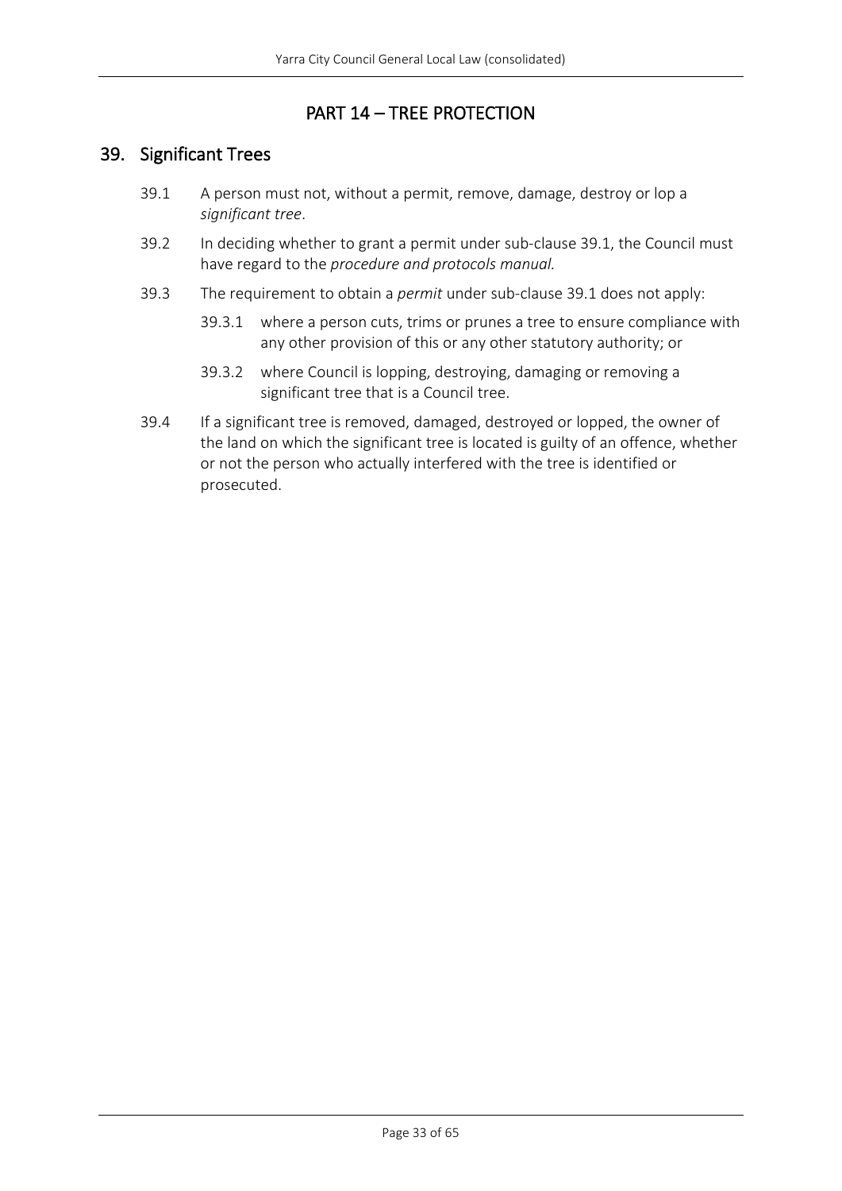# PART 14 – TREE PROTECTION

## 39. Significant Trees

39.1 A person must not, without a permit, remove, damage, destroy or lop a *significant tree*.

39.2 In deciding whether to grant a permit under sub-clause 39.1, the Council must have regard to the *procedure and protocols manual.*

39.3 The requirement to obtain a *permit* under sub-clause 39.1 does not apply:

39.3.1 where a person cuts, trims or prunes a tree to ensure compliance with any other provision of this or any other statutory authority; or

39.3.2 where Council is lopping, destroying, damaging or removing a significant tree that is a Council tree.

39.4 If a significant tree is removed, damaged, destroyed or lopped, the owner of the land on which the significant tree is located is guilty of an offence, whether or not the person who actually interfered with the tree is identified or prosecuted.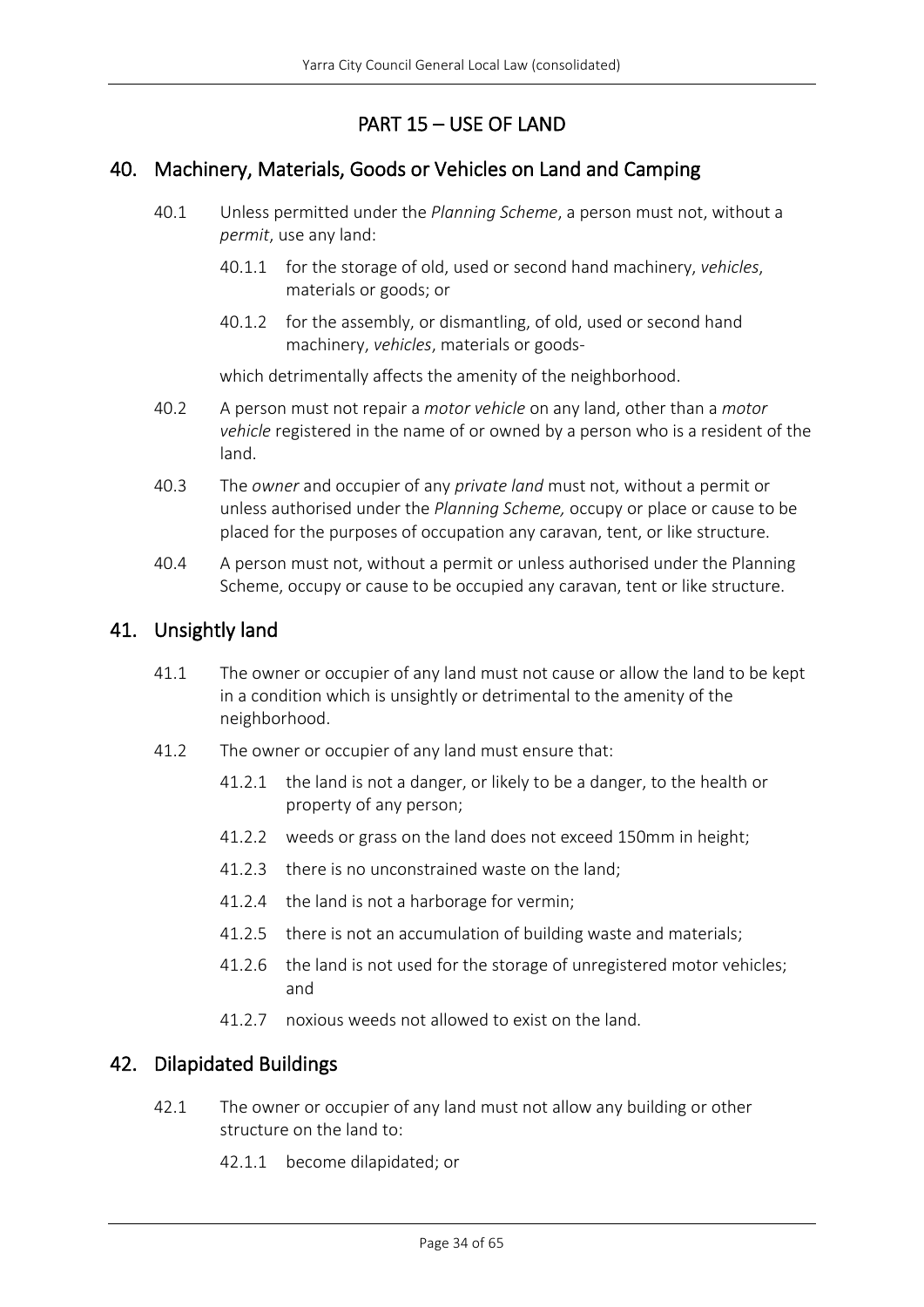# PART 15 – USE OF LAND

## 40. Machinery, Materials, Goods or Vehicles on Land and Camping

40.1 Unless permitted under the *Planning Scheme*, a person must not, without a *permit*, use any land:

40.1.1 for the storage of old, used or second hand machinery, *vehicles*, materials or goods; or

40.1.2 for the assembly, or dismantling, of old, used or second hand machinery, *vehicles*, materials or goods-

which detrimentally affects the amenity of the neighborhood.

40.2 A person must not repair a *motor vehicle* on any land, other than a *motor vehicle* registered in the name of or owned by a person who is a resident of the land.

40.3 The *owner* and occupier of any *private land* must not, without a permit or unless authorised under the *Planning Scheme,* occupy or place or cause to be placed for the purposes of occupation any caravan, tent, or like structure.

40.4 A person must not, without a permit or unless authorised under the Planning Scheme, occupy or cause to be occupied any caravan, tent or like structure.

## 41. Unsightly land

41.1 The owner or occupier of any land must not cause or allow the land to be kept in a condition which is unsightly or detrimental to the amenity of the neighborhood.

41.2 The owner or occupier of any land must ensure that:

41.2.1 the land is not a danger, or likely to be a danger, to the health or property of any person;

41.2.2 weeds or grass on the land does not exceed 150mm in height;

41.2.3 there is no unconstrained waste on the land;

41.2.4 the land is not a harborage for vermin;

41.2.5 there is not an accumulation of building waste and materials;

41.2.6 the land is not used for the storage of unregistered motor vehicles; and

41.2.7 noxious weeds not allowed to exist on the land.

## 42. Dilapidated Buildings

42.1 The owner or occupier of any land must not allow any building or other structure on the land to:

42.1.1 become dilapidated; or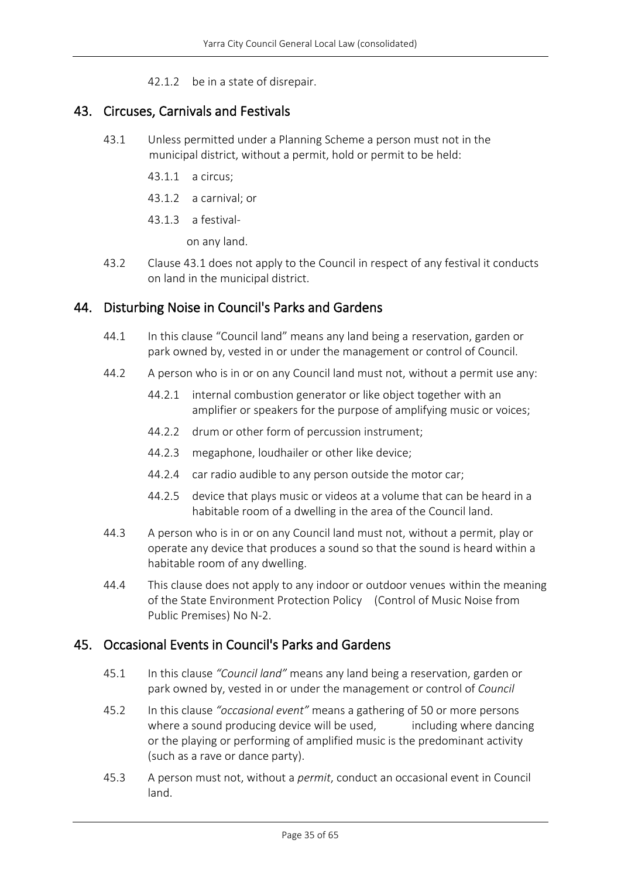42.1.2 be in a state of disrepair.

## 43. Circuses, Carnivals and Festivals

43.1 Unless permitted under a Planning Scheme a person must not in the municipal district, without a permit, hold or permit to be held:

43.1.1 a circus;

43.1.2 a carnival; or

43.1.3 a festival-

on any land.

43.2 Clause 43.1 does not apply to the Council in respect of any festival it conducts on land in the municipal district.

## 44. Disturbing Noise in Council's Parks and Gardens

44.1 In this clause "Council land" means any land being a reservation, garden or park owned by, vested in or under the management or control of Council.

44.2 A person who is in or on any Council land must not, without a permit use any:

44.2.1 internal combustion generator or like object together with an amplifier or speakers for the purpose of amplifying music or voices;

44.2.2 drum or other form of percussion instrument;

44.2.3 megaphone, loudhailer or other like device;

44.2.4 car radio audible to any person outside the motor car;

44.2.5 device that plays music or videos at a volume that can be heard in a habitable room of a dwelling in the area of the Council land.

44.3 A person who is in or on any Council land must not, without a permit, play or operate any device that produces a sound so that the sound is heard within a habitable room of any dwelling.

44.4 This clause does not apply to any indoor or outdoor venues within the meaning of the State Environment Protection Policy (Control of Music Noise from Public Premises) No N-2.

## 45. Occasional Events in Council's Parks and Gardens

45.1 In this clause *"Council land"* means any land being a reservation, garden or park owned by, vested in or under the management or control of *Council*

45.2 In this clause *"occasional event"* means a gathering of 50 or more persons where a sound producing device will be used, including where dancing or the playing or performing of amplified music is the predominant activity (such as a rave or dance party).

45.3 A person must not, without a *permit*, conduct an occasional event in Council land.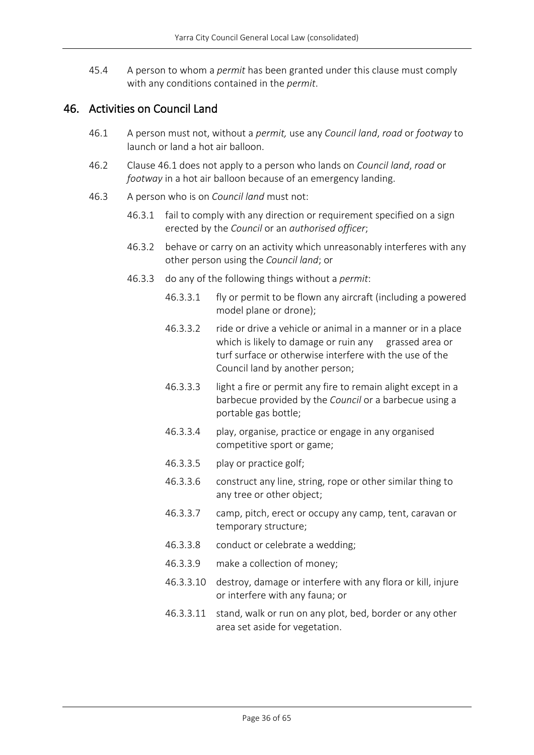45.4 A person to whom a *permit* has been granted under this clause must comply with any conditions contained in the *permit*.

## 46. Activities on Council Land

46.1 A person must not, without a *permit,* use any *Council land*, *road* or *footway* to launch or land a hot air balloon.

46.2 Clause 46.1 does not apply to a person who lands on *Council land*, *road* or *footway* in a hot air balloon because of an emergency landing.

46.3 A person who is on *Council land* must not:

- 46.3.1 fail to comply with any direction or requirement specified on a sign erected by the *Council* or an *authorised officer*;
- 46.3.2 behave or carry on an activity which unreasonably interferes with any other person using the *Council land*; or
- 46.3.3 do any of the following things without a *permit*:
  - 46.3.3.1 fly or permit to be flown any aircraft (including a powered model plane or drone);
  - 46.3.3.2 ride or drive a vehicle or animal in a manner or in a place which is likely to damage or ruin any grassed area or turf surface or otherwise interfere with the use of the Council land by another person;
  - 46.3.3.3 light a fire or permit any fire to remain alight except in a barbecue provided by the *Council* or a barbecue using a portable gas bottle;
  - 46.3.3.4 play, organise, practice or engage in any organised competitive sport or game;
  - 46.3.3.5 play or practice golf;
  - 46.3.3.6 construct any line, string, rope or other similar thing to any tree or other object;
  - 46.3.3.7 camp, pitch, erect or occupy any camp, tent, caravan or temporary structure;
  - 46.3.3.8 conduct or celebrate a wedding;
  - 46.3.3.9 make a collection of money;
  - 46.3.3.10 destroy, damage or interfere with any flora or kill, injure or interfere with any fauna; or
  - 46.3.3.11 stand, walk or run on any plot, bed, border or any other area set aside for vegetation.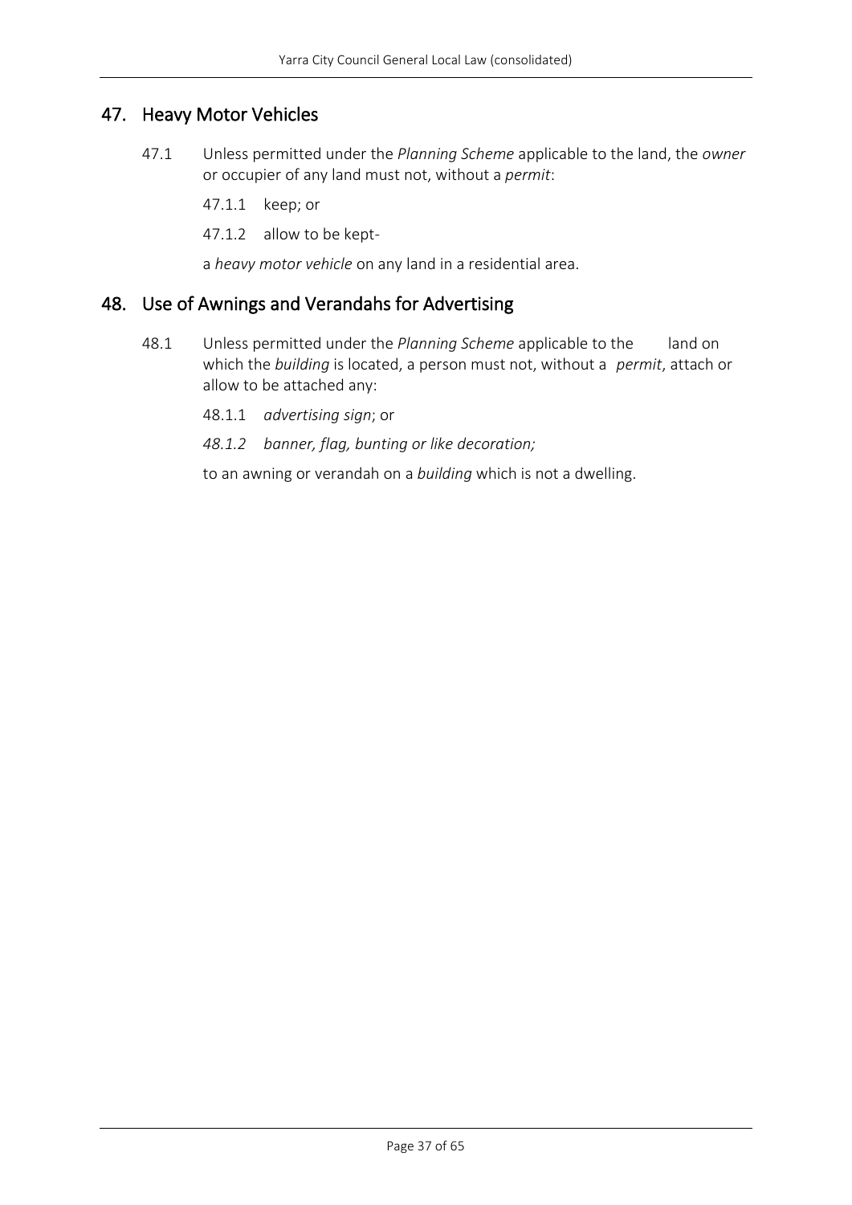## 47. Heavy Motor Vehicles

47.1 Unless permitted under the *Planning Scheme* applicable to the land, the *owner* or occupier of any land must not, without a *permit*:

47.1.1 keep; or

47.1.2 allow to be kept-

a *heavy motor vehicle* on any land in a residential area.

## 48. Use of Awnings and Verandahs for Advertising

48.1 Unless permitted under the *Planning Scheme* applicable to the land on which the *building* is located, a person must not, without a *permit*, attach or allow to be attached any:

48.1.1 *advertising sign*; or

*48.1.2 banner, flag, bunting or like decoration;*

to an awning or verandah on a *building* which is not a dwelling.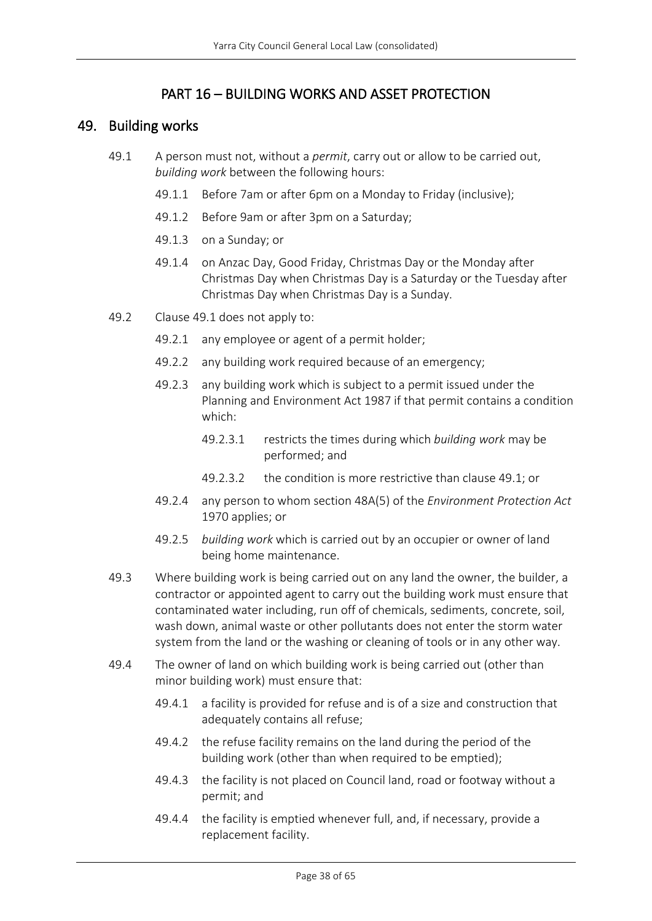# PART 16 – BUILDING WORKS AND ASSET PROTECTION

## 49. Building works

49.1 A person must not, without a *permit*, carry out or allow to be carried out, *building work* between the following hours:

- 49.1.1 Before 7am or after 6pm on a Monday to Friday (inclusive);
- 49.1.2 Before 9am or after 3pm on a Saturday;
- 49.1.3 on a Sunday; or
- 49.1.4 on Anzac Day, Good Friday, Christmas Day or the Monday after Christmas Day when Christmas Day is a Saturday or the Tuesday after Christmas Day when Christmas Day is a Sunday.

49.2 Clause 49.1 does not apply to:

- 49.2.1 any employee or agent of a permit holder;
- 49.2.2 any building work required because of an emergency;
- 49.2.3 any building work which is subject to a permit issued under the Planning and Environment Act 1987 if that permit contains a condition which:
  - 49.2.3.1 restricts the times during which *building work* may be performed; and
  - 49.2.3.2 the condition is more restrictive than clause 49.1; or
- 49.2.4 any person to whom section 48A(5) of the *Environment Protection Act* 1970 applies; or
- 49.2.5 *building work* which is carried out by an occupier or owner of land being home maintenance.

49.3 Where building work is being carried out on any land the owner, the builder, a contractor or appointed agent to carry out the building work must ensure that contaminated water including, run off of chemicals, sediments, concrete, soil, wash down, animal waste or other pollutants does not enter the storm water system from the land or the washing or cleaning of tools or in any other way.

49.4 The owner of land on which building work is being carried out (other than minor building work) must ensure that:

- 49.4.1 a facility is provided for refuse and is of a size and construction that adequately contains all refuse;
- 49.4.2 the refuse facility remains on the land during the period of the building work (other than when required to be emptied);
- 49.4.3 the facility is not placed on Council land, road or footway without a permit; and
- 49.4.4 the facility is emptied whenever full, and, if necessary, provide a replacement facility.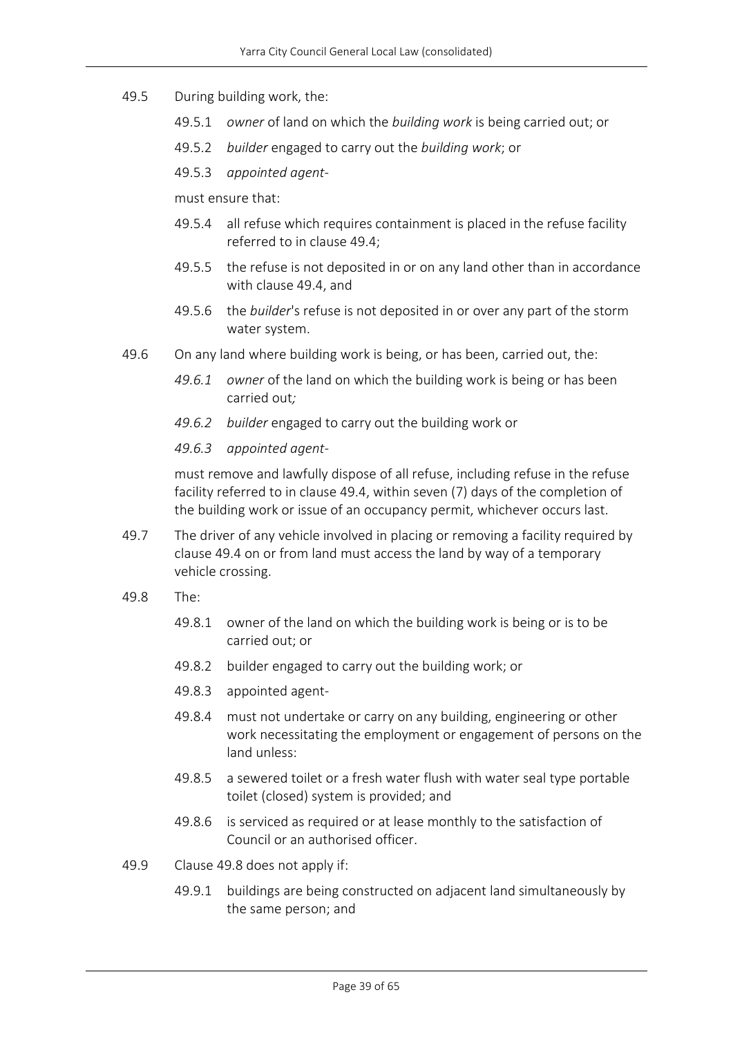49.5 During building work, the:

49.5.1 *owner* of land on which the *building work* is being carried out; or

49.5.2 *builder* engaged to carry out the *building work*; or

49.5.3 *appointed agent*-

must ensure that:

49.5.4 all refuse which requires containment is placed in the refuse facility referred to in clause 49.4;

49.5.5 the refuse is not deposited in or on any land other than in accordance with clause 49.4, and

49.5.6 the *builder*'s refuse is not deposited in or over any part of the storm water system.

49.6 On any land where building work is being, or has been, carried out, the:

*49.6.1 owner* of the land on which the building work is being or has been carried out*;*

*49.6.2 builder* engaged to carry out the building work or

*49.6.3 appointed agent*-

must remove and lawfully dispose of all refuse, including refuse in the refuse facility referred to in clause 49.4, within seven (7) days of the completion of the building work or issue of an occupancy permit, whichever occurs last.

49.7 The driver of any vehicle involved in placing or removing a facility required by clause 49.4 on or from land must access the land by way of a temporary vehicle crossing.

49.8 The:

49.8.1 owner of the land on which the building work is being or is to be carried out; or

49.8.2 builder engaged to carry out the building work; or

49.8.3 appointed agent-

49.8.4 must not undertake or carry on any building, engineering or other work necessitating the employment or engagement of persons on the land unless:

49.8.5 a sewered toilet or a fresh water flush with water seal type portable toilet (closed) system is provided; and

49.8.6 is serviced as required or at lease monthly to the satisfaction of Council or an authorised officer.

49.9 Clause 49.8 does not apply if:

49.9.1 buildings are being constructed on adjacent land simultaneously by the same person; and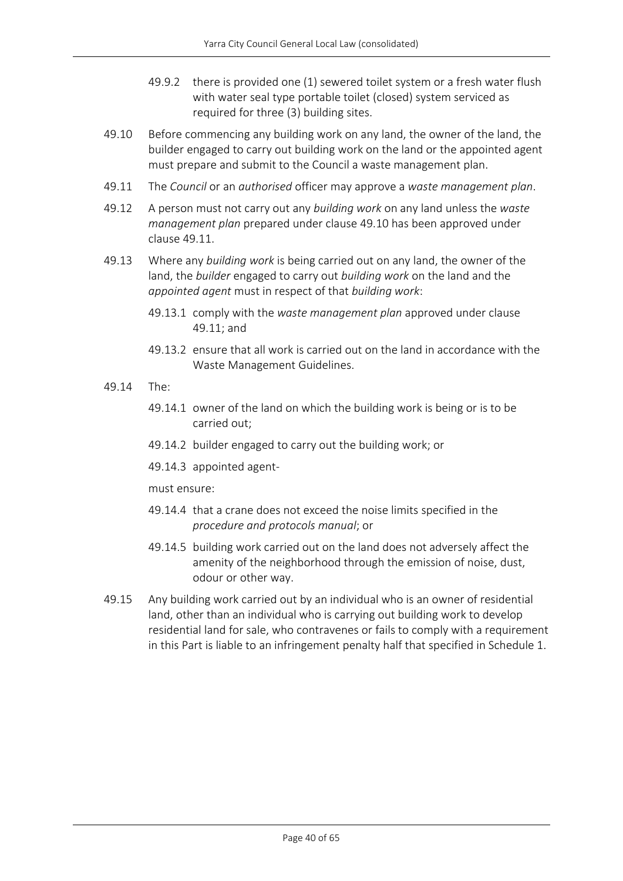49.9.2 there is provided one (1) sewered toilet system or a fresh water flush with water seal type portable toilet (closed) system serviced as required for three (3) building sites.

49.10 Before commencing any building work on any land, the owner of the land, the builder engaged to carry out building work on the land or the appointed agent must prepare and submit to the Council a waste management plan.

49.11 The *Council* or an *authorised* officer may approve a *waste management plan*.

49.12 A person must not carry out any *building work* on any land unless the *waste management plan* prepared under clause 49.10 has been approved under clause 49.11.

49.13 Where any *building work* is being carried out on any land, the owner of the land, the *builder* engaged to carry out *building work* on the land and the *appointed agent* must in respect of that *building work*:

49.13.1 comply with the *waste management plan* approved under clause 49.11; and

49.13.2 ensure that all work is carried out on the land in accordance with the Waste Management Guidelines.

49.14 The:

49.14.1 owner of the land on which the building work is being or is to be carried out;

49.14.2 builder engaged to carry out the building work; or

49.14.3 appointed agent-

must ensure:

49.14.4 that a crane does not exceed the noise limits specified in the *procedure and protocols manual*; or

49.14.5 building work carried out on the land does not adversely affect the amenity of the neighborhood through the emission of noise, dust, odour or other way.

49.15 Any building work carried out by an individual who is an owner of residential land, other than an individual who is carrying out building work to develop residential land for sale, who contravenes or fails to comply with a requirement in this Part is liable to an infringement penalty half that specified in Schedule 1.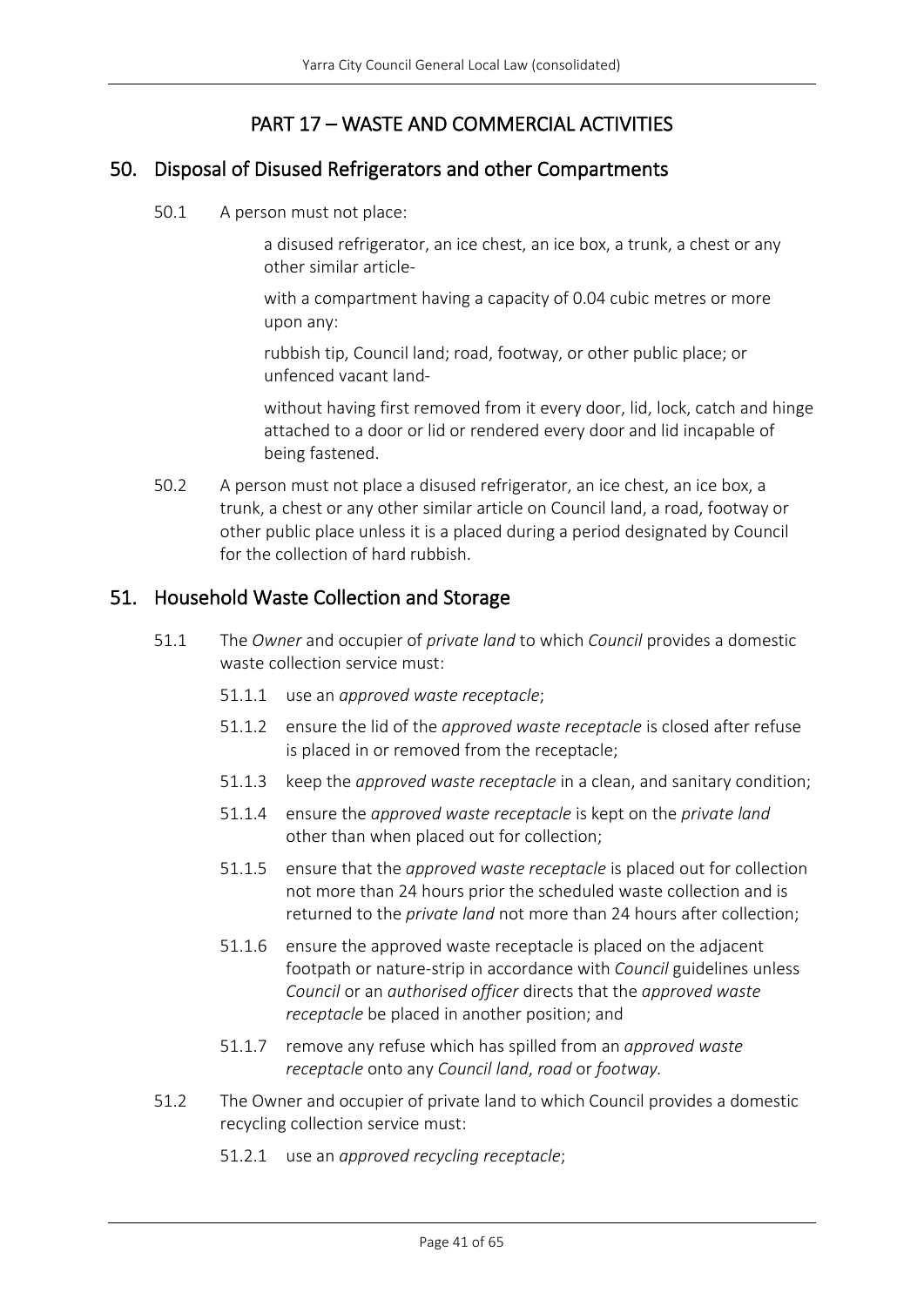# PART 17 – WASTE AND COMMERCIAL ACTIVITIES

## 50. Disposal of Disused Refrigerators and other Compartments

50.1 A person must not place:

a disused refrigerator, an ice chest, an ice box, a trunk, a chest or any other similar article-

with a compartment having a capacity of 0.04 cubic metres or more upon any:

rubbish tip, Council land; road, footway, or other public place; or unfenced vacant land-

without having first removed from it every door, lid, lock, catch and hinge attached to a door or lid or rendered every door and lid incapable of being fastened.

50.2 A person must not place a disused refrigerator, an ice chest, an ice box, a trunk, a chest or any other similar article on Council land, a road, footway or other public place unless it is a placed during a period designated by Council for the collection of hard rubbish.

## 51. Household Waste Collection and Storage

51.1 The *Owner* and occupier of *private land* to which *Council* provides a domestic waste collection service must:

51.1.1 use an *approved waste receptacle*;

51.1.2 ensure the lid of the *approved waste receptacle* is closed after refuse is placed in or removed from the receptacle;

51.1.3 keep the *approved waste receptacle* in a clean, and sanitary condition;

51.1.4 ensure the *approved waste receptacle* is kept on the *private land* other than when placed out for collection;

51.1.5 ensure that the *approved waste receptacle* is placed out for collection not more than 24 hours prior the scheduled waste collection and is returned to the *private land* not more than 24 hours after collection;

51.1.6 ensure the approved waste receptacle is placed on the adjacent footpath or nature-strip in accordance with *Council* guidelines unless *Council* or an *authorised officer* directs that the *approved waste receptacle* be placed in another position; and

51.1.7 remove any refuse which has spilled from an *approved waste receptacle* onto any *Council land*, *road* or *footway.*

51.2 The Owner and occupier of private land to which Council provides a domestic recycling collection service must:

51.2.1 use an *approved recycling receptacle*;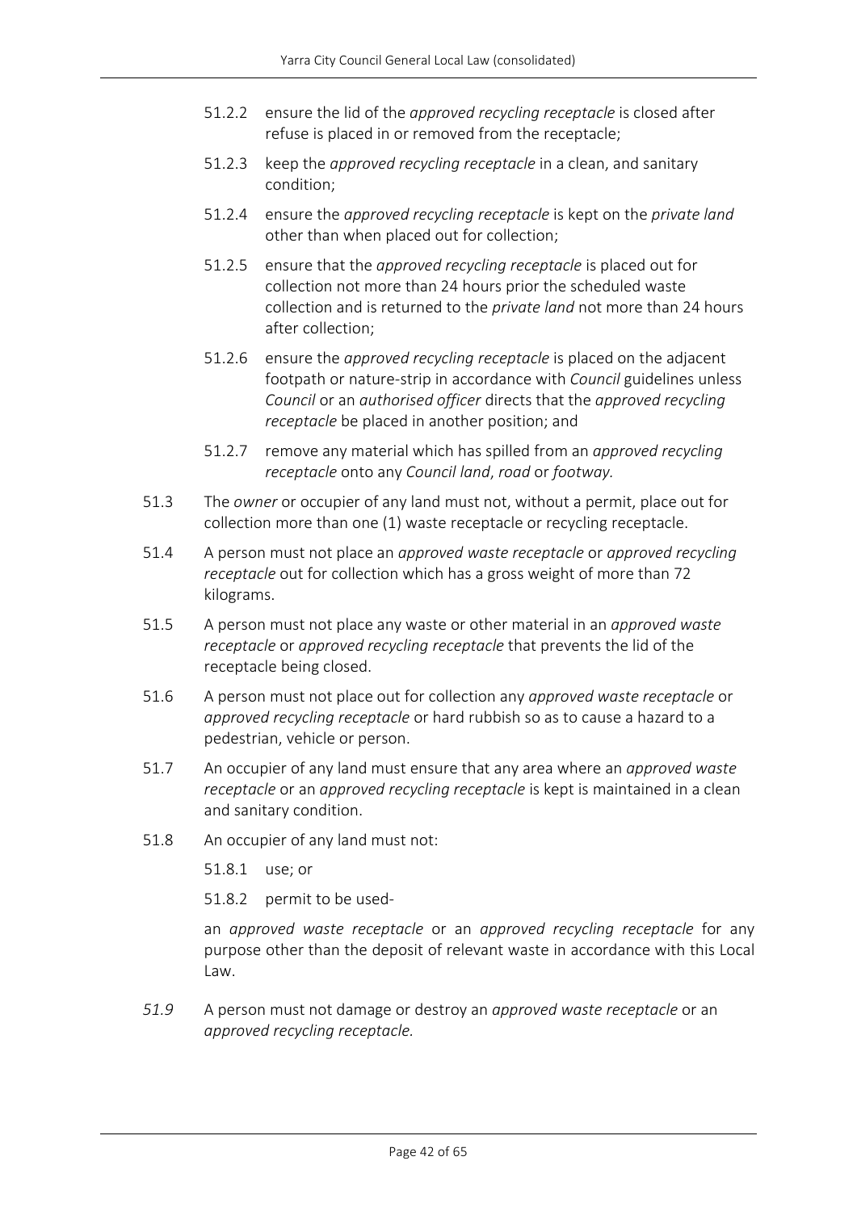51.2.2 ensure the lid of the *approved recycling receptacle* is closed after refuse is placed in or removed from the receptacle;

51.2.3 keep the *approved recycling receptacle* in a clean, and sanitary condition;

51.2.4 ensure the *approved recycling receptacle* is kept on the *private land* other than when placed out for collection;

51.2.5 ensure that the *approved recycling receptacle* is placed out for collection not more than 24 hours prior the scheduled waste collection and is returned to the *private land* not more than 24 hours after collection;

51.2.6 ensure the *approved recycling receptacle* is placed on the adjacent footpath or nature-strip in accordance with *Council* guidelines unless *Council* or an *authorised officer* directs that the *approved recycling receptacle* be placed in another position; and

51.2.7 remove any material which has spilled from an *approved recycling receptacle* onto any *Council land*, *road* or *footway.*

51.3 The *owner* or occupier of any land must not, without a permit, place out for collection more than one (1) waste receptacle or recycling receptacle.

51.4 A person must not place an *approved waste receptacle* or *approved recycling receptacle* out for collection which has a gross weight of more than 72 kilograms.

51.5 A person must not place any waste or other material in an *approved waste receptacle* or *approved recycling receptacle* that prevents the lid of the receptacle being closed.

51.6 A person must not place out for collection any *approved waste receptacle* or *approved recycling receptacle* or hard rubbish so as to cause a hazard to a pedestrian, vehicle or person.

51.7 An occupier of any land must ensure that any area where an *approved waste receptacle* or an *approved recycling receptacle* is kept is maintained in a clean and sanitary condition.

51.8 An occupier of any land must not:

51.8.1 use; or

51.8.2 permit to be used-

an *approved waste receptacle* or an *approved recycling receptacle* for any purpose other than the deposit of relevant waste in accordance with this Local Law.

*51.9* A person must not damage or destroy an *approved waste receptacle* or an *approved recycling receptacle.*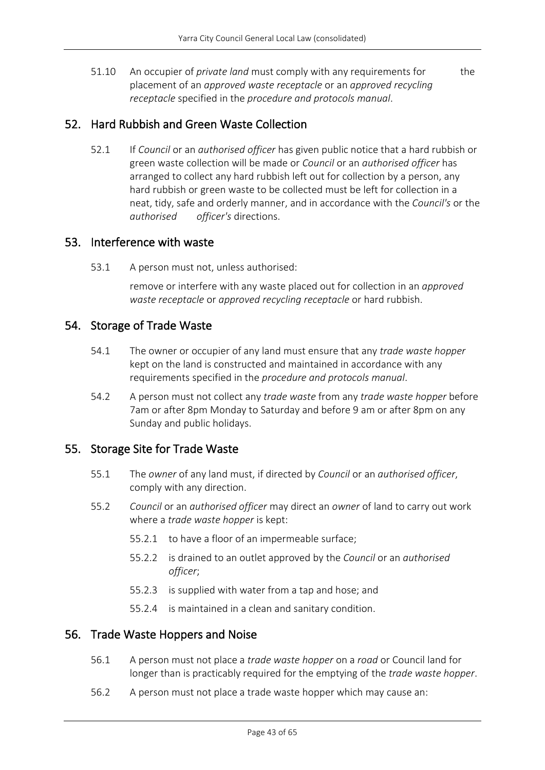51.10 An occupier of *private land* must comply with any requirements for the placement of an *approved waste receptacle* or an *approved recycling receptacle* specified in the *procedure and protocols manual*.

## 52. Hard Rubbish and Green Waste Collection

52.1 If *Council* or an *authorised officer* has given public notice that a hard rubbish or green waste collection will be made or *Council* or an *authorised officer* has arranged to collect any hard rubbish left out for collection by a person, any hard rubbish or green waste to be collected must be left for collection in a neat, tidy, safe and orderly manner, and in accordance with the *Council's* or the *authorised officer's* directions.

## 53. Interference with waste

53.1 A person must not, unless authorised:

remove or interfere with any waste placed out for collection in an *approved waste receptacle* or *approved recycling receptacle* or hard rubbish.

## 54. Storage of Trade Waste

54.1 The owner or occupier of any land must ensure that any *trade waste hopper* kept on the land is constructed and maintained in accordance with any requirements specified in the *procedure and protocols manual*.

54.2 A person must not collect any *trade waste* from any *trade waste hopper* before 7am or after 8pm Monday to Saturday and before 9 am or after 8pm on any Sunday and public holidays.

## 55. Storage Site for Trade Waste

55.1 The *owner* of any land must, if directed by *Council* or an *authorised officer*, comply with any direction.

55.2 *Council* or an *authorised officer* may direct an *owner* of land to carry out work where a *trade waste hopper* is kept:

- 55.2.1 to have a floor of an impermeable surface;
- 55.2.2 is drained to an outlet approved by the *Council* or an *authorised officer*;
- 55.2.3 is supplied with water from a tap and hose; and
- 55.2.4 is maintained in a clean and sanitary condition.

## 56. Trade Waste Hoppers and Noise

56.1 A person must not place a *trade waste hopper* on a *road* or Council land for longer than is practicably required for the emptying of the *trade waste hopper*.

56.2 A person must not place a trade waste hopper which may cause an: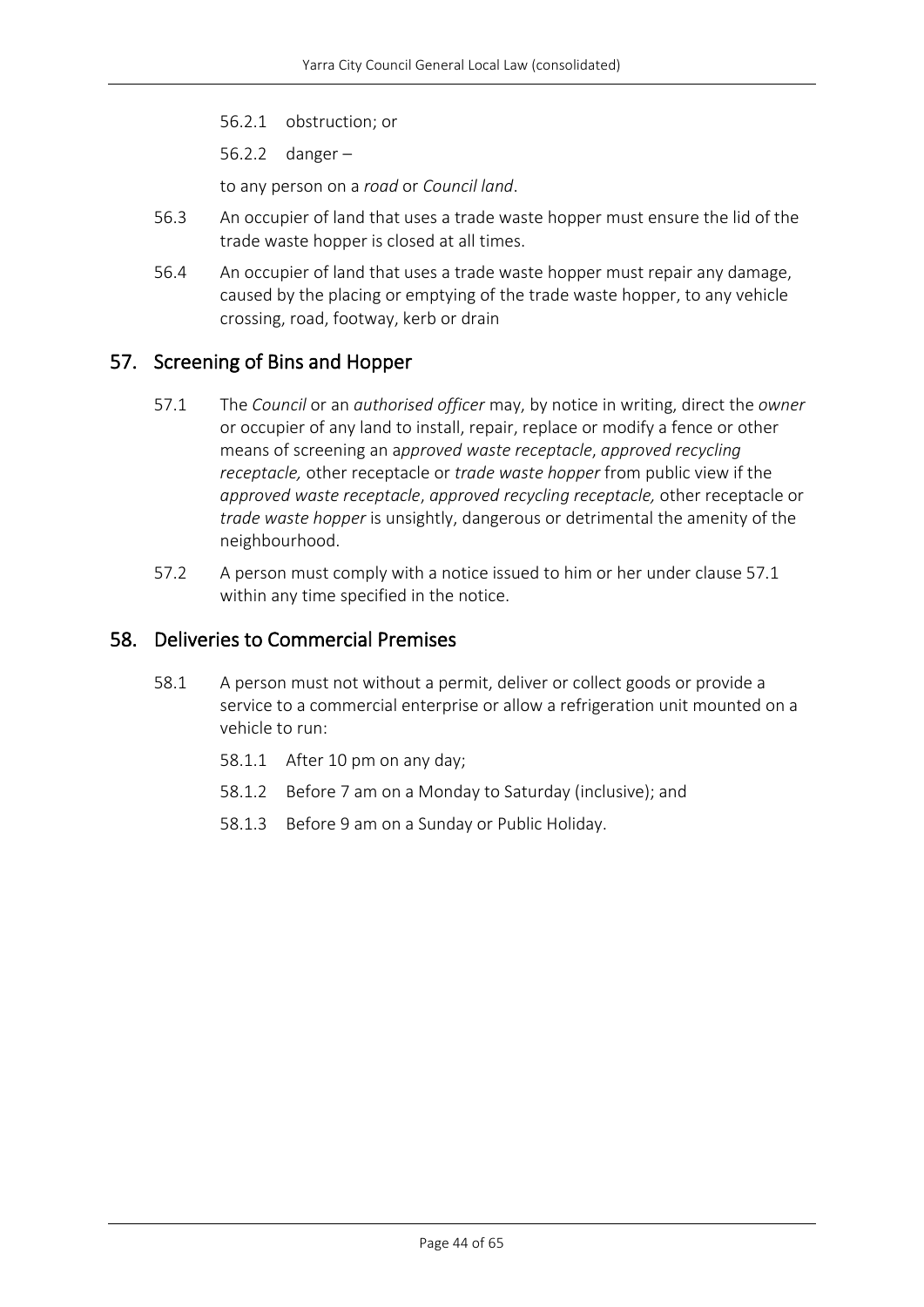56.2.1 obstruction; or

56.2.2 danger –

to any person on a *road* or *Council land*.

56.3 An occupier of land that uses a trade waste hopper must ensure the lid of the trade waste hopper is closed at all times.

56.4 An occupier of land that uses a trade waste hopper must repair any damage, caused by the placing or emptying of the trade waste hopper, to any vehicle crossing, road, footway, kerb or drain

## 57. Screening of Bins and Hopper

57.1 The *Council* or an *authorised officer* may, by notice in writing, direct the *owner* or occupier of any land to install, repair, replace or modify a fence or other means of screening an a*pproved waste receptacle*, *approved recycling receptacle,* other receptacle or *trade waste hopper* from public view if the *approved waste receptacle*, *approved recycling receptacle,* other receptacle or *trade waste hopper* is unsightly, dangerous or detrimental the amenity of the neighbourhood.

57.2 A person must comply with a notice issued to him or her under clause 57.1 within any time specified in the notice.

## 58. Deliveries to Commercial Premises

58.1 A person must not without a permit, deliver or collect goods or provide a service to a commercial enterprise or allow a refrigeration unit mounted on a vehicle to run:

58.1.1 After 10 pm on any day;

58.1.2 Before 7 am on a Monday to Saturday (inclusive); and

58.1.3 Before 9 am on a Sunday or Public Holiday.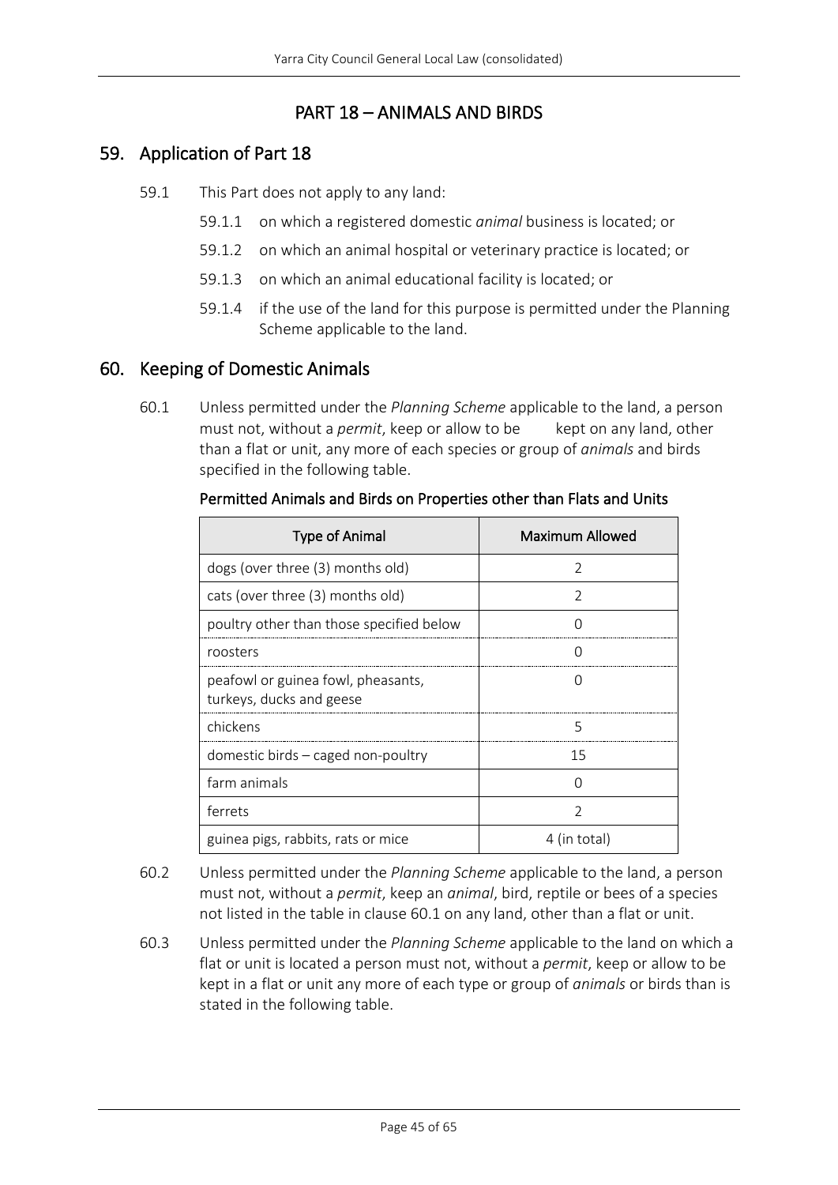# PART 18 – ANIMALS AND BIRDS

## 59. Application of Part 18

59.1 This Part does not apply to any land:

59.1.1 on which a registered domestic *animal* business is located; or

59.1.2 on which an animal hospital or veterinary practice is located; or

59.1.3 on which an animal educational facility is located; or

59.1.4 if the use of the land for this purpose is permitted under the Planning Scheme applicable to the land.

## 60. Keeping of Domestic Animals

60.1 Unless permitted under the *Planning Scheme* applicable to the land, a person must not, without a *permit*, keep or allow to be kept on any land, other than a flat or unit, any more of each species or group of *animals* and birds specified in the following table.

**Permitted Animals and Birds on Properties other than Flats and Units**

| Type of Animal | Maximum Allowed |
|---|---|
| dogs (over three (3) months old) | 2 |
| cats (over three (3) months old) | 2 |
| poultry other than those specified below | 0 |
| roosters | 0 |
| peafowl or guinea fowl, pheasants, turkeys, ducks and geese | 0 |
| chickens | 5 |
| domestic birds – caged non-poultry | 15 |
| farm animals | 0 |
| ferrets | 2 |
| guinea pigs, rabbits, rats or mice | 4 (in total) |

60.2 Unless permitted under the *Planning Scheme* applicable to the land, a person must not, without a *permit*, keep an *animal*, bird, reptile or bees of a species not listed in the table in clause 60.1 on any land, other than a flat or unit.

60.3 Unless permitted under the *Planning Scheme* applicable to the land on which a flat or unit is located a person must not, without a *permit*, keep or allow to be kept in a flat or unit any more of each type or group of *animals* or birds than is stated in the following table.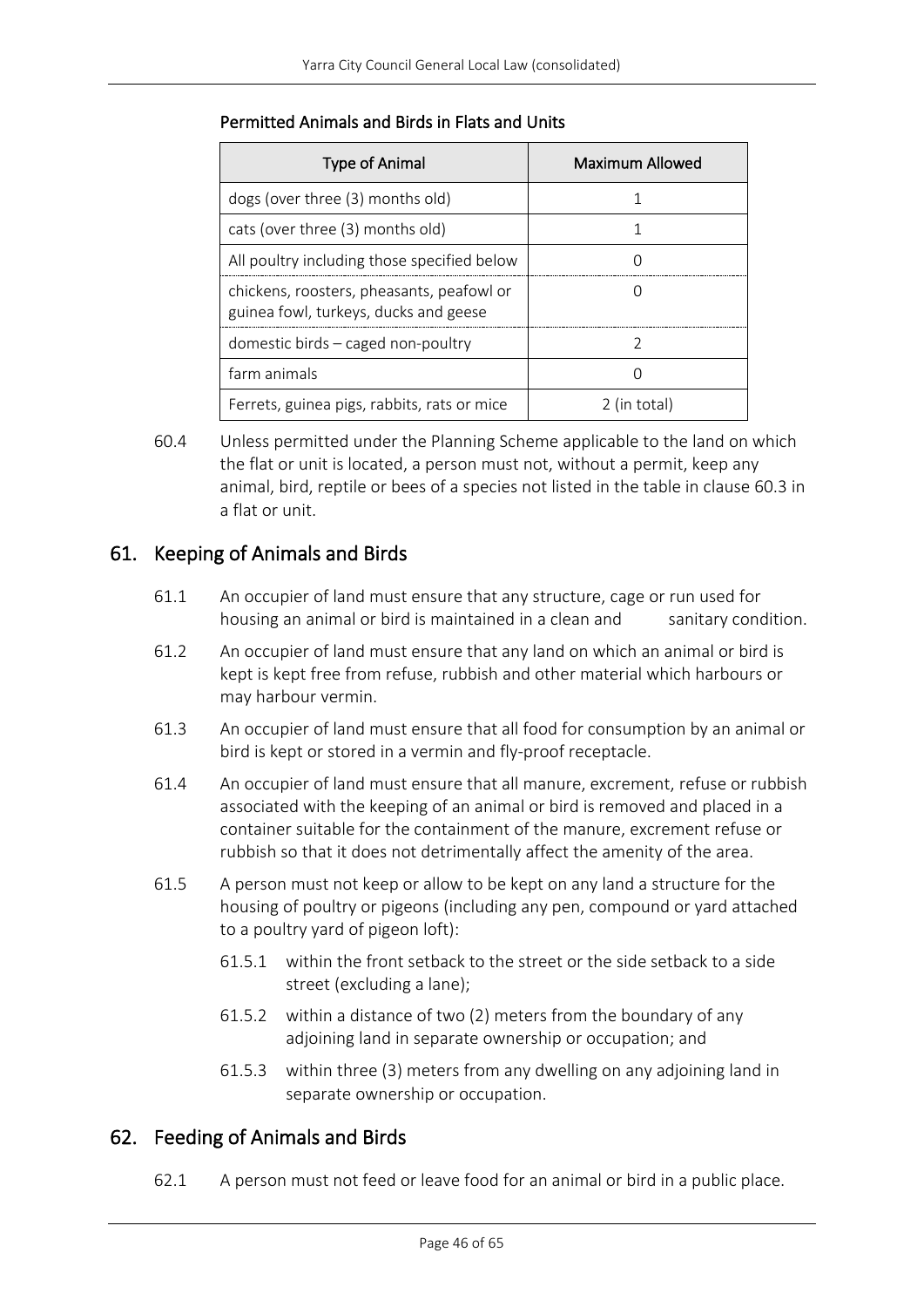Permitted Animals and Birds in Flats and Units

| Type of Animal | Maximum Allowed |
| --- | --- |
| dogs (over three (3) months old) | 1 |
| cats (over three (3) months old) | 1 |
| All poultry including those specified below | 0 |
| chickens, roosters, pheasants, peafowl or guinea fowl, turkeys, ducks and geese | 0 |
| domestic birds – caged non-poultry | 2 |
| farm animals | 0 |
| Ferrets, guinea pigs, rabbits, rats or mice | 2 (in total) |

60.4 Unless permitted under the Planning Scheme applicable to the land on which the flat or unit is located, a person must not, without a permit, keep any animal, bird, reptile or bees of a species not listed in the table in clause 60.3 in a flat or unit.

## 61. Keeping of Animals and Birds

61.1 An occupier of land must ensure that any structure, cage or run used for housing an animal or bird is maintained in a clean and sanitary condition.

61.2 An occupier of land must ensure that any land on which an animal or bird is kept is kept free from refuse, rubbish and other material which harbours or may harbour vermin.

61.3 An occupier of land must ensure that all food for consumption by an animal or bird is kept or stored in a vermin and fly-proof receptacle.

61.4 An occupier of land must ensure that all manure, excrement, refuse or rubbish associated with the keeping of an animal or bird is removed and placed in a container suitable for the containment of the manure, excrement refuse or rubbish so that it does not detrimentally affect the amenity of the area.

61.5 A person must not keep or allow to be kept on any land a structure for the housing of poultry or pigeons (including any pen, compound or yard attached to a poultry yard of pigeon loft):

61.5.1 within the front setback to the street or the side setback to a side street (excluding a lane);

61.5.2 within a distance of two (2) meters from the boundary of any adjoining land in separate ownership or occupation; and

61.5.3 within three (3) meters from any dwelling on any adjoining land in separate ownership or occupation.

## 62. Feeding of Animals and Birds

62.1 A person must not feed or leave food for an animal or bird in a public place.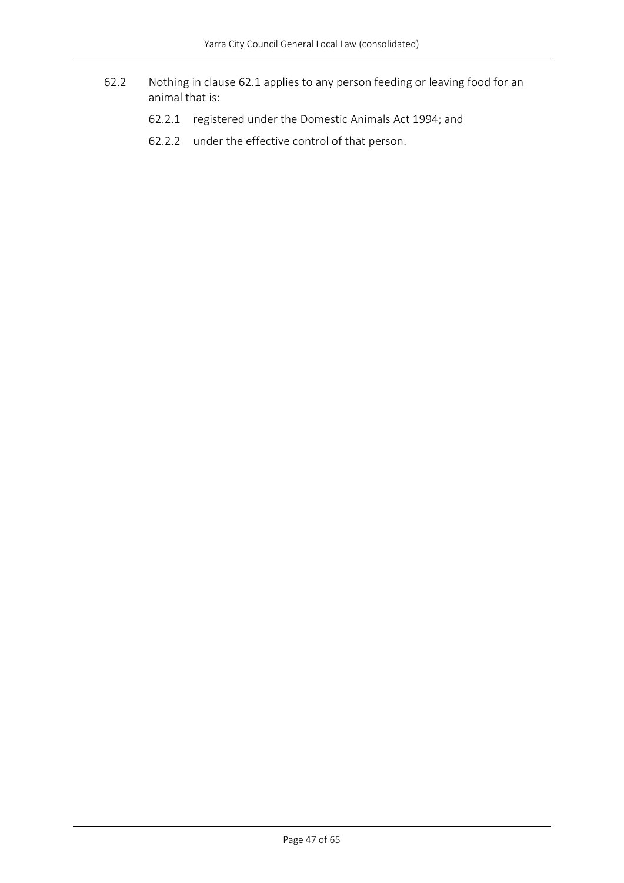62.2 Nothing in clause 62.1 applies to any person feeding or leaving food for an animal that is:

62.2.1 registered under the Domestic Animals Act 1994; and

62.2.2 under the effective control of that person.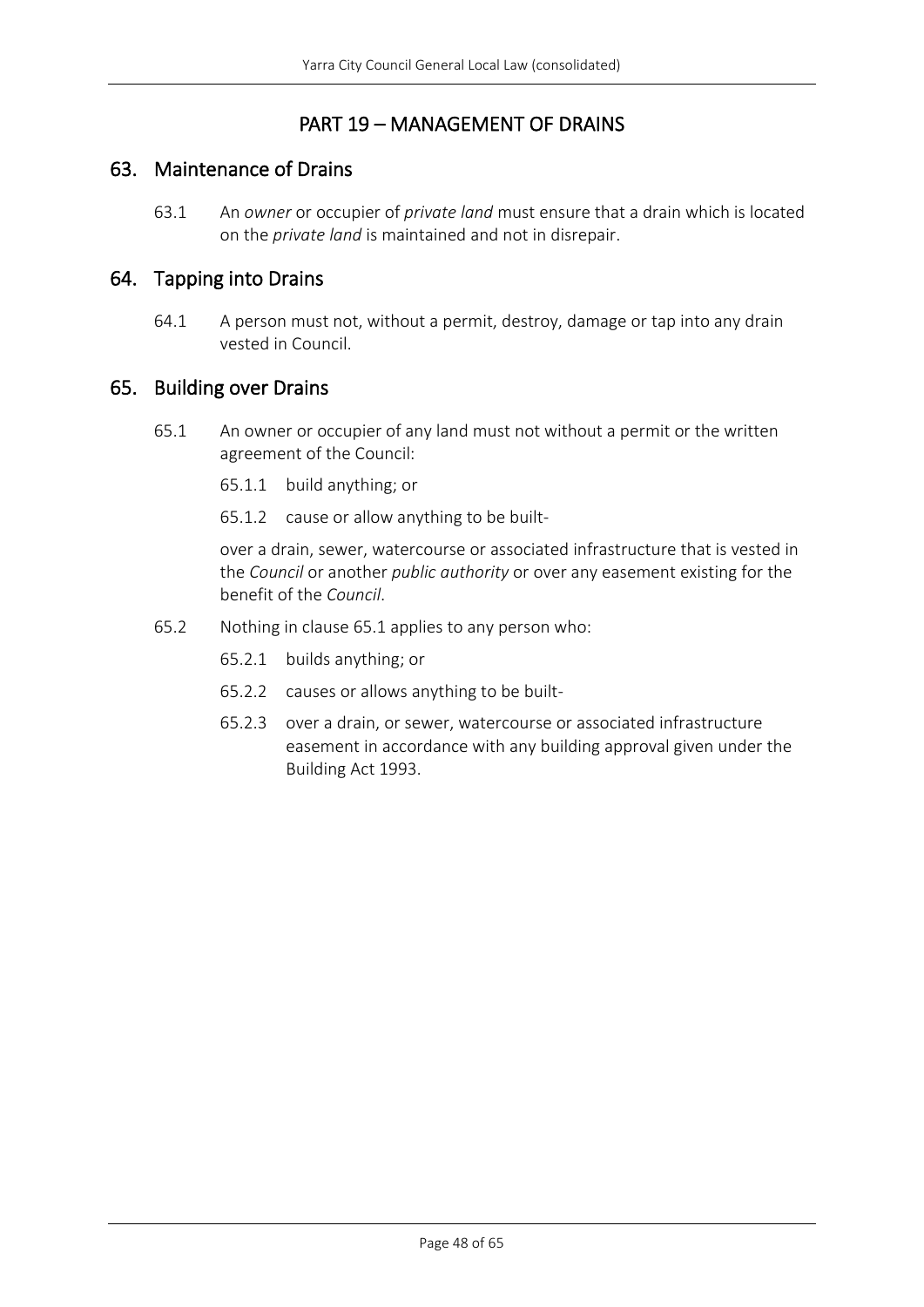# PART 19 – MANAGEMENT OF DRAINS

## 63. Maintenance of Drains

63.1 An *owner* or occupier of *private land* must ensure that a drain which is located on the *private land* is maintained and not in disrepair.

## 64. Tapping into Drains

64.1 A person must not, without a permit, destroy, damage or tap into any drain vested in Council.

## 65. Building over Drains

65.1 An owner or occupier of any land must not without a permit or the written agreement of the Council:

65.1.1 build anything; or

65.1.2 cause or allow anything to be built-

over a drain, sewer, watercourse or associated infrastructure that is vested in the *Council* or another *public authority* or over any easement existing for the benefit of the *Council*.

65.2 Nothing in clause 65.1 applies to any person who:

65.2.1 builds anything; or

65.2.2 causes or allows anything to be built-

65.2.3 over a drain, or sewer, watercourse or associated infrastructure easement in accordance with any building approval given under the Building Act 1993.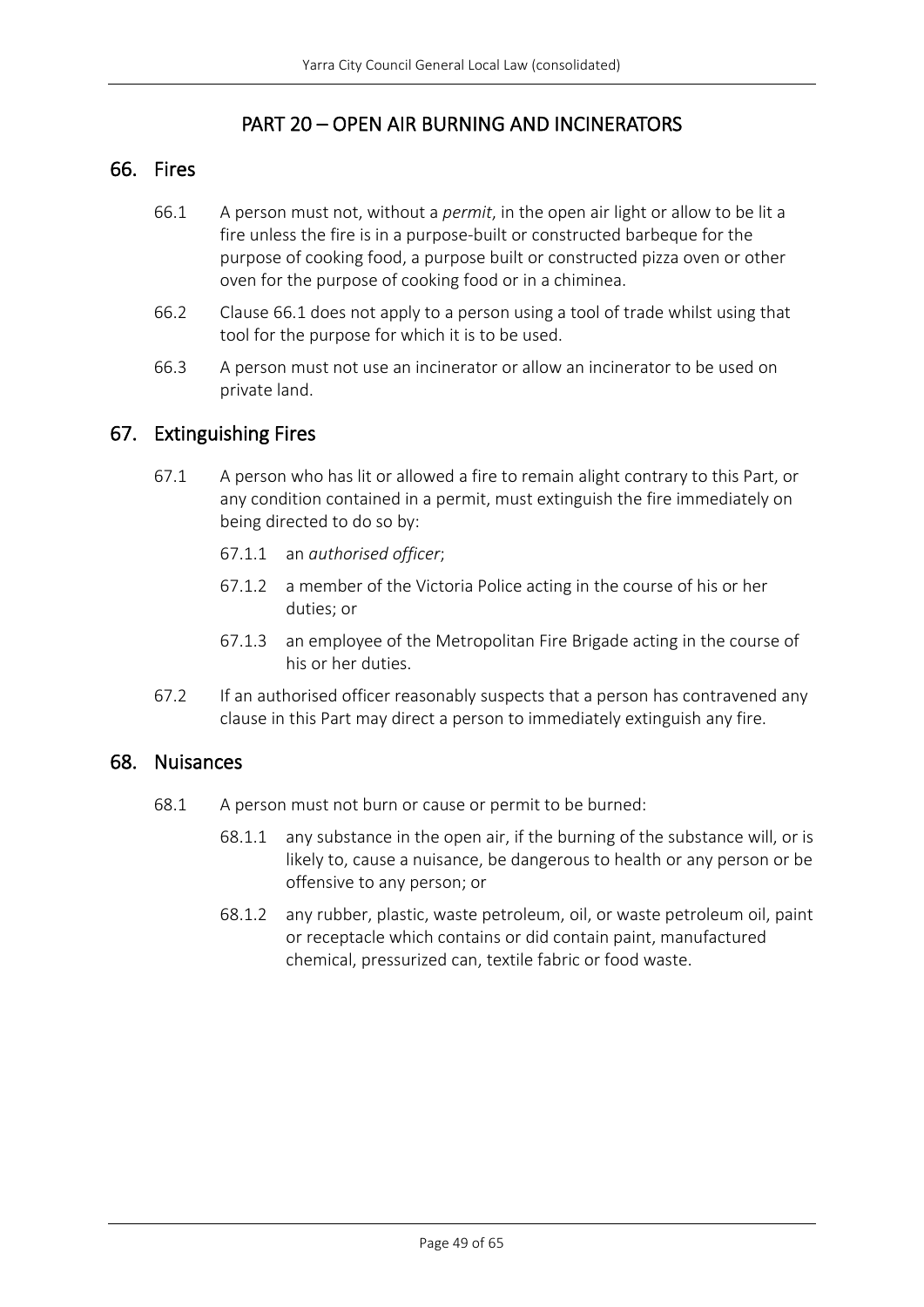## PART 20 – OPEN AIR BURNING AND INCINERATORS

### 66. Fires

66.1 A person must not, without a *permit*, in the open air light or allow to be lit a fire unless the fire is in a purpose-built or constructed barbeque for the purpose of cooking food, a purpose built or constructed pizza oven or other oven for the purpose of cooking food or in a chiminea.

66.2 Clause 66.1 does not apply to a person using a tool of trade whilst using that tool for the purpose for which it is to be used.

66.3 A person must not use an incinerator or allow an incinerator to be used on private land.

### 67. Extinguishing Fires

67.1 A person who has lit or allowed a fire to remain alight contrary to this Part, or any condition contained in a permit, must extinguish the fire immediately on being directed to do so by:

67.1.1 an *authorised officer*;

67.1.2 a member of the Victoria Police acting in the course of his or her duties; or

67.1.3 an employee of the Metropolitan Fire Brigade acting in the course of his or her duties.

67.2 If an authorised officer reasonably suspects that a person has contravened any clause in this Part may direct a person to immediately extinguish any fire.

### 68. Nuisances

68.1 A person must not burn or cause or permit to be burned:

68.1.1 any substance in the open air, if the burning of the substance will, or is likely to, cause a nuisance, be dangerous to health or any person or be offensive to any person; or

68.1.2 any rubber, plastic, waste petroleum, oil, or waste petroleum oil, paint or receptacle which contains or did contain paint, manufactured chemical, pressurized can, textile fabric or food waste.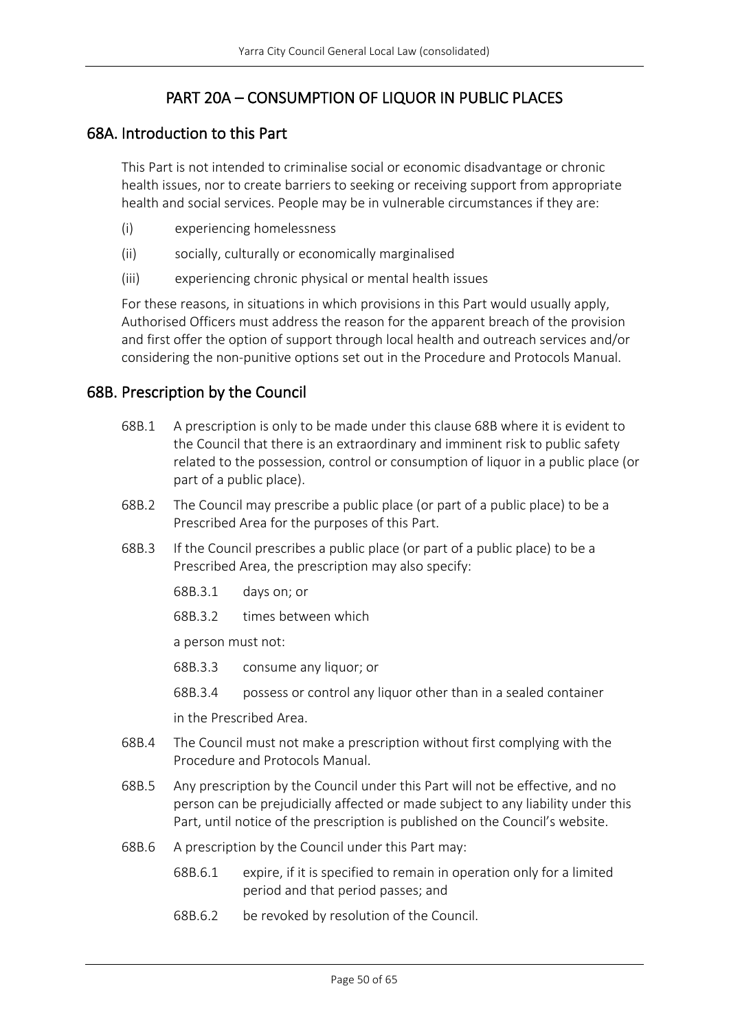# PART 20A – CONSUMPTION OF LIQUOR IN PUBLIC PLACES

## 68A. Introduction to this Part

This Part is not intended to criminalise social or economic disadvantage or chronic health issues, nor to create barriers to seeking or receiving support from appropriate health and social services. People may be in vulnerable circumstances if they are:

(i) experiencing homelessness

(ii) socially, culturally or economically marginalised

(iii) experiencing chronic physical or mental health issues

For these reasons, in situations in which provisions in this Part would usually apply, Authorised Officers must address the reason for the apparent breach of the provision and first offer the option of support through local health and outreach services and/or considering the non-punitive options set out in the Procedure and Protocols Manual.

## 68B. Prescription by the Council

68B.1 A prescription is only to be made under this clause 68B where it is evident to the Council that there is an extraordinary and imminent risk to public safety related to the possession, control or consumption of liquor in a public place (or part of a public place).

68B.2 The Council may prescribe a public place (or part of a public place) to be a Prescribed Area for the purposes of this Part.

68B.3 If the Council prescribes a public place (or part of a public place) to be a Prescribed Area, the prescription may also specify:

68B.3.1 days on; or

68B.3.2 times between which

a person must not:

68B.3.3 consume any liquor; or

68B.3.4 possess or control any liquor other than in a sealed container

in the Prescribed Area.

68B.4 The Council must not make a prescription without first complying with the Procedure and Protocols Manual.

68B.5 Any prescription by the Council under this Part will not be effective, and no person can be prejudicially affected or made subject to any liability under this Part, until notice of the prescription is published on the Council's website.

68B.6 A prescription by the Council under this Part may:

68B.6.1 expire, if it is specified to remain in operation only for a limited period and that period passes; and

68B.6.2 be revoked by resolution of the Council.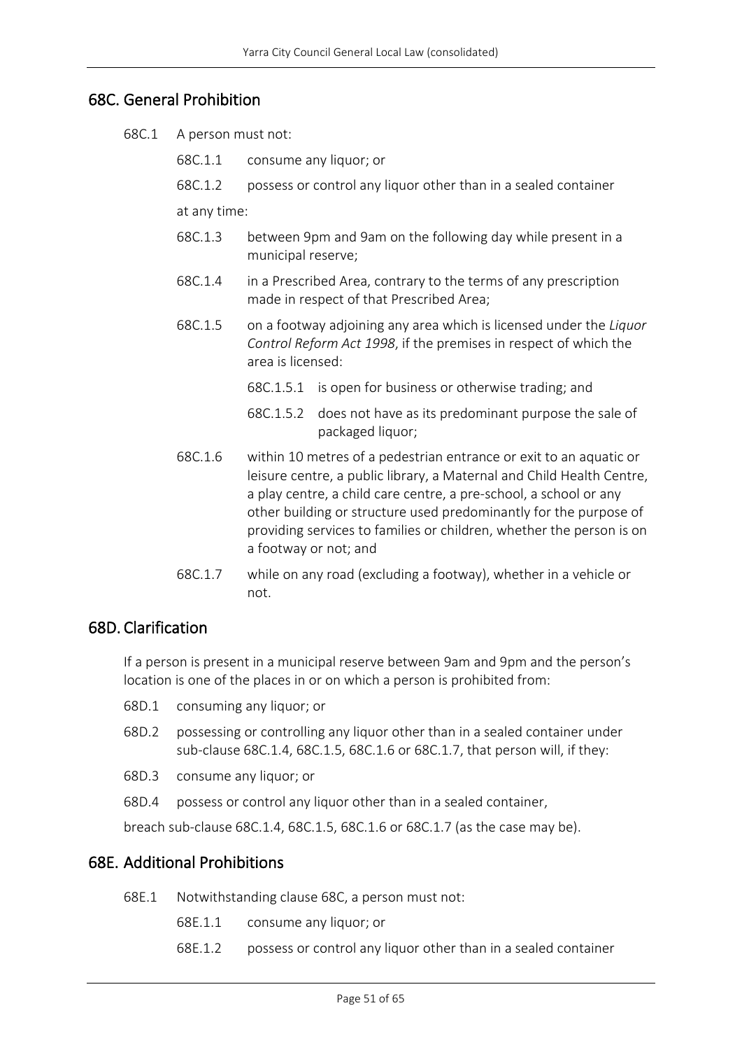## 68C. General Prohibition

68C.1 A person must not:

68C.1.1 consume any liquor; or

68C.1.2 possess or control any liquor other than in a sealed container

at any time:

68C.1.3 between 9pm and 9am on the following day while present in a municipal reserve;

68C.1.4 in a Prescribed Area, contrary to the terms of any prescription made in respect of that Prescribed Area;

68C.1.5 on a footway adjoining any area which is licensed under the *Liquor Control Reform Act 1998*, if the premises in respect of which the area is licensed:

68C.1.5.1 is open for business or otherwise trading; and

68C.1.5.2 does not have as its predominant purpose the sale of packaged liquor;

68C.1.6 within 10 metres of a pedestrian entrance or exit to an aquatic or leisure centre, a public library, a Maternal and Child Health Centre, a play centre, a child care centre, a pre-school, a school or any other building or structure used predominantly for the purpose of providing services to families or children, whether the person is on a footway or not; and

68C.1.7 while on any road (excluding a footway), whether in a vehicle or not.

## 68D. Clarification

If a person is present in a municipal reserve between 9am and 9pm and the person's location is one of the places in or on which a person is prohibited from:

68D.1 consuming any liquor; or

68D.2 possessing or controlling any liquor other than in a sealed container under sub-clause 68C.1.4, 68C.1.5, 68C.1.6 or 68C.1.7, that person will, if they:

68D.3 consume any liquor; or

68D.4 possess or control any liquor other than in a sealed container,

breach sub-clause 68C.1.4, 68C.1.5, 68C.1.6 or 68C.1.7 (as the case may be).

## 68E. Additional Prohibitions

68E.1 Notwithstanding clause 68C, a person must not:

68E.1.1 consume any liquor; or

68E.1.2 possess or control any liquor other than in a sealed container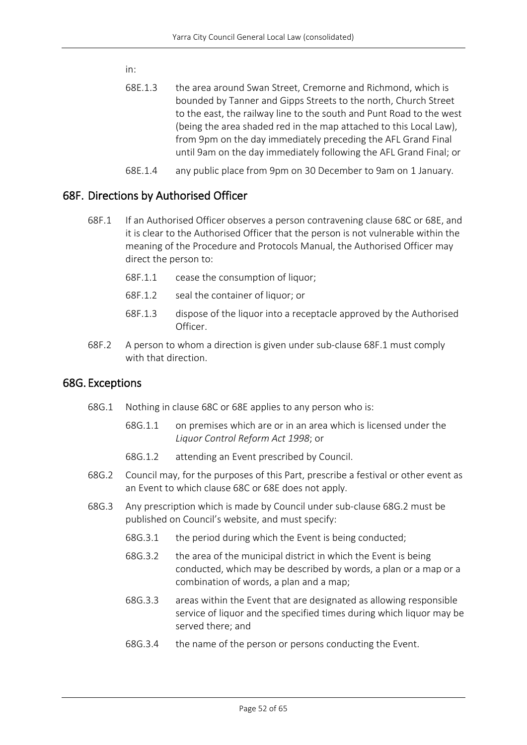in:

68E.1.3 the area around Swan Street, Cremorne and Richmond, which is bounded by Tanner and Gipps Streets to the north, Church Street to the east, the railway line to the south and Punt Road to the west (being the area shaded red in the map attached to this Local Law), from 9pm on the day immediately preceding the AFL Grand Final until 9am on the day immediately following the AFL Grand Final; or

68E.1.4 any public place from 9pm on 30 December to 9am on 1 January.

## 68F. Directions by Authorised Officer

68F.1 If an Authorised Officer observes a person contravening clause 68C or 68E, and it is clear to the Authorised Officer that the person is not vulnerable within the meaning of the Procedure and Protocols Manual, the Authorised Officer may direct the person to:

68F.1.1 cease the consumption of liquor;

68F.1.2 seal the container of liquor; or

68F.1.3 dispose of the liquor into a receptacle approved by the Authorised Officer.

68F.2 A person to whom a direction is given under sub-clause 68F.1 must comply with that direction.

## 68G. Exceptions

68G.1 Nothing in clause 68C or 68E applies to any person who is:

68G.1.1 on premises which are or in an area which is licensed under the *Liquor Control Reform Act 1998*; or

68G.1.2 attending an Event prescribed by Council.

68G.2 Council may, for the purposes of this Part, prescribe a festival or other event as an Event to which clause 68C or 68E does not apply.

68G.3 Any prescription which is made by Council under sub-clause 68G.2 must be published on Council's website, and must specify:

68G.3.1 the period during which the Event is being conducted;

68G.3.2 the area of the municipal district in which the Event is being conducted, which may be described by words, a plan or a map or a combination of words, a plan and a map;

68G.3.3 areas within the Event that are designated as allowing responsible service of liquor and the specified times during which liquor may be served there; and

68G.3.4 the name of the person or persons conducting the Event.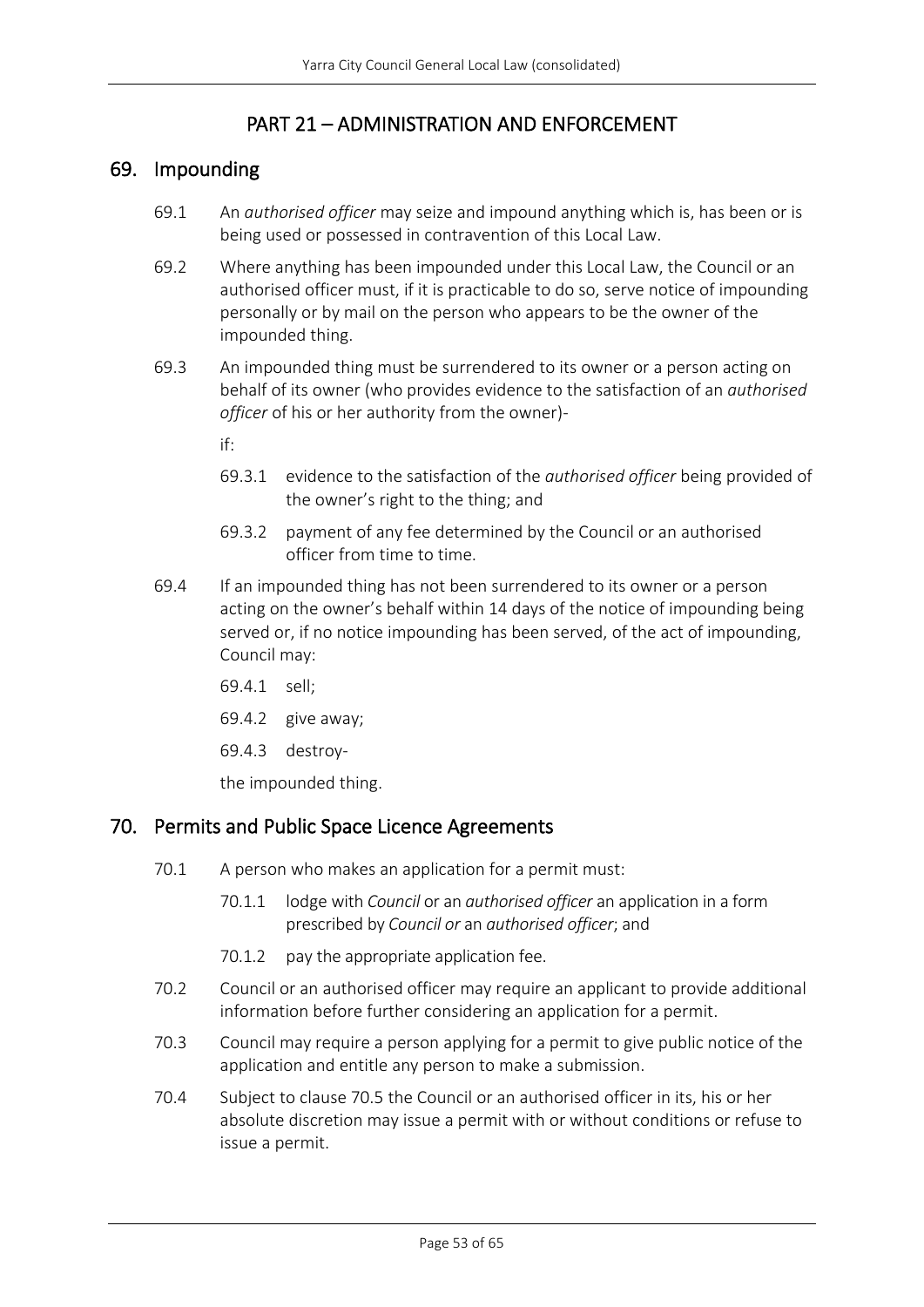## PART 21 – ADMINISTRATION AND ENFORCEMENT

### 69. Impounding

69.1 An *authorised officer* may seize and impound anything which is, has been or is being used or possessed in contravention of this Local Law.

69.2 Where anything has been impounded under this Local Law, the Council or an authorised officer must, if it is practicable to do so, serve notice of impounding personally or by mail on the person who appears to be the owner of the impounded thing.

69.3 An impounded thing must be surrendered to its owner or a person acting on behalf of its owner (who provides evidence to the satisfaction of an *authorised officer* of his or her authority from the owner)-

if:

69.3.1 evidence to the satisfaction of the *authorised officer* being provided of the owner's right to the thing; and

69.3.2 payment of any fee determined by the Council or an authorised officer from time to time.

69.4 If an impounded thing has not been surrendered to its owner or a person acting on the owner's behalf within 14 days of the notice of impounding being served or, if no notice impounding has been served, of the act of impounding, Council may:

69.4.1 sell;

69.4.2 give away;

69.4.3 destroy-

the impounded thing.

### 70. Permits and Public Space Licence Agreements

70.1 A person who makes an application for a permit must:

70.1.1 lodge with *Council* or an *authorised officer* an application in a form prescribed by *Council or* an *authorised officer*; and

70.1.2 pay the appropriate application fee.

70.2 Council or an authorised officer may require an applicant to provide additional information before further considering an application for a permit.

70.3 Council may require a person applying for a permit to give public notice of the application and entitle any person to make a submission.

70.4 Subject to clause 70.5 the Council or an authorised officer in its, his or her absolute discretion may issue a permit with or without conditions or refuse to issue a permit.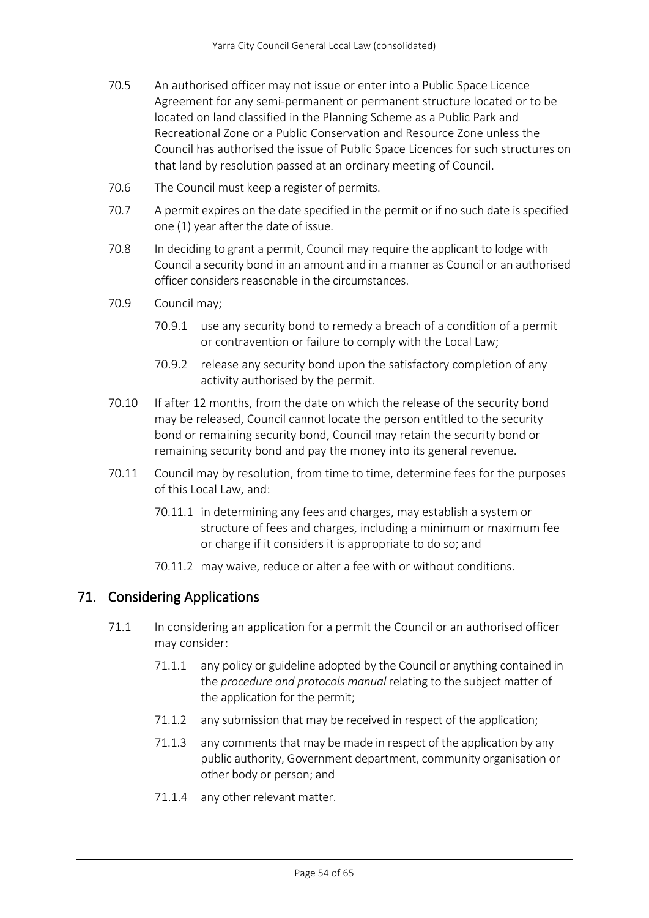70.5 An authorised officer may not issue or enter into a Public Space Licence Agreement for any semi-permanent or permanent structure located or to be located on land classified in the Planning Scheme as a Public Park and Recreational Zone or a Public Conservation and Resource Zone unless the Council has authorised the issue of Public Space Licences for such structures on that land by resolution passed at an ordinary meeting of Council.

70.6 The Council must keep a register of permits.

70.7 A permit expires on the date specified in the permit or if no such date is specified one (1) year after the date of issue.

70.8 In deciding to grant a permit, Council may require the applicant to lodge with Council a security bond in an amount and in a manner as Council or an authorised officer considers reasonable in the circumstances.

70.9 Council may;

- 70.9.1 use any security bond to remedy a breach of a condition of a permit or contravention or failure to comply with the Local Law;
- 70.9.2 release any security bond upon the satisfactory completion of any activity authorised by the permit.

70.10 If after 12 months, from the date on which the release of the security bond may be released, Council cannot locate the person entitled to the security bond or remaining security bond, Council may retain the security bond or remaining security bond and pay the money into its general revenue.

70.11 Council may by resolution, from time to time, determine fees for the purposes of this Local Law, and:

- 70.11.1 in determining any fees and charges, may establish a system or structure of fees and charges, including a minimum or maximum fee or charge if it considers it is appropriate to do so; and
- 70.11.2 may waive, reduce or alter a fee with or without conditions.

## 71. Considering Applications

71.1 In considering an application for a permit the Council or an authorised officer may consider:

- 71.1.1 any policy or guideline adopted by the Council or anything contained in the *procedure and protocols manual* relating to the subject matter of the application for the permit;
- 71.1.2 any submission that may be received in respect of the application;
- 71.1.3 any comments that may be made in respect of the application by any public authority, Government department, community organisation or other body or person; and
- 71.1.4 any other relevant matter.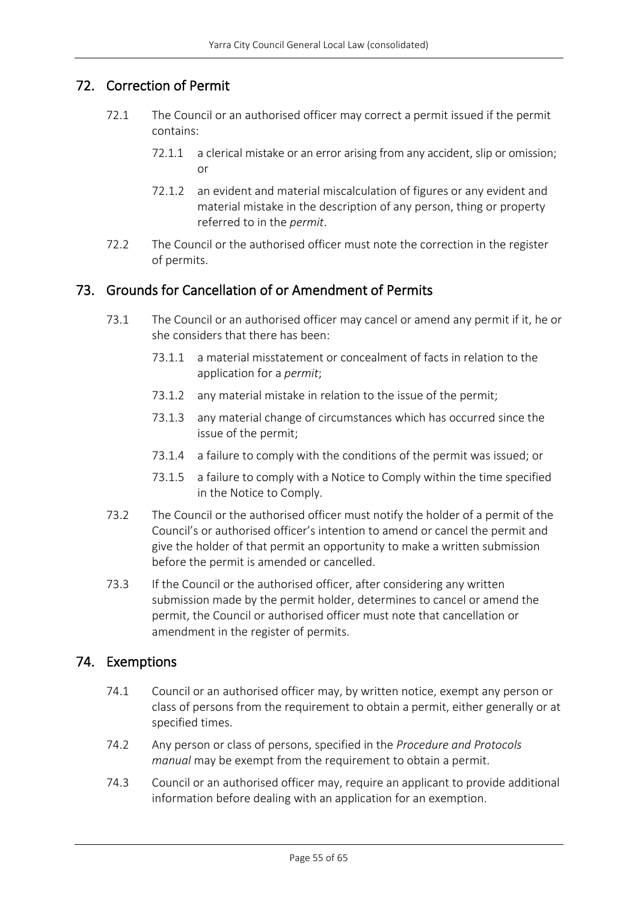## 72. Correction of Permit

72.1 The Council or an authorised officer may correct a permit issued if the permit contains:

72.1.1 a clerical mistake or an error arising from any accident, slip or omission; or

72.1.2 an evident and material miscalculation of figures or any evident and material mistake in the description of any person, thing or property referred to in the *permit*.

72.2 The Council or the authorised officer must note the correction in the register of permits.

## 73. Grounds for Cancellation of or Amendment of Permits

73.1 The Council or an authorised officer may cancel or amend any permit if it, he or she considers that there has been:

73.1.1 a material misstatement or concealment of facts in relation to the application for a *permit*;

73.1.2 any material mistake in relation to the issue of the permit;

73.1.3 any material change of circumstances which has occurred since the issue of the permit;

73.1.4 a failure to comply with the conditions of the permit was issued; or

73.1.5 a failure to comply with a Notice to Comply within the time specified in the Notice to Comply.

73.2 The Council or the authorised officer must notify the holder of a permit of the Council's or authorised officer's intention to amend or cancel the permit and give the holder of that permit an opportunity to make a written submission before the permit is amended or cancelled.

73.3 If the Council or the authorised officer, after considering any written submission made by the permit holder, determines to cancel or amend the permit, the Council or authorised officer must note that cancellation or amendment in the register of permits.

## 74. Exemptions

74.1 Council or an authorised officer may, by written notice, exempt any person or class of persons from the requirement to obtain a permit, either generally or at specified times.

74.2 Any person or class of persons, specified in the *Procedure and Protocols manual* may be exempt from the requirement to obtain a permit.

74.3 Council or an authorised officer may, require an applicant to provide additional information before dealing with an application for an exemption.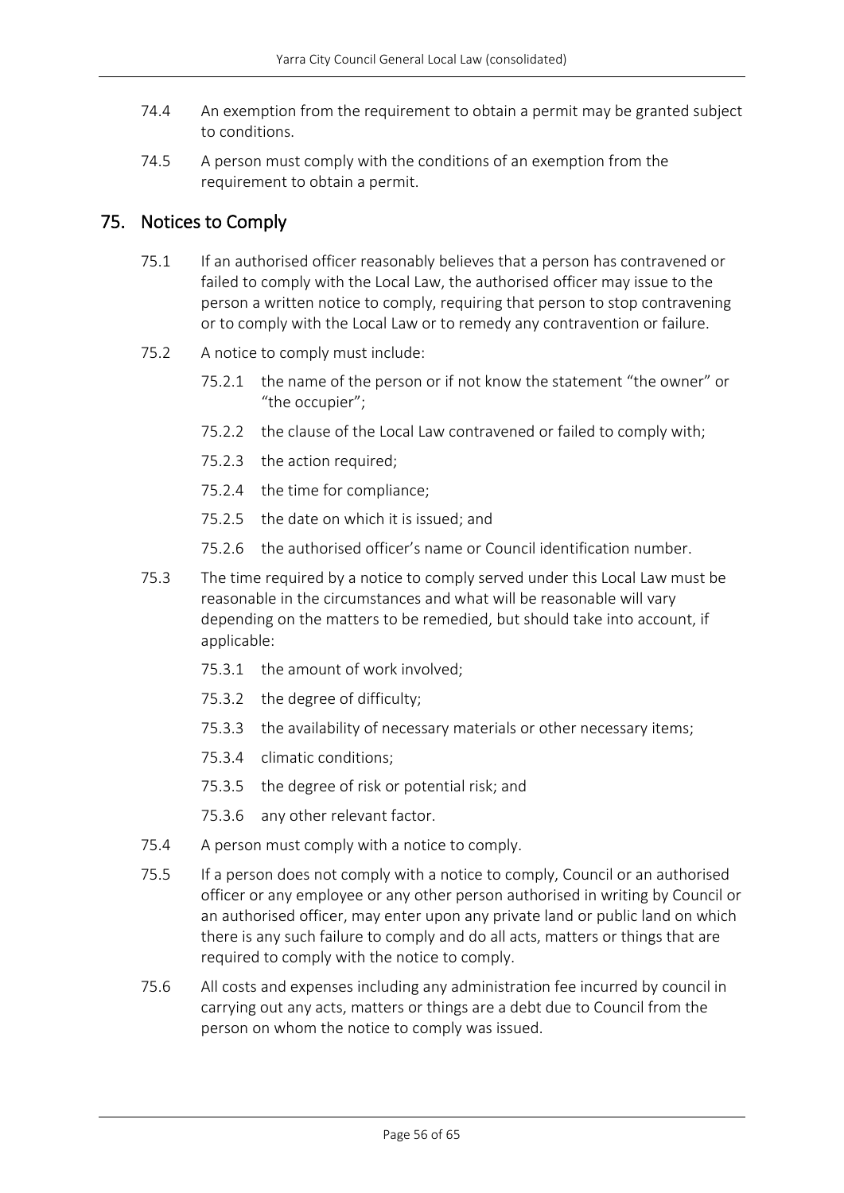74.4 An exemption from the requirement to obtain a permit may be granted subject to conditions.

74.5 A person must comply with the conditions of an exemption from the requirement to obtain a permit.

## 75. Notices to Comply

75.1 If an authorised officer reasonably believes that a person has contravened or failed to comply with the Local Law, the authorised officer may issue to the person a written notice to comply, requiring that person to stop contravening or to comply with the Local Law or to remedy any contravention or failure.

75.2 A notice to comply must include:

- 75.2.1 the name of the person or if not know the statement "the owner" or "the occupier";
- 75.2.2 the clause of the Local Law contravened or failed to comply with;
- 75.2.3 the action required;
- 75.2.4 the time for compliance;
- 75.2.5 the date on which it is issued; and
- 75.2.6 the authorised officer's name or Council identification number.

75.3 The time required by a notice to comply served under this Local Law must be reasonable in the circumstances and what will be reasonable will vary depending on the matters to be remedied, but should take into account, if applicable:

- 75.3.1 the amount of work involved;
- 75.3.2 the degree of difficulty;
- 75.3.3 the availability of necessary materials or other necessary items;
- 75.3.4 climatic conditions;
- 75.3.5 the degree of risk or potential risk; and
- 75.3.6 any other relevant factor.

75.4 A person must comply with a notice to comply.

75.5 If a person does not comply with a notice to comply, Council or an authorised officer or any employee or any other person authorised in writing by Council or an authorised officer, may enter upon any private land or public land on which there is any such failure to comply and do all acts, matters or things that are required to comply with the notice to comply.

75.6 All costs and expenses including any administration fee incurred by council in carrying out any acts, matters or things are a debt due to Council from the person on whom the notice to comply was issued.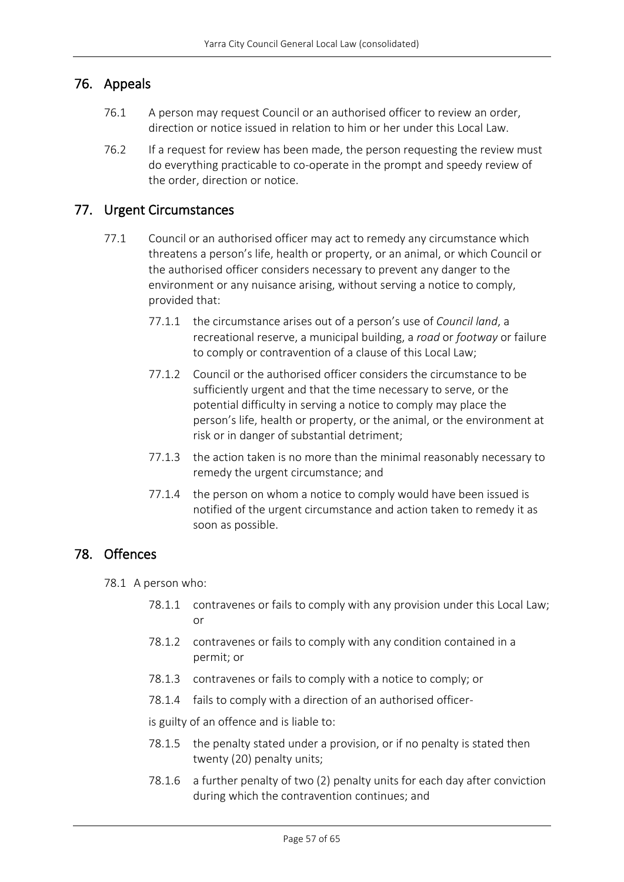## 76. Appeals

76.1 A person may request Council or an authorised officer to review an order, direction or notice issued in relation to him or her under this Local Law.

76.2 If a request for review has been made, the person requesting the review must do everything practicable to co-operate in the prompt and speedy review of the order, direction or notice.

## 77. Urgent Circumstances

77.1 Council or an authorised officer may act to remedy any circumstance which threatens a person's life, health or property, or an animal, or which Council or the authorised officer considers necessary to prevent any danger to the environment or any nuisance arising, without serving a notice to comply, provided that:

77.1.1 the circumstance arises out of a person's use of *Council land*, a recreational reserve, a municipal building, a *road* or *footway* or failure to comply or contravention of a clause of this Local Law;

77.1.2 Council or the authorised officer considers the circumstance to be sufficiently urgent and that the time necessary to serve, or the potential difficulty in serving a notice to comply may place the person's life, health or property, or the animal, or the environment at risk or in danger of substantial detriment;

77.1.3 the action taken is no more than the minimal reasonably necessary to remedy the urgent circumstance; and

77.1.4 the person on whom a notice to comply would have been issued is notified of the urgent circumstance and action taken to remedy it as soon as possible.

## 78. Offences

78.1 A person who:

78.1.1 contravenes or fails to comply with any provision under this Local Law; or

78.1.2 contravenes or fails to comply with any condition contained in a permit; or

78.1.3 contravenes or fails to comply with a notice to comply; or

78.1.4 fails to comply with a direction of an authorised officer-

is guilty of an offence and is liable to:

78.1.5 the penalty stated under a provision, or if no penalty is stated then twenty (20) penalty units;

78.1.6 a further penalty of two (2) penalty units for each day after conviction during which the contravention continues; and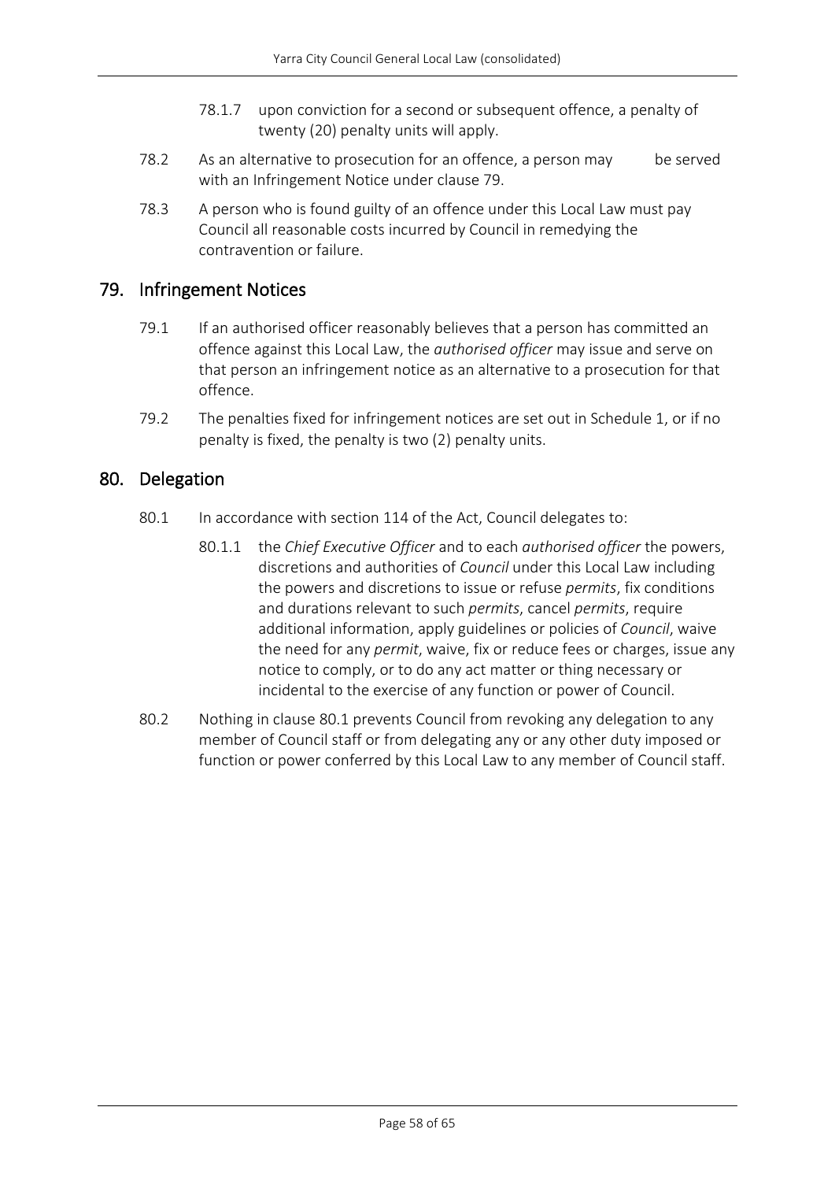78.1.7 upon conviction for a second or subsequent offence, a penalty of twenty (20) penalty units will apply.

78.2 As an alternative to prosecution for an offence, a person may be served with an Infringement Notice under clause 79.

78.3 A person who is found guilty of an offence under this Local Law must pay Council all reasonable costs incurred by Council in remedying the contravention or failure.

## 79. Infringement Notices

79.1 If an authorised officer reasonably believes that a person has committed an offence against this Local Law, the *authorised officer* may issue and serve on that person an infringement notice as an alternative to a prosecution for that offence.

79.2 The penalties fixed for infringement notices are set out in Schedule 1, or if no penalty is fixed, the penalty is two (2) penalty units.

## 80. Delegation

80.1 In accordance with section 114 of the Act, Council delegates to:

80.1.1 the *Chief Executive Officer* and to each *authorised officer* the powers, discretions and authorities of *Council* under this Local Law including the powers and discretions to issue or refuse *permits*, fix conditions and durations relevant to such *permits*, cancel *permits*, require additional information, apply guidelines or policies of *Council*, waive the need for any *permit*, waive, fix or reduce fees or charges, issue any notice to comply, or to do any act matter or thing necessary or incidental to the exercise of any function or power of Council.

80.2 Nothing in clause 80.1 prevents Council from revoking any delegation to any member of Council staff or from delegating any or any other duty imposed or function or power conferred by this Local Law to any member of Council staff.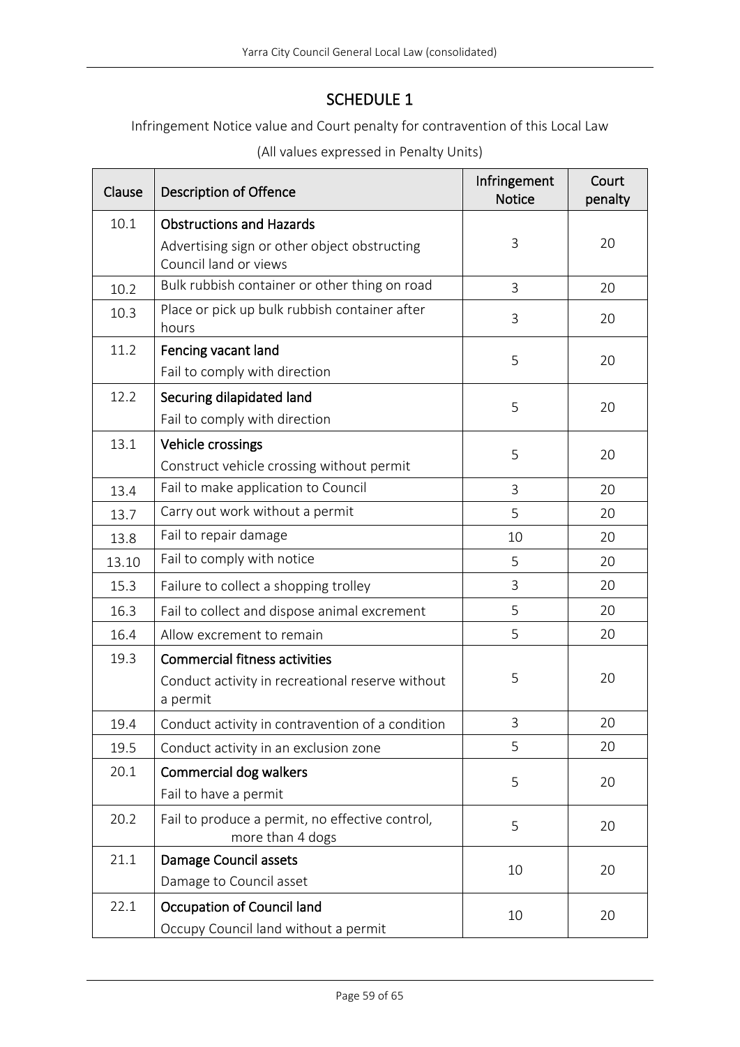# SCHEDULE 1

Infringement Notice value and Court penalty for contravention of this Local Law

(All values expressed in Penalty Units)

| Clause | Description of Offence | Infringement Notice | Court penalty |
|---|---|---|---|
| 10.1 | **Obstructions and Hazards**<br>Advertising sign or other object obstructing Council land or views | 3 | 20 |
| 10.2 | Bulk rubbish container or other thing on road | 3 | 20 |
| 10.3 | Place or pick up bulk rubbish container after hours | 3 | 20 |
| 11.2 | **Fencing vacant land**<br>Fail to comply with direction | 5 | 20 |
| 12.2 | **Securing dilapidated land**<br>Fail to comply with direction | 5 | 20 |
| 13.1 | **Vehicle crossings**<br>Construct vehicle crossing without permit | 5 | 20 |
| 13.4 | Fail to make application to Council | 3 | 20 |
| 13.7 | Carry out work without a permit | 5 | 20 |
| 13.8 | Fail to repair damage | 10 | 20 |
| 13.10 | Fail to comply with notice | 5 | 20 |
| 15.3 | Failure to collect a shopping trolley | 3 | 20 |
| 16.3 | Fail to collect and dispose animal excrement | 5 | 20 |
| 16.4 | Allow excrement to remain | 5 | 20 |
| 19.3 | **Commercial fitness activities**<br>Conduct activity in recreational reserve without a permit | 5 | 20 |
| 19.4 | Conduct activity in contravention of a condition | 3 | 20 |
| 19.5 | Conduct activity in an exclusion zone | 5 | 20 |
| 20.1 | **Commercial dog walkers**<br>Fail to have a permit | 5 | 20 |
| 20.2 | Fail to produce a permit, no effective control, more than 4 dogs | 5 | 20 |
| 21.1 | **Damage Council assets**<br>Damage to Council asset | 10 | 20 |
| 22.1 | **Occupation of Council land**<br>Occupy Council land without a permit | 10 | 20 |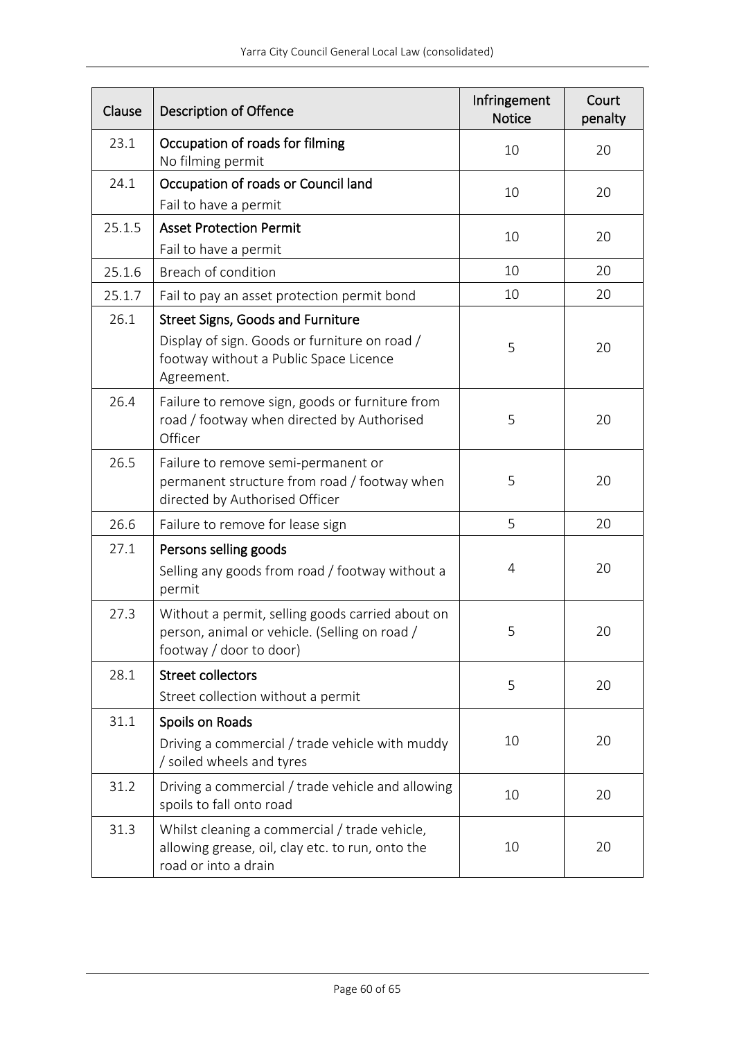| Clause | Description of Offence | Infringement Notice | Court penalty |
|---|---|---|---|
| 23.1 | **Occupation of roads for filming**<br>No filming permit | 10 | 20 |
| 24.1 | **Occupation of roads or Council land**<br>Fail to have a permit | 10 | 20 |
| 25.1.5 | **Asset Protection Permit**<br>Fail to have a permit | 10 | 20 |
| 25.1.6 | Breach of condition | 10 | 20 |
| 25.1.7 | Fail to pay an asset protection permit bond | 10 | 20 |
| 26.1 | **Street Signs, Goods and Furniture**<br>Display of sign. Goods or furniture on road / footway without a Public Space Licence Agreement. | 5 | 20 |
| 26.4 | Failure to remove sign, goods or furniture from road / footway when directed by Authorised Officer | 5 | 20 |
| 26.5 | Failure to remove semi-permanent or permanent structure from road / footway when directed by Authorised Officer | 5 | 20 |
| 26.6 | Failure to remove for lease sign | 5 | 20 |
| 27.1 | **Persons selling goods**<br>Selling any goods from road / footway without a permit | 4 | 20 |
| 27.3 | Without a permit, selling goods carried about on person, animal or vehicle. (Selling on road / footway / door to door) | 5 | 20 |
| 28.1 | **Street collectors**<br>Street collection without a permit | 5 | 20 |
| 31.1 | **Spoils on Roads**<br>Driving a commercial / trade vehicle with muddy / soiled wheels and tyres | 10 | 20 |
| 31.2 | Driving a commercial / trade vehicle and allowing spoils to fall onto road | 10 | 20 |
| 31.3 | Whilst cleaning a commercial / trade vehicle, allowing grease, oil, clay etc. to run, onto the road or into a drain | 10 | 20 |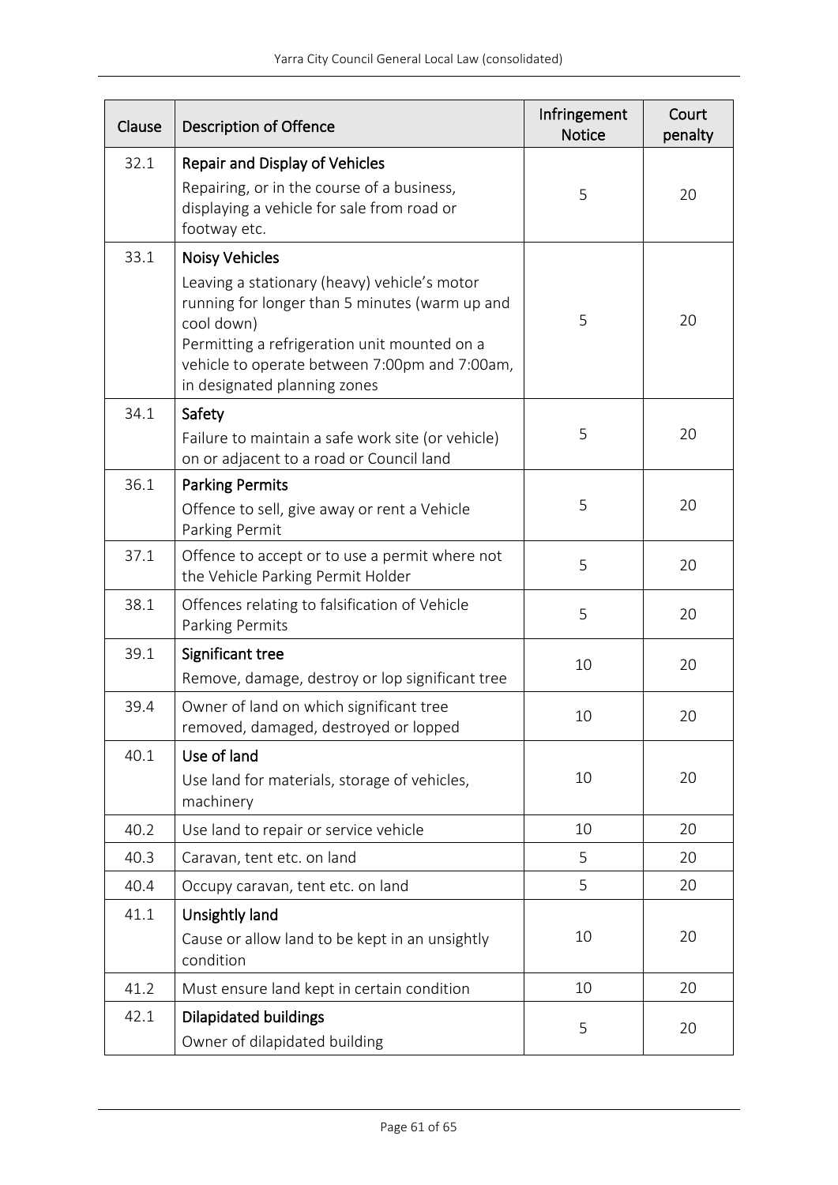| Clause | Description of Offence | Infringement Notice | Court penalty |
|---|---|---|---|
| 32.1 | **Repair and Display of Vehicles**<br>Repairing, or in the course of a business, displaying a vehicle for sale from road or footway etc. | 5 | 20 |
| 33.1 | **Noisy Vehicles**<br>Leaving a stationary (heavy) vehicle's motor running for longer than 5 minutes (warm up and cool down)<br>Permitting a refrigeration unit mounted on a vehicle to operate between 7:00pm and 7:00am, in designated planning zones | 5 | 20 |
| 34.1 | **Safety**<br>Failure to maintain a safe work site (or vehicle) on or adjacent to a road or Council land | 5 | 20 |
| 36.1 | **Parking Permits**<br>Offence to sell, give away or rent a Vehicle Parking Permit | 5 | 20 |
| 37.1 | Offence to accept or to use a permit where not the Vehicle Parking Permit Holder | 5 | 20 |
| 38.1 | Offences relating to falsification of Vehicle Parking Permits | 5 | 20 |
| 39.1 | **Significant tree**<br>Remove, damage, destroy or lop significant tree | 10 | 20 |
| 39.4 | Owner of land on which significant tree removed, damaged, destroyed or lopped | 10 | 20 |
| 40.1 | **Use of land**<br>Use land for materials, storage of vehicles, machinery | 10 | 20 |
| 40.2 | Use land to repair or service vehicle | 10 | 20 |
| 40.3 | Caravan, tent etc. on land | 5 | 20 |
| 40.4 | Occupy caravan, tent etc. on land | 5 | 20 |
| 41.1 | **Unsightly land**<br>Cause or allow land to be kept in an unsightly condition | 10 | 20 |
| 41.2 | Must ensure land kept in certain condition | 10 | 20 |
| 42.1 | **Dilapidated buildings**<br>Owner of dilapidated building | 5 | 20 |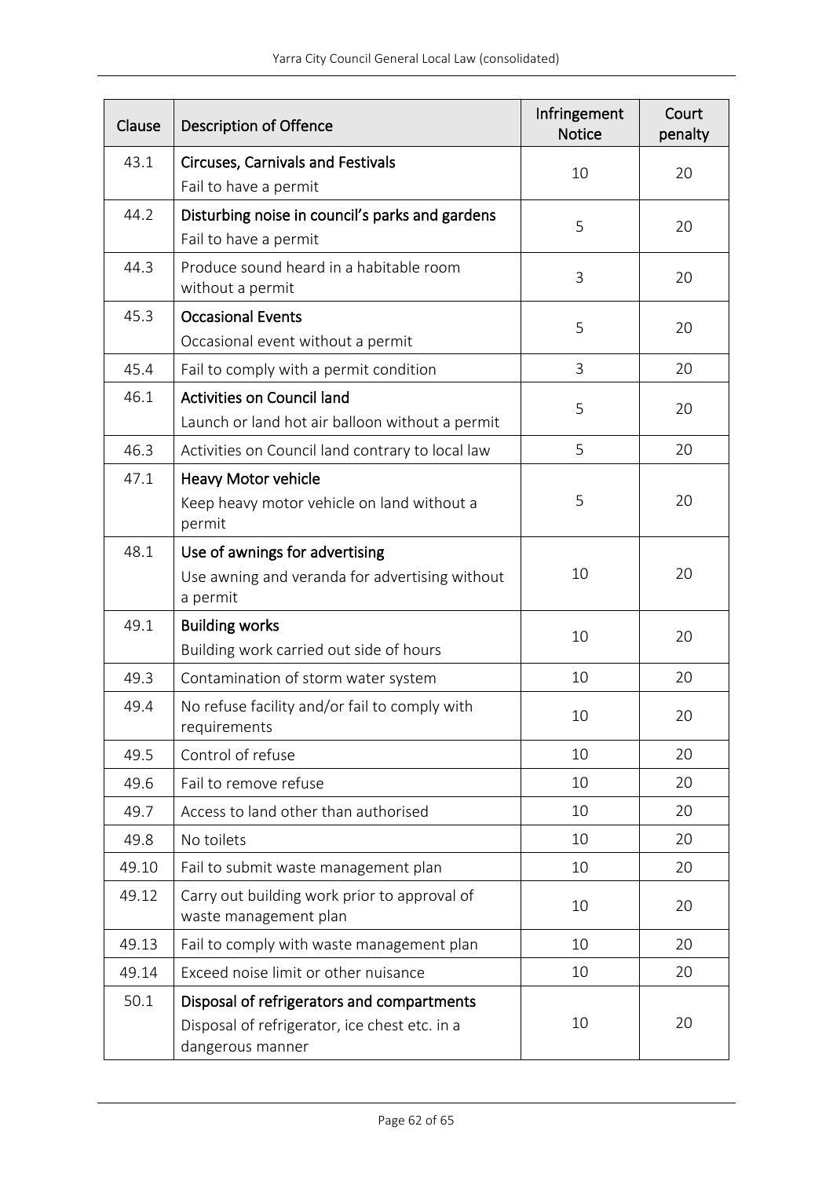| Clause | Description of Offence | Infringement Notice | Court penalty |
|---|---|---|---|
| 43.1 | **Circuses, Carnivals and Festivals**<br>Fail to have a permit | 10 | 20 |
| 44.2 | **Disturbing noise in council's parks and gardens**<br>Fail to have a permit | 5 | 20 |
| 44.3 | Produce sound heard in a habitable room without a permit | 3 | 20 |
| 45.3 | **Occasional Events**<br>Occasional event without a permit | 5 | 20 |
| 45.4 | Fail to comply with a permit condition | 3 | 20 |
| 46.1 | **Activities on Council land**<br>Launch or land hot air balloon without a permit | 5 | 20 |
| 46.3 | Activities on Council land contrary to local law | 5 | 20 |
| 47.1 | **Heavy Motor vehicle**<br>Keep heavy motor vehicle on land without a permit | 5 | 20 |
| 48.1 | **Use of awnings for advertising**<br>Use awning and veranda for advertising without a permit | 10 | 20 |
| 49.1 | **Building works**<br>Building work carried out side of hours | 10 | 20 |
| 49.3 | Contamination of storm water system | 10 | 20 |
| 49.4 | No refuse facility and/or fail to comply with requirements | 10 | 20 |
| 49.5 | Control of refuse | 10 | 20 |
| 49.6 | Fail to remove refuse | 10 | 20 |
| 49.7 | Access to land other than authorised | 10 | 20 |
| 49.8 | No toilets | 10 | 20 |
| 49.10 | Fail to submit waste management plan | 10 | 20 |
| 49.12 | Carry out building work prior to approval of waste management plan | 10 | 20 |
| 49.13 | Fail to comply with waste management plan | 10 | 20 |
| 49.14 | Exceed noise limit or other nuisance | 10 | 20 |
| 50.1 | **Disposal of refrigerators and compartments**<br>Disposal of refrigerator, ice chest etc. in a dangerous manner | 10 | 20 |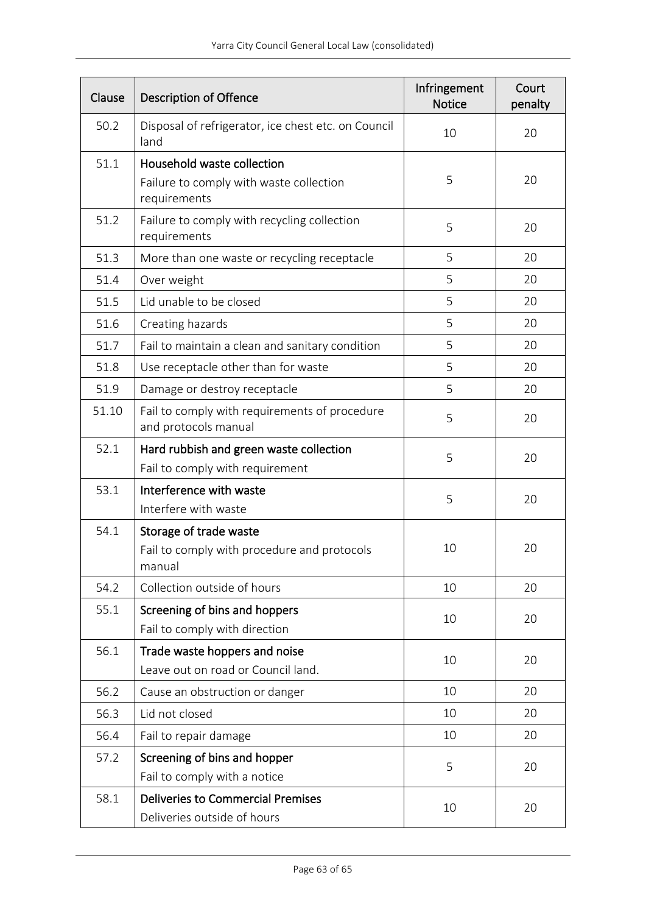| Clause | Description of Offence | Infringement Notice | Court penalty |
|---|---|---|---|
| 50.2 | Disposal of refrigerator, ice chest etc. on Council land | 10 | 20 |
| 51.1 | **Household waste collection**<br>Failure to comply with waste collection requirements | 5 | 20 |
| 51.2 | Failure to comply with recycling collection requirements | 5 | 20 |
| 51.3 | More than one waste or recycling receptacle | 5 | 20 |
| 51.4 | Over weight | 5 | 20 |
| 51.5 | Lid unable to be closed | 5 | 20 |
| 51.6 | Creating hazards | 5 | 20 |
| 51.7 | Fail to maintain a clean and sanitary condition | 5 | 20 |
| 51.8 | Use receptacle other than for waste | 5 | 20 |
| 51.9 | Damage or destroy receptacle | 5 | 20 |
| 51.10 | Fail to comply with requirements of procedure and protocols manual | 5 | 20 |
| 52.1 | **Hard rubbish and green waste collection**<br>Fail to comply with requirement | 5 | 20 |
| 53.1 | **Interference with waste**<br>Interfere with waste | 5 | 20 |
| 54.1 | **Storage of trade waste**<br>Fail to comply with procedure and protocols manual | 10 | 20 |
| 54.2 | Collection outside of hours | 10 | 20 |
| 55.1 | **Screening of bins and hoppers**<br>Fail to comply with direction | 10 | 20 |
| 56.1 | **Trade waste hoppers and noise**<br>Leave out on road or Council land. | 10 | 20 |
| 56.2 | Cause an obstruction or danger | 10 | 20 |
| 56.3 | Lid not closed | 10 | 20 |
| 56.4 | Fail to repair damage | 10 | 20 |
| 57.2 | **Screening of bins and hopper**<br>Fail to comply with a notice | 5 | 20 |
| 58.1 | **Deliveries to Commercial Premises**<br>Deliveries outside of hours | 10 | 20 |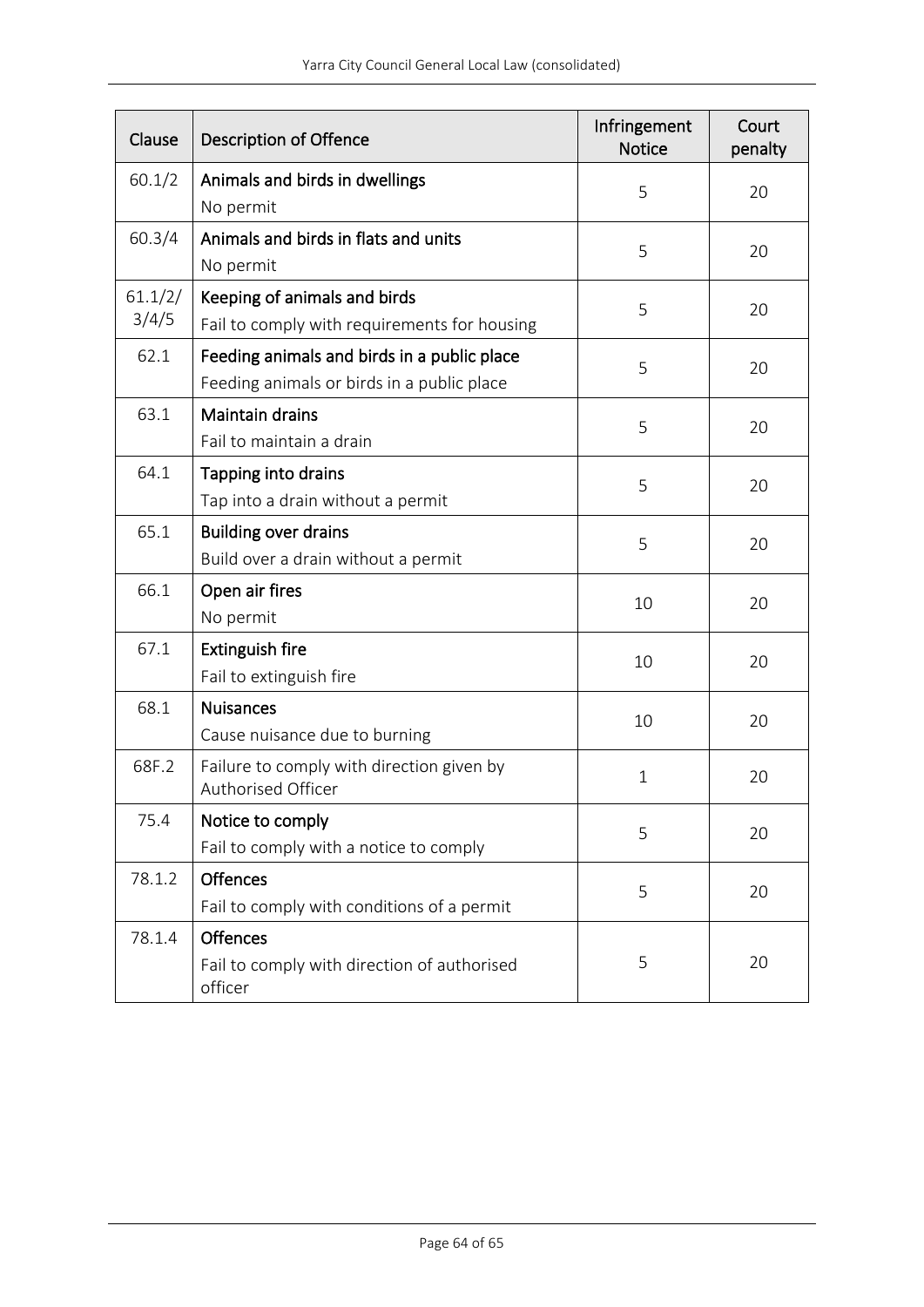| Clause | Description of Offence | Infringement Notice | Court penalty |
| --- | --- | --- | --- |
| 60.1/2 | **Animals and birds in dwellings**<br>No permit | 5 | 20 |
| 60.3/4 | **Animals and birds in flats and units**<br>No permit | 5 | 20 |
| 61.1/2/3/4/5 | **Keeping of animals and birds**<br>Fail to comply with requirements for housing | 5 | 20 |
| 62.1 | **Feeding animals and birds in a public place**<br>Feeding animals or birds in a public place | 5 | 20 |
| 63.1 | **Maintain drains**<br>Fail to maintain a drain | 5 | 20 |
| 64.1 | **Tapping into drains**<br>Tap into a drain without a permit | 5 | 20 |
| 65.1 | **Building over drains**<br>Build over a drain without a permit | 5 | 20 |
| 66.1 | **Open air fires**<br>No permit | 10 | 20 |
| 67.1 | **Extinguish fire**<br>Fail to extinguish fire | 10 | 20 |
| 68.1 | **Nuisances**<br>Cause nuisance due to burning | 10 | 20 |
| 68F.2 | Failure to comply with direction given by Authorised Officer | 1 | 20 |
| 75.4 | **Notice to comply**<br>Fail to comply with a notice to comply | 5 | 20 |
| 78.1.2 | **Offences**<br>Fail to comply with conditions of a permit | 5 | 20 |
| 78.1.4 | **Offences**<br>Fail to comply with direction of authorised officer | 5 | 20 |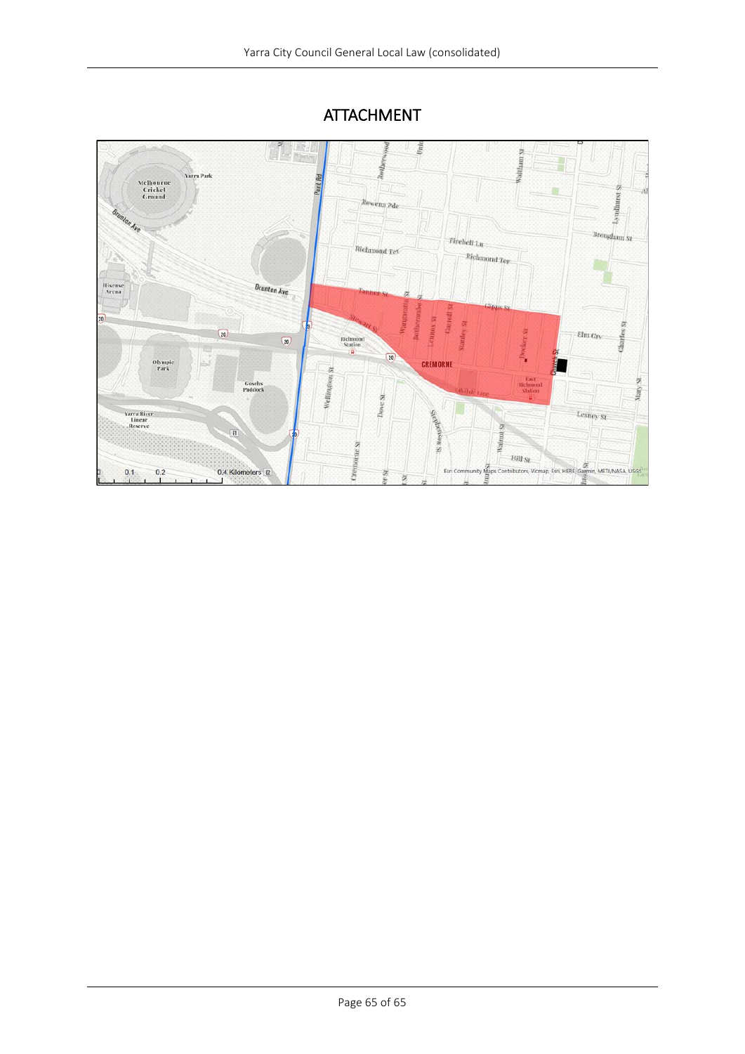## ATTACHMENT

Melbourne Cricket Ground
Yarra Park
Brunton Ave
Hisense Arena
Olympic Park
Gosch's Paddock
Yarra River Linear Reserve
Punt Rd
Rowena Pde
Richmond Tce
Richmond Ter
Tanner St
Stewart St
Cremorne
Wangaratta St
Botherambo St
Lennox St
Garroll St
Stanley St
Docker St
Church St
Cubbs St
Elm Grv
Charles St
Brougham St
Lyndhurst St
Waltham St
Mary St
Lesney St
Richmond Station
East Richmond Station
Wellington St
Dove St
Cremorne St
Walnut St
Hill St
0 0.1 0.2 0.4 Kilometers
Esri Community Maps Contributors, Vicmap, Esri, HERE, Garmin, METI/NASA, USGS